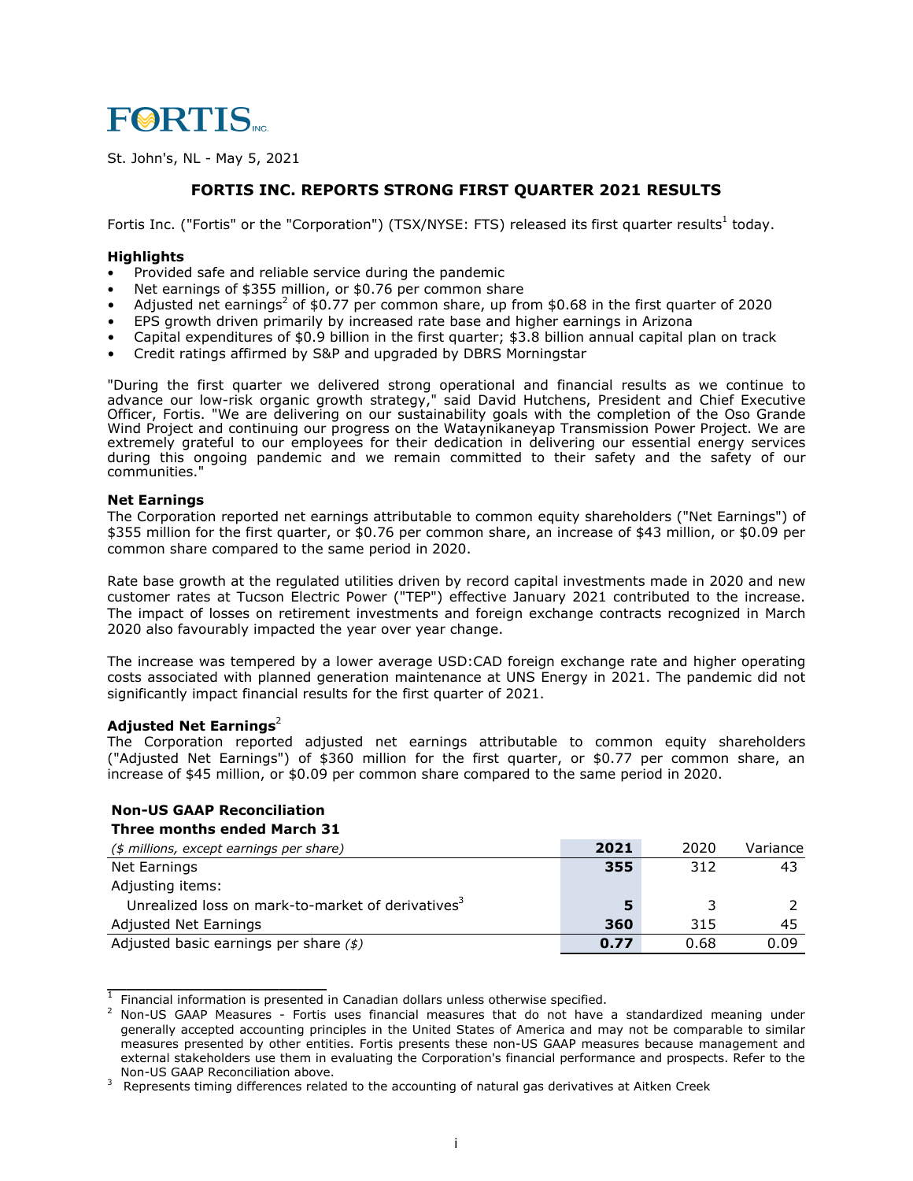FORTIS INC.

St. John's, NL - May 5, 2021

## FORTIS INC. REPORTS STRONG FIRST QUARTER 2021 RESULTS

Fortis Inc. ("Fortis" or the "Corporation") (TSX/NYSE: FTS) released its first quarter results[1] today.

**Highlights**

- Provided safe and reliable service during the pandemic
- Net earnings of $355 million, or $0.76 per common share
- Adjusted net earnings[2] of $0.77 per common share, up from $0.68 in the first quarter of 2020
- EPS growth driven primarily by increased rate base and higher earnings in Arizona
- Capital expenditures of $0.9 billion in the first quarter; $3.8 billion annual capital plan on track
- Credit ratings affirmed by S&P and upgraded by DBRS Morningstar

"During the first quarter we delivered strong operational and financial results as we continue to advance our low-risk organic growth strategy," said David Hutchens, President and Chief Executive Officer, Fortis. "We are delivering on our sustainability goals with the completion of the Oso Grande Wind Project and continuing our progress on the Wataynikaneyap Transmission Power Project. We are extremely grateful to our employees for their dedication in delivering our essential energy services during this ongoing pandemic and we remain committed to their safety and the safety of our communities."

**Net Earnings**

The Corporation reported net earnings attributable to common equity shareholders ("Net Earnings") of $355 million for the first quarter, or $0.76 per common share, an increase of $43 million, or $0.09 per common share compared to the same period in 2020.

Rate base growth at the regulated utilities driven by record capital investments made in 2020 and new customer rates at Tucson Electric Power ("TEP") effective January 2021 contributed to the increase. The impact of losses on retirement investments and foreign exchange contracts recognized in March 2020 also favourably impacted the year over year change.

The increase was tempered by a lower average USD:CAD foreign exchange rate and higher operating costs associated with planned generation maintenance at UNS Energy in 2021. The pandemic did not significantly impact financial results for the first quarter of 2021.

**Adjusted Net Earnings**[2]

The Corporation reported adjusted net earnings attributable to common equity shareholders ("Adjusted Net Earnings") of $360 million for the first quarter, or $0.77 per common share, an increase of $45 million, or $0.09 per common share compared to the same period in 2020.

**Non-US GAAP Reconciliation**
**Three months ended March 31**

| *($ millions, except earnings per share)* | **2021** | 2020 | Variance |
|---|---|---|---|
| Net Earnings | **355** | 312 | 43 |
| Adjusting items: | | | |
| Unrealized loss on mark-to-market of derivatives[3] | **5** | 3 | 2 |
| Adjusted Net Earnings | **360** | 315 | 45 |
| Adjusted basic earnings per share *($)* | **0.77** | 0.68 | 0.09 |

[1] Financial information is presented in Canadian dollars unless otherwise specified.

[2] Non-US GAAP Measures - Fortis uses financial measures that do not have a standardized meaning under generally accepted accounting principles in the United States of America and may not be comparable to similar measures presented by other entities. Fortis presents these non-US GAAP measures because management and external stakeholders use them in evaluating the Corporation's financial performance and prospects. Refer to the Non-US GAAP Reconciliation above.

[3] Represents timing differences related to the accounting of natural gas derivatives at Aitken Creek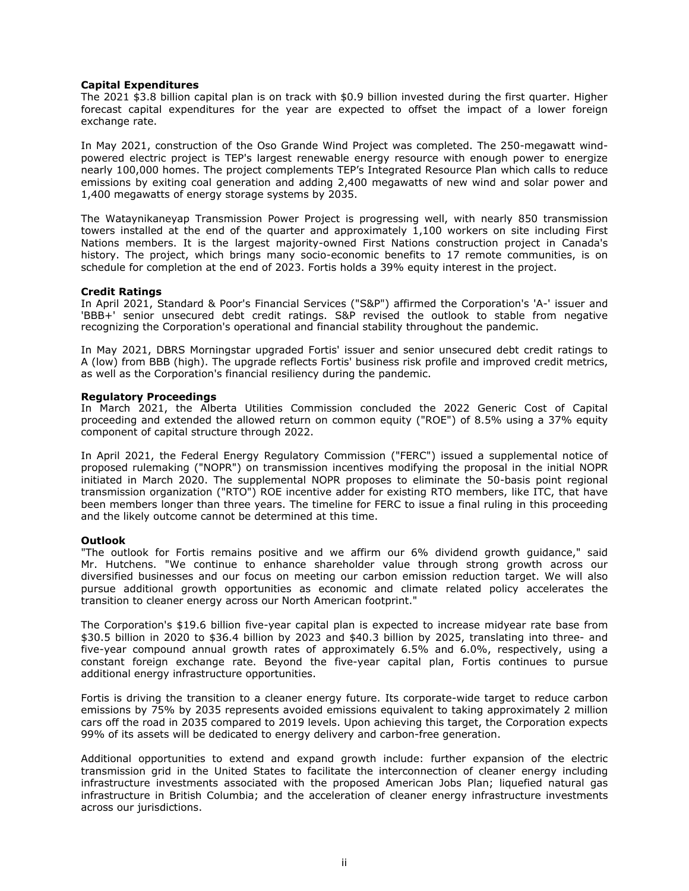**Capital Expenditures**

The 2021 $3.8 billion capital plan is on track with $0.9 billion invested during the first quarter. Higher forecast capital expenditures for the year are expected to offset the impact of a lower foreign exchange rate.

In May 2021, construction of the Oso Grande Wind Project was completed. The 250-megawatt wind-powered electric project is TEP's largest renewable energy resource with enough power to energize nearly 100,000 homes. The project complements TEP's Integrated Resource Plan which calls to reduce emissions by exiting coal generation and adding 2,400 megawatts of new wind and solar power and 1,400 megawatts of energy storage systems by 2035.

The Wataynikaneyap Transmission Power Project is progressing well, with nearly 850 transmission towers installed at the end of the quarter and approximately 1,100 workers on site including First Nations members. It is the largest majority-owned First Nations construction project in Canada's history. The project, which brings many socio-economic benefits to 17 remote communities, is on schedule for completion at the end of 2023. Fortis holds a 39% equity interest in the project.

**Credit Ratings**

In April 2021, Standard & Poor's Financial Services ("S&P") affirmed the Corporation's 'A-' issuer and 'BBB+' senior unsecured debt credit ratings. S&P revised the outlook to stable from negative recognizing the Corporation's operational and financial stability throughout the pandemic.

In May 2021, DBRS Morningstar upgraded Fortis' issuer and senior unsecured debt credit ratings to A (low) from BBB (high). The upgrade reflects Fortis' business risk profile and improved credit metrics, as well as the Corporation's financial resiliency during the pandemic.

**Regulatory Proceedings**

In March 2021, the Alberta Utilities Commission concluded the 2022 Generic Cost of Capital proceeding and extended the allowed return on common equity ("ROE") of 8.5% using a 37% equity component of capital structure through 2022.

In April 2021, the Federal Energy Regulatory Commission ("FERC") issued a supplemental notice of proposed rulemaking ("NOPR") on transmission incentives modifying the proposal in the initial NOPR initiated in March 2020. The supplemental NOPR proposes to eliminate the 50-basis point regional transmission organization ("RTO") ROE incentive adder for existing RTO members, like ITC, that have been members longer than three years. The timeline for FERC to issue a final ruling in this proceeding and the likely outcome cannot be determined at this time.

**Outlook**

"The outlook for Fortis remains positive and we affirm our 6% dividend growth guidance," said Mr. Hutchens. "We continue to enhance shareholder value through strong growth across our diversified businesses and our focus on meeting our carbon emission reduction target. We will also pursue additional growth opportunities as economic and climate related policy accelerates the transition to cleaner energy across our North American footprint."

The Corporation's $19.6 billion five-year capital plan is expected to increase midyear rate base from $30.5 billion in 2020 to $36.4 billion by 2023 and $40.3 billion by 2025, translating into three- and five-year compound annual growth rates of approximately 6.5% and 6.0%, respectively, using a constant foreign exchange rate. Beyond the five-year capital plan, Fortis continues to pursue additional energy infrastructure opportunities.

Fortis is driving the transition to a cleaner energy future. Its corporate-wide target to reduce carbon emissions by 75% by 2035 represents avoided emissions equivalent to taking approximately 2 million cars off the road in 2035 compared to 2019 levels. Upon achieving this target, the Corporation expects 99% of its assets will be dedicated to energy delivery and carbon-free generation.

Additional opportunities to extend and expand growth include: further expansion of the electric transmission grid in the United States to facilitate the interconnection of cleaner energy including infrastructure investments associated with the proposed American Jobs Plan; liquefied natural gas infrastructure in British Columbia; and the acceleration of cleaner energy infrastructure investments across our jurisdictions.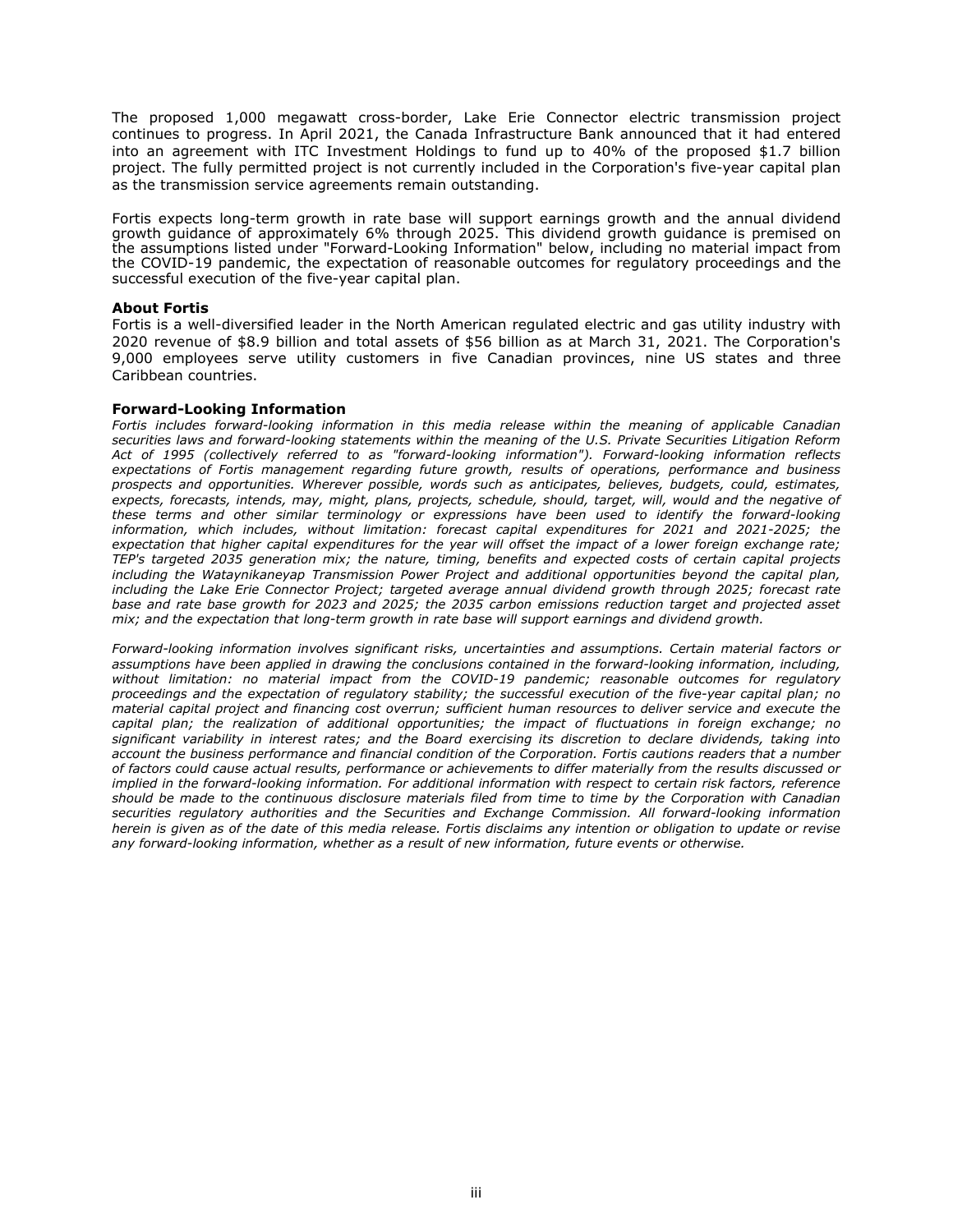The proposed 1,000 megawatt cross-border, Lake Erie Connector electric transmission project continues to progress. In April 2021, the Canada Infrastructure Bank announced that it had entered into an agreement with ITC Investment Holdings to fund up to 40% of the proposed $1.7 billion project. The fully permitted project is not currently included in the Corporation's five-year capital plan as the transmission service agreements remain outstanding.

Fortis expects long-term growth in rate base will support earnings growth and the annual dividend growth guidance of approximately 6% through 2025. This dividend growth guidance is premised on the assumptions listed under "Forward-Looking Information" below, including no material impact from the COVID-19 pandemic, the expectation of reasonable outcomes for regulatory proceedings and the successful execution of the five-year capital plan.

**About Fortis**

Fortis is a well-diversified leader in the North American regulated electric and gas utility industry with 2020 revenue of $8.9 billion and total assets of $56 billion as at March 31, 2021. The Corporation's 9,000 employees serve utility customers in five Canadian provinces, nine US states and three Caribbean countries.

**Forward-Looking Information**

*Fortis includes forward-looking information in this media release within the meaning of applicable Canadian securities laws and forward-looking statements within the meaning of the U.S. Private Securities Litigation Reform Act of 1995 (collectively referred to as "forward-looking information"). Forward-looking information reflects expectations of Fortis management regarding future growth, results of operations, performance and business prospects and opportunities. Wherever possible, words such as anticipates, believes, budgets, could, estimates, expects, forecasts, intends, may, might, plans, projects, schedule, should, target, will, would and the negative of these terms and other similar terminology or expressions have been used to identify the forward-looking information, which includes, without limitation: forecast capital expenditures for 2021 and 2021-2025; the expectation that higher capital expenditures for the year will offset the impact of a lower foreign exchange rate; TEP's targeted 2035 generation mix; the nature, timing, benefits and expected costs of certain capital projects including the Wataynikaneyap Transmission Power Project and additional opportunities beyond the capital plan, including the Lake Erie Connector Project; targeted average annual dividend growth through 2025; forecast rate base and rate base growth for 2023 and 2025; the 2035 carbon emissions reduction target and projected asset mix; and the expectation that long-term growth in rate base will support earnings and dividend growth.*

*Forward-looking information involves significant risks, uncertainties and assumptions. Certain material factors or assumptions have been applied in drawing the conclusions contained in the forward-looking information, including, without limitation: no material impact from the COVID-19 pandemic; reasonable outcomes for regulatory proceedings and the expectation of regulatory stability; the successful execution of the five-year capital plan; no material capital project and financing cost overrun; sufficient human resources to deliver service and execute the capital plan; the realization of additional opportunities; the impact of fluctuations in foreign exchange; no significant variability in interest rates; and the Board exercising its discretion to declare dividends, taking into account the business performance and financial condition of the Corporation. Fortis cautions readers that a number of factors could cause actual results, performance or achievements to differ materially from the results discussed or implied in the forward-looking information. For additional information with respect to certain risk factors, reference should be made to the continuous disclosure materials filed from time to time by the Corporation with Canadian securities regulatory authorities and the Securities and Exchange Commission. All forward-looking information herein is given as of the date of this media release. Fortis disclaims any intention or obligation to update or revise any forward-looking information, whether as a result of new information, future events or otherwise.*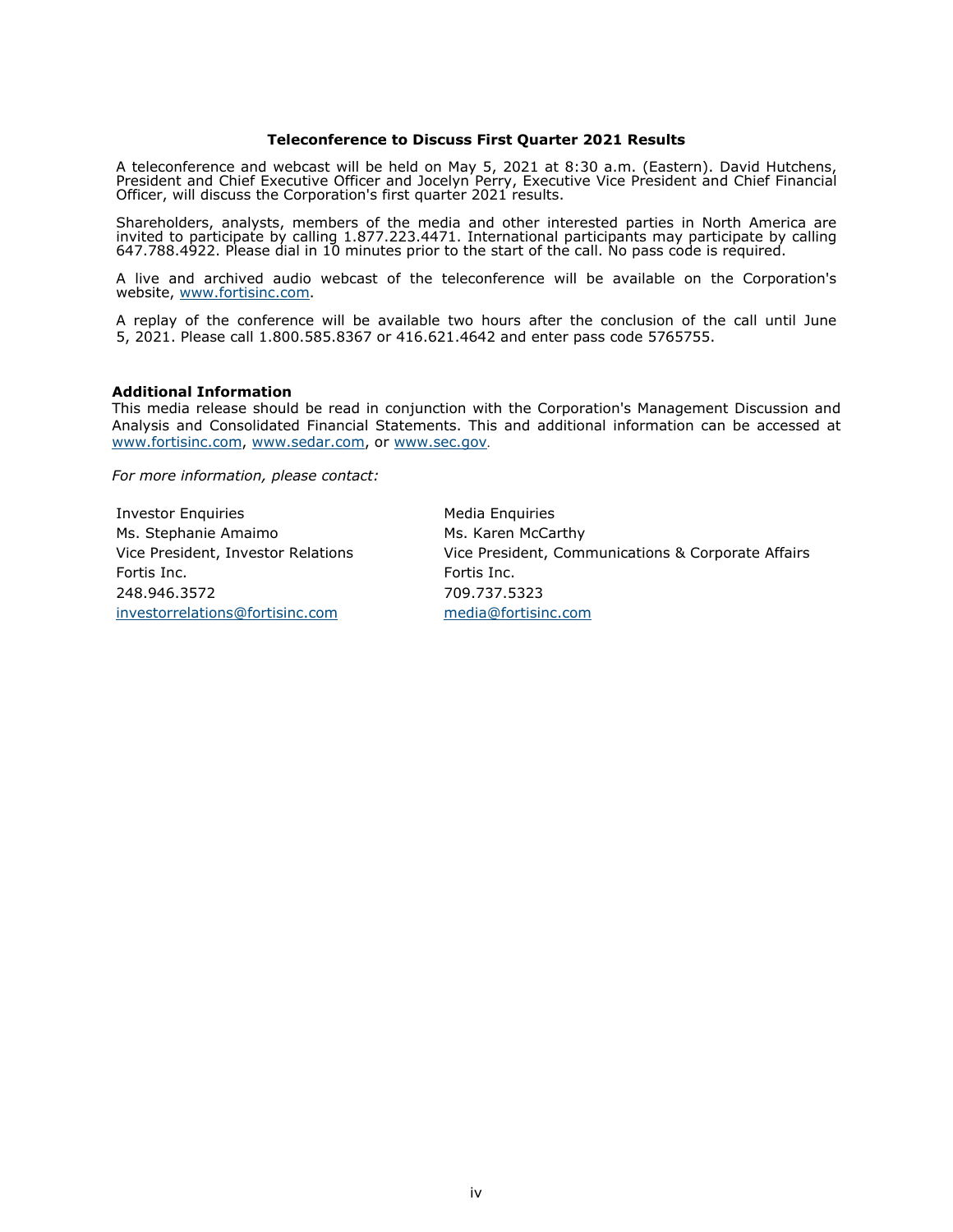### Teleconference to Discuss First Quarter 2021 Results

A teleconference and webcast will be held on May 5, 2021 at 8:30 a.m. (Eastern). David Hutchens, President and Chief Executive Officer and Jocelyn Perry, Executive Vice President and Chief Financial Officer, will discuss the Corporation's first quarter 2021 results.

Shareholders, analysts, members of the media and other interested parties in North America are invited to participate by calling 1.877.223.4471. International participants may participate by calling 647.788.4922. Please dial in 10 minutes prior to the start of the call. No pass code is required.

A live and archived audio webcast of the teleconference will be available on the Corporation's website, www.fortisinc.com.

A replay of the conference will be available two hours after the conclusion of the call until June 5, 2021. Please call 1.800.585.8367 or 416.621.4642 and enter pass code 5765755.

**Additional Information**

This media release should be read in conjunction with the Corporation's Management Discussion and Analysis and Consolidated Financial Statements. This and additional information can be accessed at www.fortisinc.com, www.sedar.com, or www.sec.gov.

*For more information, please contact:*

Investor Enquiries
Ms. Stephanie Amaimo
Vice President, Investor Relations
Fortis Inc.
248.946.3572
investorrelations@fortisinc.com

Media Enquiries
Ms. Karen McCarthy
Vice President, Communications & Corporate Affairs
Fortis Inc.
709.737.5323
media@fortisinc.com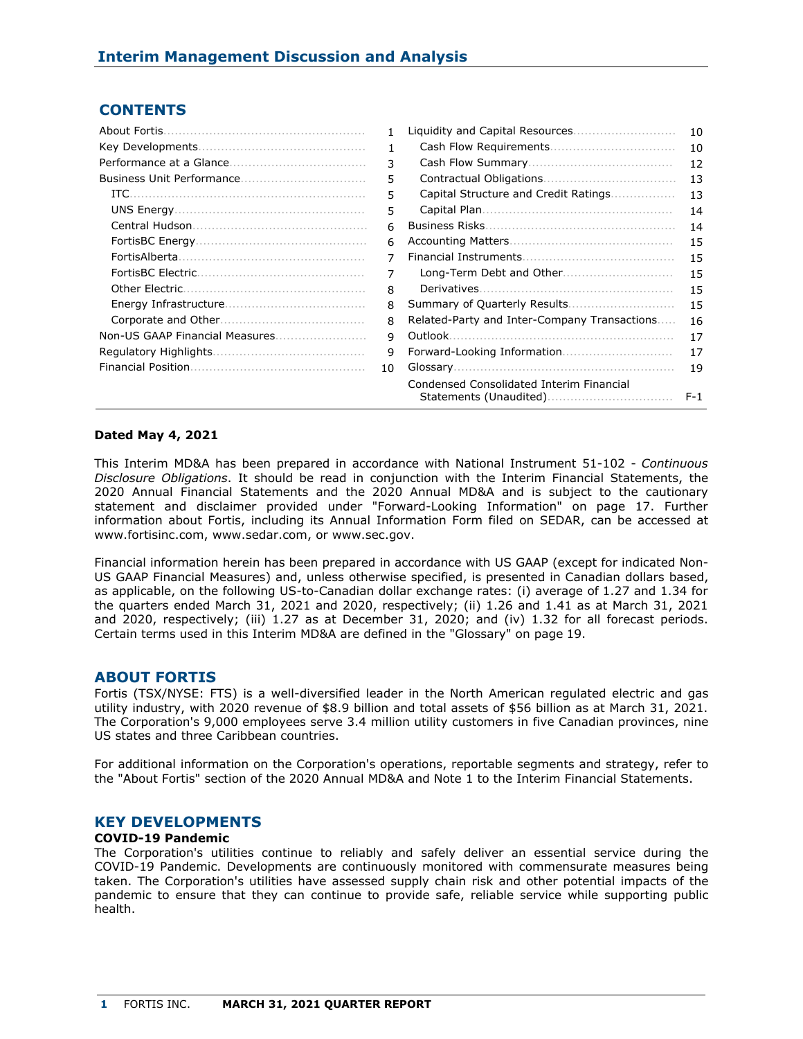# CONTENTS

| | | | |
|---|---|---|---|
| About Fortis | 1 | Liquidity and Capital Resources | 10 |
| Key Developments | 1 | Cash Flow Requirements | 10 |
| Performance at a Glance | 3 | Cash Flow Summary | 12 |
| Business Unit Performance | 5 | Contractual Obligations | 13 |
| ITC | 5 | Capital Structure and Credit Ratings | 13 |
| UNS Energy | 5 | Capital Plan | 14 |
| Central Hudson | 6 | Business Risks | 14 |
| FortisBC Energy | 6 | Accounting Matters | 15 |
| FortisAlberta | 7 | Financial Instruments | 15 |
| FortisBC Electric | 7 | Long-Term Debt and Other | 15 |
| Other Electric | 8 | Derivatives | 15 |
| Energy Infrastructure | 8 | Summary of Quarterly Results | 15 |
| Corporate and Other | 8 | Related-Party and Inter-Company Transactions | 16 |
| Non-US GAAP Financial Measures | 9 | Outlook | 17 |
| Regulatory Highlights | 9 | Forward-Looking Information | 17 |
| Financial Position | 10 | Glossary | 19 |
| | | Condensed Consolidated Interim Financial Statements (Unaudited) | F-1 |

**Dated May 4, 2021**

This Interim MD&A has been prepared in accordance with National Instrument 51-102 - *Continuous Disclosure Obligations*. It should be read in conjunction with the Interim Financial Statements, the 2020 Annual Financial Statements and the 2020 Annual MD&A and is subject to the cautionary statement and disclaimer provided under "Forward-Looking Information" on page 17. Further information about Fortis, including its Annual Information Form filed on SEDAR, can be accessed at www.fortisinc.com, www.sedar.com, or www.sec.gov.

Financial information herein has been prepared in accordance with US GAAP (except for indicated Non-US GAAP Financial Measures) and, unless otherwise specified, is presented in Canadian dollars based, as applicable, on the following US-to-Canadian dollar exchange rates: (i) average of 1.27 and 1.34 for the quarters ended March 31, 2021 and 2020, respectively; (ii) 1.26 and 1.41 as at March 31, 2021 and 2020, respectively; (iii) 1.27 as at December 31, 2020; and (iv) 1.32 for all forecast periods. Certain terms used in this Interim MD&A are defined in the "Glossary" on page 19.

## ABOUT FORTIS

Fortis (TSX/NYSE: FTS) is a well-diversified leader in the North American regulated electric and gas utility industry, with 2020 revenue of $8.9 billion and total assets of $56 billion as at March 31, 2021. The Corporation's 9,000 employees serve 3.4 million utility customers in five Canadian provinces, nine US states and three Caribbean countries.

For additional information on the Corporation's operations, reportable segments and strategy, refer to the "About Fortis" section of the 2020 Annual MD&A and Note 1 to the Interim Financial Statements.

## KEY DEVELOPMENTS

**COVID-19 Pandemic**

The Corporation's utilities continue to reliably and safely deliver an essential service during the COVID-19 Pandemic. Developments are continuously monitored with commensurate measures being taken. The Corporation's utilities have assessed supply chain risk and other potential impacts of the pandemic to ensure that they can continue to provide safe, reliable service while supporting public health.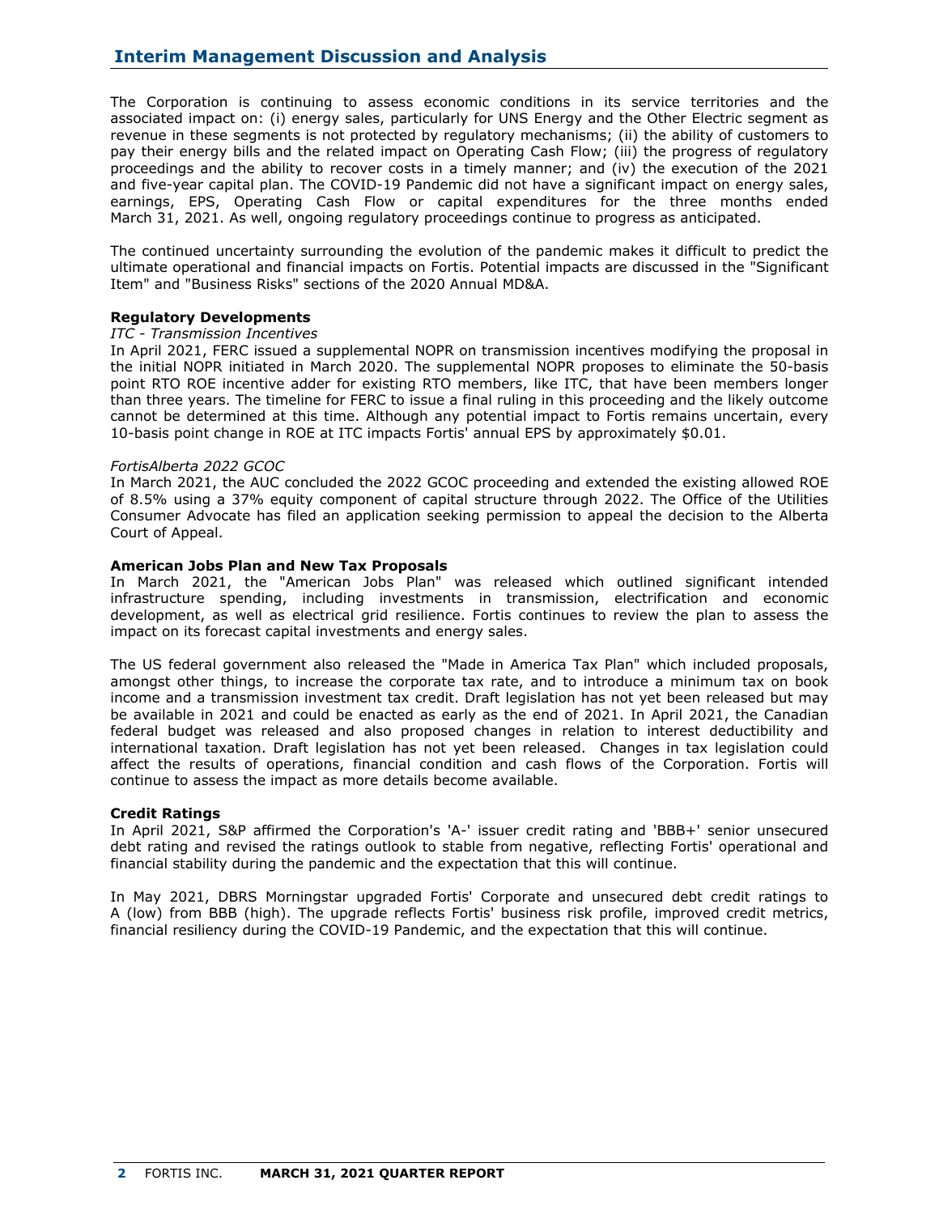The Corporation is continuing to assess economic conditions in its service territories and the associated impact on: (i) energy sales, particularly for UNS Energy and the Other Electric segment as revenue in these segments is not protected by regulatory mechanisms; (ii) the ability of customers to pay their energy bills and the related impact on Operating Cash Flow; (iii) the progress of regulatory proceedings and the ability to recover costs in a timely manner; and (iv) the execution of the 2021 and five-year capital plan. The COVID-19 Pandemic did not have a significant impact on energy sales, earnings, EPS, Operating Cash Flow or capital expenditures for the three months ended March 31, 2021. As well, ongoing regulatory proceedings continue to progress as anticipated.

The continued uncertainty surrounding the evolution of the pandemic makes it difficult to predict the ultimate operational and financial impacts on Fortis. Potential impacts are discussed in the "Significant Item" and "Business Risks" sections of the 2020 Annual MD&A.

**Regulatory Developments**

*ITC - Transmission Incentives*

In April 2021, FERC issued a supplemental NOPR on transmission incentives modifying the proposal in the initial NOPR initiated in March 2020. The supplemental NOPR proposes to eliminate the 50-basis point RTO ROE incentive adder for existing RTO members, like ITC, that have been members longer than three years. The timeline for FERC to issue a final ruling in this proceeding and the likely outcome cannot be determined at this time. Although any potential impact to Fortis remains uncertain, every 10-basis point change in ROE at ITC impacts Fortis' annual EPS by approximately $0.01.

*FortisAlberta 2022 GCOC*

In March 2021, the AUC concluded the 2022 GCOC proceeding and extended the existing allowed ROE of 8.5% using a 37% equity component of capital structure through 2022. The Office of the Utilities Consumer Advocate has filed an application seeking permission to appeal the decision to the Alberta Court of Appeal.

**American Jobs Plan and New Tax Proposals**

In March 2021, the "American Jobs Plan" was released which outlined significant intended infrastructure spending, including investments in transmission, electrification and economic development, as well as electrical grid resilience. Fortis continues to review the plan to assess the impact on its forecast capital investments and energy sales.

The US federal government also released the "Made in America Tax Plan" which included proposals, amongst other things, to increase the corporate tax rate, and to introduce a minimum tax on book income and a transmission investment tax credit. Draft legislation has not yet been released but may be available in 2021 and could be enacted as early as the end of 2021. In April 2021, the Canadian federal budget was released and also proposed changes in relation to interest deductibility and international taxation. Draft legislation has not yet been released. Changes in tax legislation could affect the results of operations, financial condition and cash flows of the Corporation. Fortis will continue to assess the impact as more details become available.

**Credit Ratings**

In April 2021, S&P affirmed the Corporation's 'A-' issuer credit rating and 'BBB+' senior unsecured debt rating and revised the ratings outlook to stable from negative, reflecting Fortis' operational and financial stability during the pandemic and the expectation that this will continue.

In May 2021, DBRS Morningstar upgraded Fortis' Corporate and unsecured debt credit ratings to A (low) from BBB (high). The upgrade reflects Fortis' business risk profile, improved credit metrics, financial resiliency during the COVID-19 Pandemic, and the expectation that this will continue.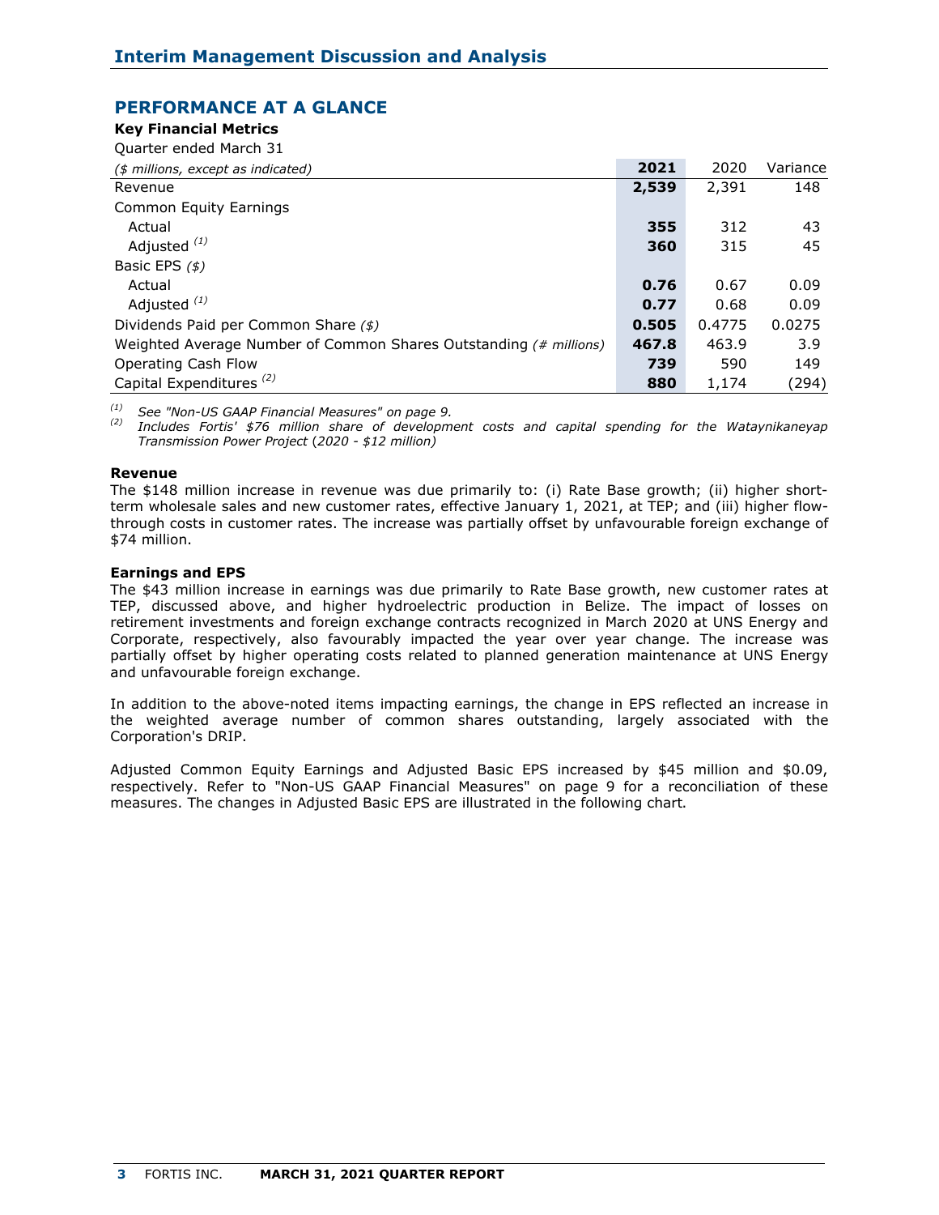## PERFORMANCE AT A GLANCE

**Key Financial Metrics**

Quarter ended March 31

| *($ millions, except as indicated)* | **2021** | 2020 | Variance |
|---|---|---|---|
| Revenue | **2,539** | 2,391 | 148 |
| Common Equity Earnings | | | |
| Actual | **355** | 312 | 43 |
| Adjusted [(1)] | **360** | 315 | 45 |
| Basic EPS *($)* | | | |
| Actual | **0.76** | 0.67 | 0.09 |
| Adjusted [(1)] | **0.77** | 0.68 | 0.09 |
| Dividends Paid per Common Share *($)* | **0.505** | 0.4775 | 0.0275 |
| Weighted Average Number of Common Shares Outstanding *(# millions)* | **467.8** | 463.9 | 3.9 |
| Operating Cash Flow | **739** | 590 | 149 |
| Capital Expenditures [(2)] | **880** | 1,174 | (294) |

[(1)] *See "Non-US GAAP Financial Measures" on page 9.*
[(2)] *Includes Fortis' $76 million share of development costs and capital spending for the Wataynikaneyap Transmission Power Project (2020 - $12 million)*

**Revenue**

The $148 million increase in revenue was due primarily to: (i) Rate Base growth; (ii) higher short-term wholesale sales and new customer rates, effective January 1, 2021, at TEP; and (iii) higher flow-through costs in customer rates. The increase was partially offset by unfavourable foreign exchange of $74 million.

**Earnings and EPS**

The $43 million increase in earnings was due primarily to Rate Base growth, new customer rates at TEP, discussed above, and higher hydroelectric production in Belize. The impact of losses on retirement investments and foreign exchange contracts recognized in March 2020 at UNS Energy and Corporate, respectively, also favourably impacted the year over year change. The increase was partially offset by higher operating costs related to planned generation maintenance at UNS Energy and unfavourable foreign exchange.

In addition to the above-noted items impacting earnings, the change in EPS reflected an increase in the weighted average number of common shares outstanding, largely associated with the Corporation's DRIP.

Adjusted Common Equity Earnings and Adjusted Basic EPS increased by $45 million and $0.09, respectively. Refer to "Non-US GAAP Financial Measures" on page 9 for a reconciliation of these measures. The changes in Adjusted Basic EPS are illustrated in the following chart.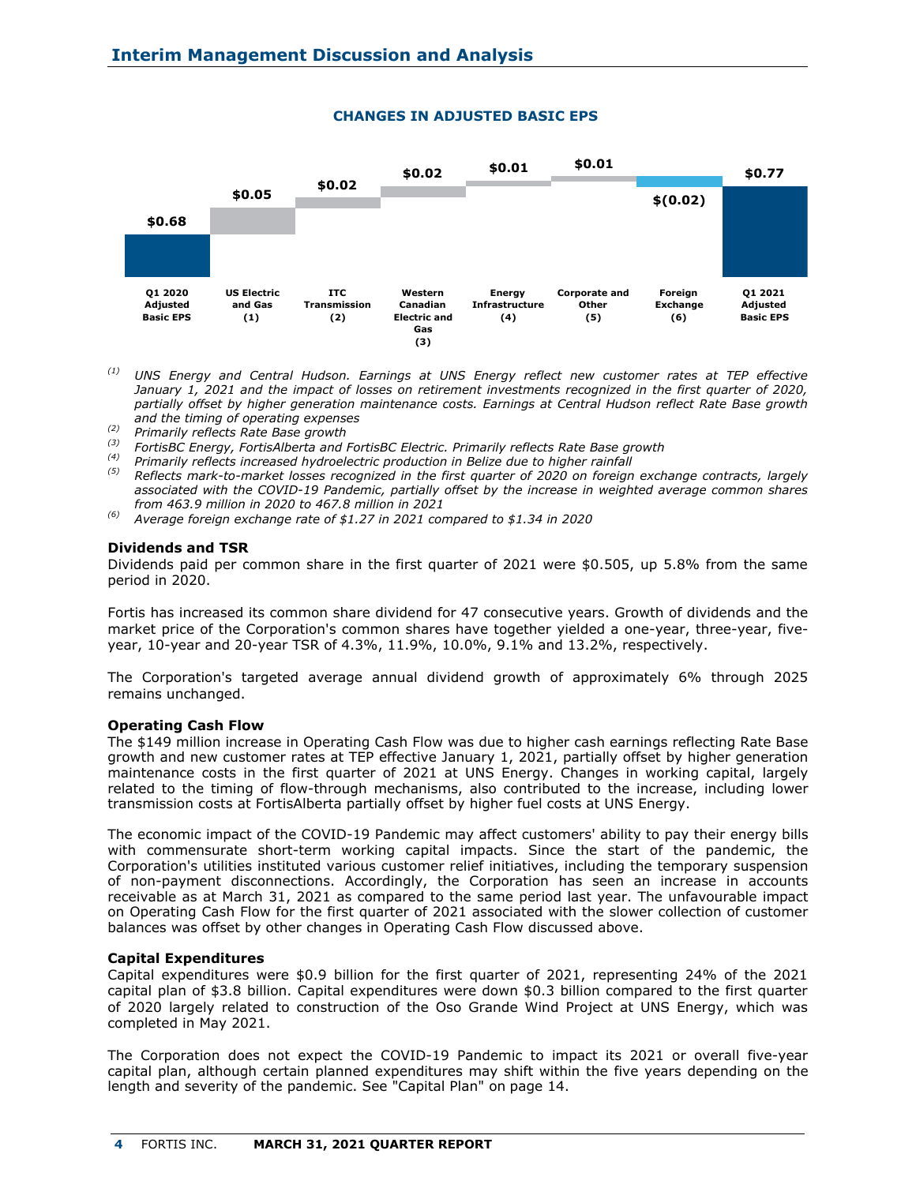**CHANGES IN ADJUSTED BASIC EPS**

| Q1 2020 Adjusted Basic EPS | US Electric and Gas (1) | ITC Transmission (2) | Western Canadian Electric and Gas (3) | Energy Infrastructure (4) | Corporate and Other (5) | Foreign Exchange (6) | Q1 2021 Adjusted Basic EPS |
|---|---|---|---|---|---|---|---|
| $0.68 | $0.05 | $0.02 | $0.02 | $0.01 | $0.01 | $(0.02) | $0.77 |

*(1) UNS Energy and Central Hudson. Earnings at UNS Energy reflect new customer rates at TEP effective January 1, 2021 and the impact of losses on retirement investments recognized in the first quarter of 2020, partially offset by higher generation maintenance costs. Earnings at Central Hudson reflect Rate Base growth and the timing of operating expenses*

*(2) Primarily reflects Rate Base growth*

*(3) FortisBC Energy, FortisAlberta and FortisBC Electric. Primarily reflects Rate Base growth*

*(4) Primarily reflects increased hydroelectric production in Belize due to higher rainfall*

*(5) Reflects mark-to-market losses recognized in the first quarter of 2020 on foreign exchange contracts, largely associated with the COVID-19 Pandemic, partially offset by the increase in weighted average common shares from 463.9 million in 2020 to 467.8 million in 2021*

*(6) Average foreign exchange rate of $1.27 in 2021 compared to $1.34 in 2020*

**Dividends and TSR**

Dividends paid per common share in the first quarter of 2021 were $0.505, up 5.8% from the same period in 2020.

Fortis has increased its common share dividend for 47 consecutive years. Growth of dividends and the market price of the Corporation's common shares have together yielded a one-year, three-year, five-year, 10-year and 20-year TSR of 4.3%, 11.9%, 10.0%, 9.1% and 13.2%, respectively.

The Corporation's targeted average annual dividend growth of approximately 6% through 2025 remains unchanged.

**Operating Cash Flow**

The $149 million increase in Operating Cash Flow was due to higher cash earnings reflecting Rate Base growth and new customer rates at TEP effective January 1, 2021, partially offset by higher generation maintenance costs in the first quarter of 2021 at UNS Energy. Changes in working capital, largely related to the timing of flow-through mechanisms, also contributed to the increase, including lower transmission costs at FortisAlberta partially offset by higher fuel costs at UNS Energy.

The economic impact of the COVID-19 Pandemic may affect customers' ability to pay their energy bills with commensurate short-term working capital impacts. Since the start of the pandemic, the Corporation's utilities instituted various customer relief initiatives, including the temporary suspension of non-payment disconnections. Accordingly, the Corporation has seen an increase in accounts receivable as at March 31, 2021 as compared to the same period last year. The unfavourable impact on Operating Cash Flow for the first quarter of 2021 associated with the slower collection of customer balances was offset by other changes in Operating Cash Flow discussed above.

**Capital Expenditures**

Capital expenditures were $0.9 billion for the first quarter of 2021, representing 24% of the 2021 capital plan of $3.8 billion. Capital expenditures were down $0.3 billion compared to the first quarter of 2020 largely related to construction of the Oso Grande Wind Project at UNS Energy, which was completed in May 2021.

The Corporation does not expect the COVID-19 Pandemic to impact its 2021 or overall five-year capital plan, although certain planned expenditures may shift within the five years depending on the length and severity of the pandemic. See "Capital Plan" on page 14.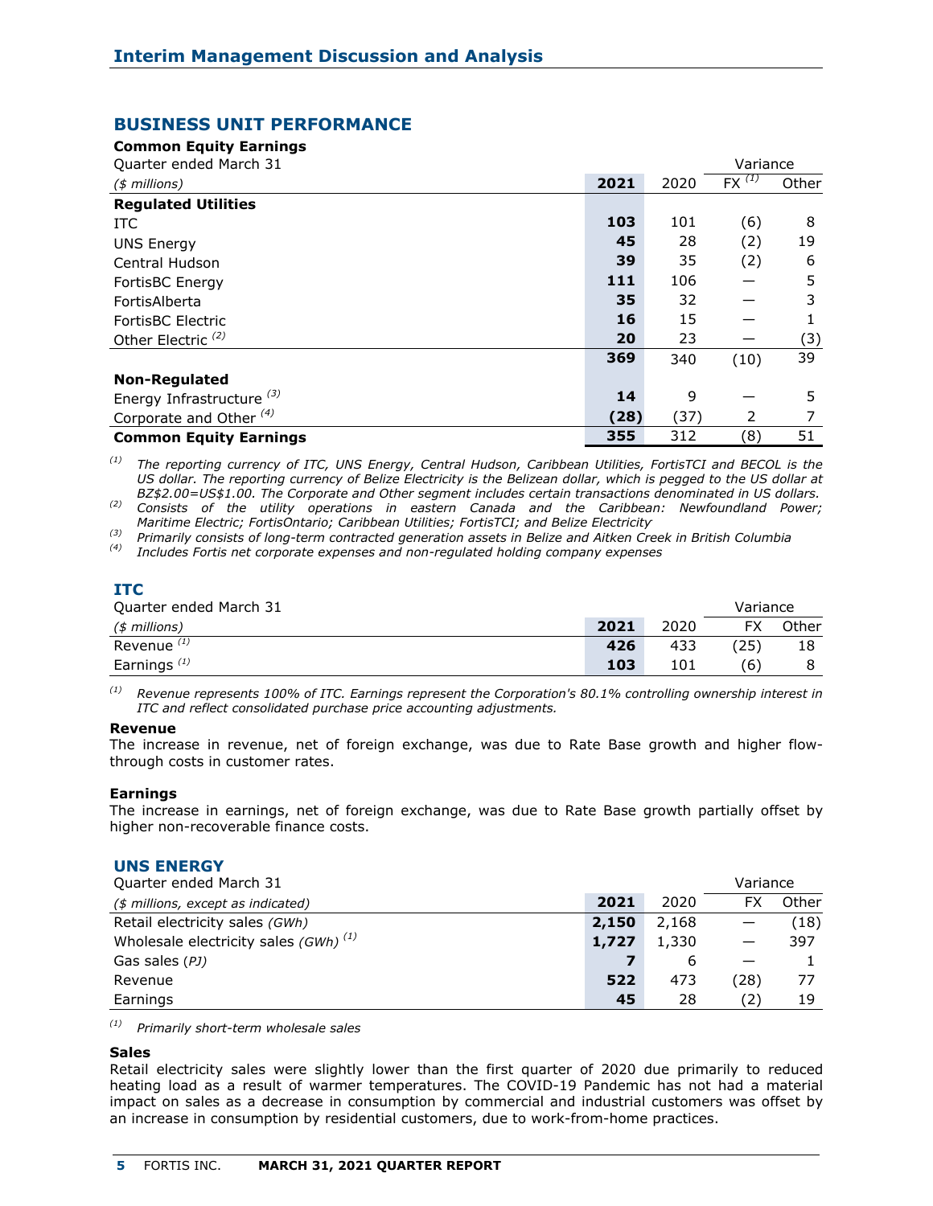## BUSINESS UNIT PERFORMANCE

**Common Equity Earnings**

| Quarter ended March 31 | | | Variance | |
|---|---|---|---|---|
| *($ millions)* | **2021** | 2020 | FX [(1)] | Other |
| **Regulated Utilities** | | | | |
| ITC | **103** | 101 | (6) | 8 |
| UNS Energy | **45** | 28 | (2) | 19 |
| Central Hudson | **39** | 35 | (2) | 6 |
| FortisBC Energy | **111** | 106 | — | 5 |
| FortisAlberta | **35** | 32 | — | 3 |
| FortisBC Electric | **16** | 15 | — | 1 |
| Other Electric [(2)] | **20** | 23 | — | (3) |
| | **369** | 340 | (10) | 39 |
| **Non-Regulated** | | | | |
| Energy Infrastructure [(3)] | **14** | 9 | — | 5 |
| Corporate and Other [(4)] | **(28)** | (37) | 2 | 7 |
| **Common Equity Earnings** | **355** | 312 | (8) | 51 |

*(1) The reporting currency of ITC, UNS Energy, Central Hudson, Caribbean Utilities, FortisTCI and BECOL is the US dollar. The reporting currency of Belize Electricity is the Belizean dollar, which is pegged to the US dollar at BZ$2.00=US$1.00. The Corporate and Other segment includes certain transactions denominated in US dollars.*

*(2) Consists of the utility operations in eastern Canada and the Caribbean: Newfoundland Power; Maritime Electric; FortisOntario; Caribbean Utilities; FortisTCI; and Belize Electricity*

*(3) Primarily consists of long-term contracted generation assets in Belize and Aitken Creek in British Columbia*

*(4) Includes Fortis net corporate expenses and non-regulated holding company expenses*

### ITC

| Quarter ended March 31 | | | Variance | |
|---|---|---|---|---|
| *($ millions)* | **2021** | 2020 | FX | Other |
| Revenue [(1)] | **426** | 433 | (25) | 18 |
| Earnings [(1)] | **103** | 101 | (6) | 8 |

*(1) Revenue represents 100% of ITC. Earnings represent the Corporation's 80.1% controlling ownership interest in ITC and reflect consolidated purchase price accounting adjustments.*

**Revenue**

The increase in revenue, net of foreign exchange, was due to Rate Base growth and higher flow-through costs in customer rates.

**Earnings**

The increase in earnings, net of foreign exchange, was due to Rate Base growth partially offset by higher non-recoverable finance costs.

### UNS ENERGY

| Quarter ended March 31 | | | Variance | |
|---|---|---|---|---|
| *($ millions, except as indicated)* | **2021** | 2020 | FX | Other |
| Retail electricity sales *(GWh)* | **2,150** | 2,168 | — | (18) |
| Wholesale electricity sales *(GWh)* [(1)] | **1,727** | 1,330 | — | 397 |
| Gas sales *(PJ)* | **7** | 6 | — | 1 |
| Revenue | **522** | 473 | (28) | 77 |
| Earnings | **45** | 28 | (2) | 19 |

*(1) Primarily short-term wholesale sales*

**Sales**

Retail electricity sales were slightly lower than the first quarter of 2020 due primarily to reduced heating load as a result of warmer temperatures. The COVID-19 Pandemic has not had a material impact on sales as a decrease in consumption by commercial and industrial customers was offset by an increase in consumption by residential customers, due to work-from-home practices.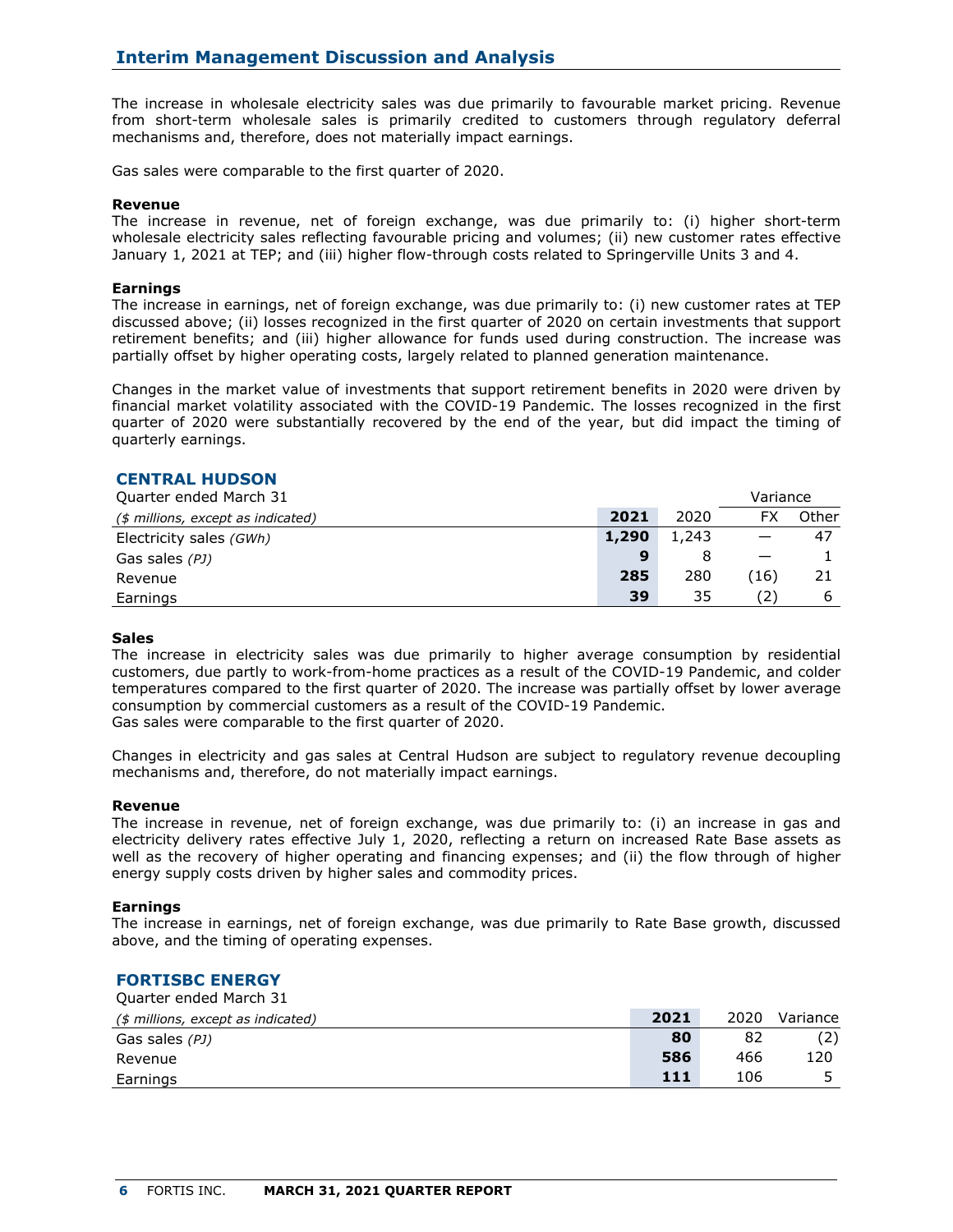The increase in wholesale electricity sales was due primarily to favourable market pricing. Revenue from short-term wholesale sales is primarily credited to customers through regulatory deferral mechanisms and, therefore, does not materially impact earnings.

Gas sales were comparable to the first quarter of 2020.

**Revenue**

The increase in revenue, net of foreign exchange, was due primarily to: (i) higher short-term wholesale electricity sales reflecting favourable pricing and volumes; (ii) new customer rates effective January 1, 2021 at TEP; and (iii) higher flow-through costs related to Springerville Units 3 and 4.

**Earnings**

The increase in earnings, net of foreign exchange, was due primarily to: (i) new customer rates at TEP discussed above; (ii) losses recognized in the first quarter of 2020 on certain investments that support retirement benefits; and (iii) higher allowance for funds used during construction. The increase was partially offset by higher operating costs, largely related to planned generation maintenance.

Changes in the market value of investments that support retirement benefits in 2020 were driven by financial market volatility associated with the COVID-19 Pandemic. The losses recognized in the first quarter of 2020 were substantially recovered by the end of the year, but did impact the timing of quarterly earnings.

## CENTRAL HUDSON

| Quarter ended March 31 | | | Variance | |
|---|---|---|---|---|
| *($ millions, except as indicated)* | **2021** | 2020 | FX | Other |
| Electricity sales *(GWh)* | **1,290** | 1,243 | — | 47 |
| Gas sales *(PJ)* | **9** | 8 | — | 1 |
| Revenue | **285** | 280 | (16) | 21 |
| Earnings | **39** | 35 | (2) | 6 |

**Sales**

The increase in electricity sales was due primarily to higher average consumption by residential customers, due partly to work-from-home practices as a result of the COVID-19 Pandemic, and colder temperatures compared to the first quarter of 2020. The increase was partially offset by lower average consumption by commercial customers as a result of the COVID-19 Pandemic.
Gas sales were comparable to the first quarter of 2020.

Changes in electricity and gas sales at Central Hudson are subject to regulatory revenue decoupling mechanisms and, therefore, do not materially impact earnings.

**Revenue**

The increase in revenue, net of foreign exchange, was due primarily to: (i) an increase in gas and electricity delivery rates effective July 1, 2020, reflecting a return on increased Rate Base assets as well as the recovery of higher operating and financing expenses; and (ii) the flow through of higher energy supply costs driven by higher sales and commodity prices.

**Earnings**

The increase in earnings, net of foreign exchange, was due primarily to Rate Base growth, discussed above, and the timing of operating expenses.

## FORTISBC ENERGY

| Quarter ended March 31 | | | |
|---|---|---|---|
| *($ millions, except as indicated)* | **2021** | 2020 | Variance |
| Gas sales *(PJ)* | **80** | 82 | (2) |
| Revenue | **586** | 466 | 120 |
| Earnings | **111** | 106 | 5 |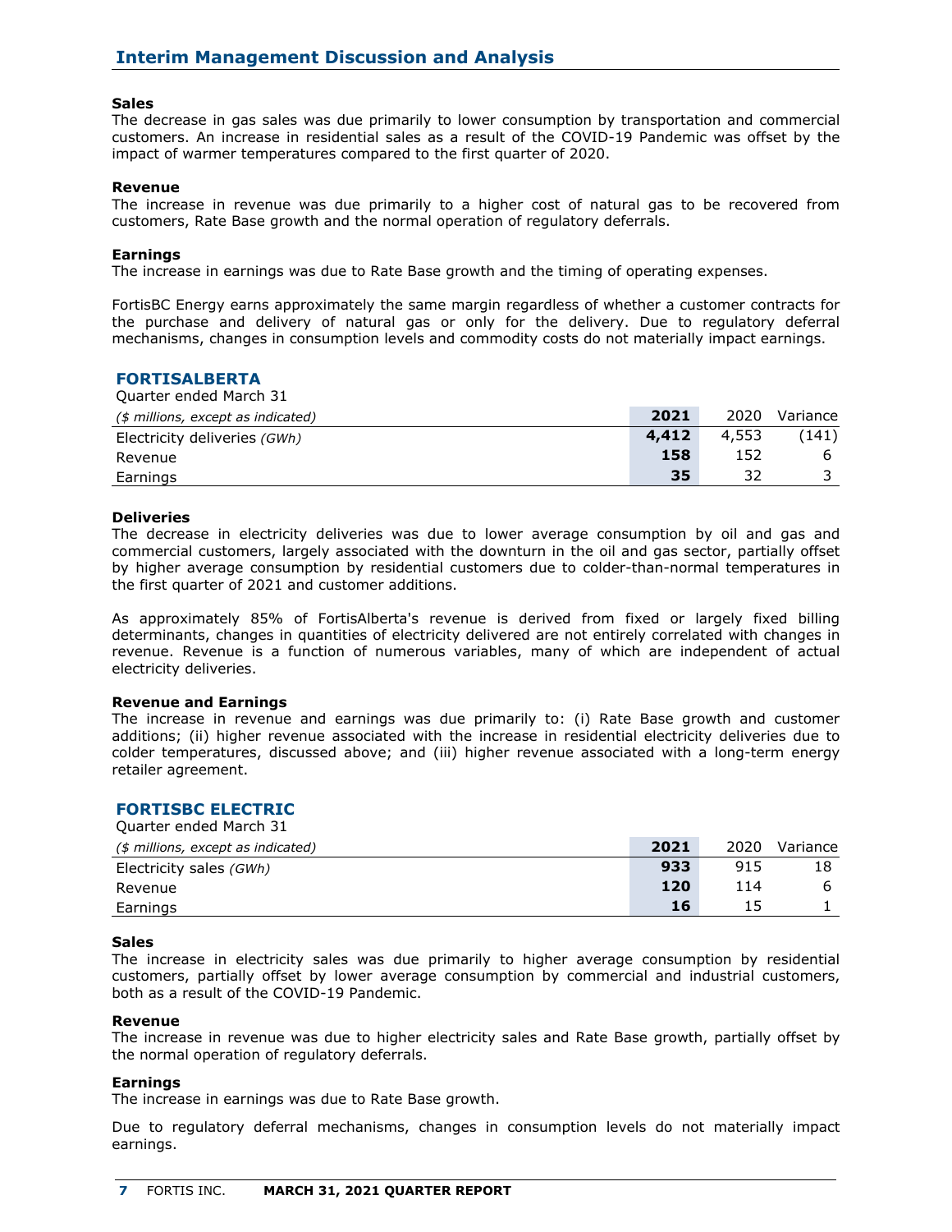**Sales**

The decrease in gas sales was due primarily to lower consumption by transportation and commercial customers. An increase in residential sales as a result of the COVID-19 Pandemic was offset by the impact of warmer temperatures compared to the first quarter of 2020.

**Revenue**

The increase in revenue was due primarily to a higher cost of natural gas to be recovered from customers, Rate Base growth and the normal operation of regulatory deferrals.

**Earnings**

The increase in earnings was due to Rate Base growth and the timing of operating expenses.

FortisBC Energy earns approximately the same margin regardless of whether a customer contracts for the purchase and delivery of natural gas or only for the delivery. Due to regulatory deferral mechanisms, changes in consumption levels and commodity costs do not materially impact earnings.

## FORTISALBERTA

Quarter ended March 31

| *($ millions, except as indicated)* | **2021** | 2020 | Variance |
|---|---|---|---|
| Electricity deliveries *(GWh)* | **4,412** | 4,553 | (141) |
| Revenue | **158** | 152 | 6 |
| Earnings | **35** | 32 | 3 |

**Deliveries**

The decrease in electricity deliveries was due to lower average consumption by oil and gas and commercial customers, largely associated with the downturn in the oil and gas sector, partially offset by higher average consumption by residential customers due to colder-than-normal temperatures in the first quarter of 2021 and customer additions.

As approximately 85% of FortisAlberta's revenue is derived from fixed or largely fixed billing determinants, changes in quantities of electricity delivered are not entirely correlated with changes in revenue. Revenue is a function of numerous variables, many of which are independent of actual electricity deliveries.

**Revenue and Earnings**

The increase in revenue and earnings was due primarily to: (i) Rate Base growth and customer additions; (ii) higher revenue associated with the increase in residential electricity deliveries due to colder temperatures, discussed above; and (iii) higher revenue associated with a long-term energy retailer agreement.

## FORTISBC ELECTRIC

Quarter ended March 31

| *($ millions, except as indicated)* | **2021** | 2020 | Variance |
|---|---|---|---|
| Electricity sales *(GWh)* | **933** | 915 | 18 |
| Revenue | **120** | 114 | 6 |
| Earnings | **16** | 15 | 1 |

**Sales**

The increase in electricity sales was due primarily to higher average consumption by residential customers, partially offset by lower average consumption by commercial and industrial customers, both as a result of the COVID-19 Pandemic.

**Revenue**

The increase in revenue was due to higher electricity sales and Rate Base growth, partially offset by the normal operation of regulatory deferrals.

**Earnings**

The increase in earnings was due to Rate Base growth.

Due to regulatory deferral mechanisms, changes in consumption levels do not materially impact earnings.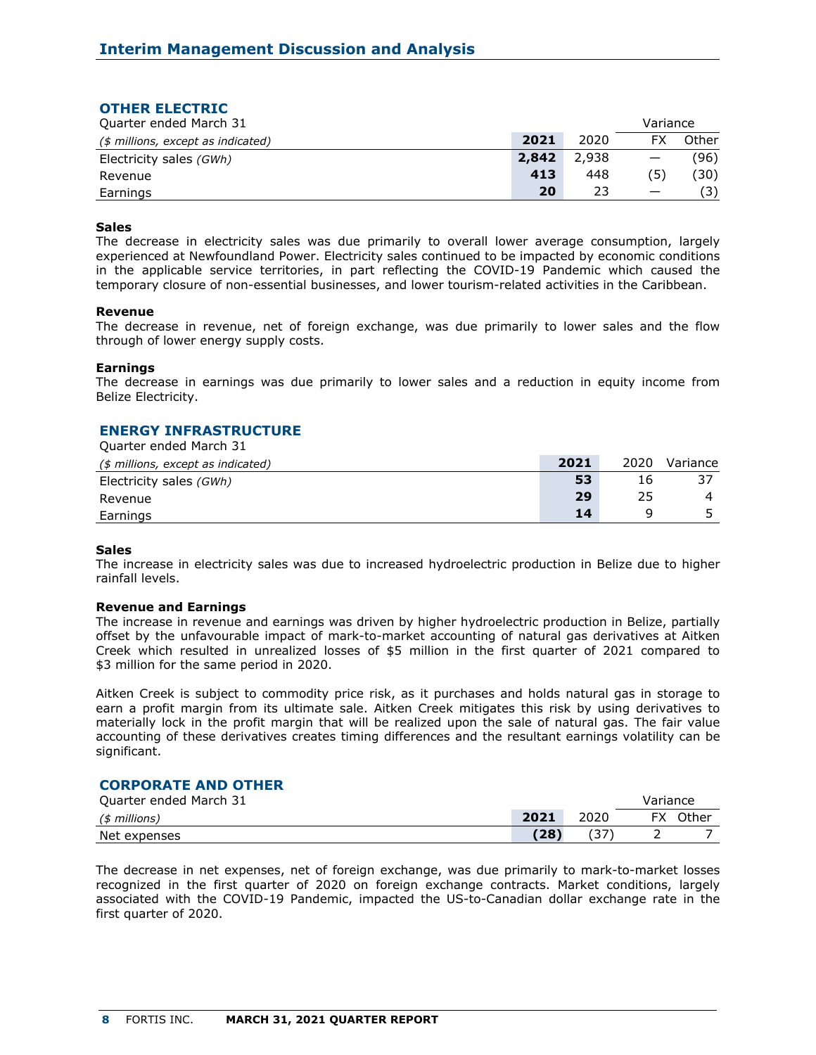## OTHER ELECTRIC

| Quarter ended March 31 | | | Variance | |
|---|---|---|---|---|
| *($ millions, except as indicated)* | **2021** | 2020 | FX | Other |
| Electricity sales *(GWh)* | **2,842** | 2,938 | — | (96) |
| Revenue | **413** | 448 | (5) | (30) |
| Earnings | **20** | 23 | — | (3) |

**Sales**
The decrease in electricity sales was due primarily to overall lower average consumption, largely experienced at Newfoundland Power. Electricity sales continued to be impacted by economic conditions in the applicable service territories, in part reflecting the COVID-19 Pandemic which caused the temporary closure of non-essential businesses, and lower tourism-related activities in the Caribbean.

**Revenue**
The decrease in revenue, net of foreign exchange, was due primarily to lower sales and the flow through of lower energy supply costs.

**Earnings**
The decrease in earnings was due primarily to lower sales and a reduction in equity income from Belize Electricity.

## ENERGY INFRASTRUCTURE

| Quarter ended March 31 | | | |
|---|---|---|---|
| *($ millions, except as indicated)* | **2021** | 2020 | Variance |
| Electricity sales *(GWh)* | **53** | 16 | 37 |
| Revenue | **29** | 25 | 4 |
| Earnings | **14** | 9 | 5 |

**Sales**
The increase in electricity sales was due to increased hydroelectric production in Belize due to higher rainfall levels.

**Revenue and Earnings**
The increase in revenue and earnings was driven by higher hydroelectric production in Belize, partially offset by the unfavourable impact of mark-to-market accounting of natural gas derivatives at Aitken Creek which resulted in unrealized losses of $5 million in the first quarter of 2021 compared to $3 million for the same period in 2020.

Aitken Creek is subject to commodity price risk, as it purchases and holds natural gas in storage to earn a profit margin from its ultimate sale. Aitken Creek mitigates this risk by using derivatives to materially lock in the profit margin that will be realized upon the sale of natural gas. The fair value accounting of these derivatives creates timing differences and the resultant earnings volatility can be significant.

## CORPORATE AND OTHER

| Quarter ended March 31 | | | Variance | |
|---|---|---|---|---|
| *($ millions)* | **2021** | 2020 | FX | Other |
| Net expenses | **(28)** | (37) | 2 | 7 |

The decrease in net expenses, net of foreign exchange, was due primarily to mark-to-market losses recognized in the first quarter of 2020 on foreign exchange contracts. Market conditions, largely associated with the COVID-19 Pandemic, impacted the US-to-Canadian dollar exchange rate in the first quarter of 2020.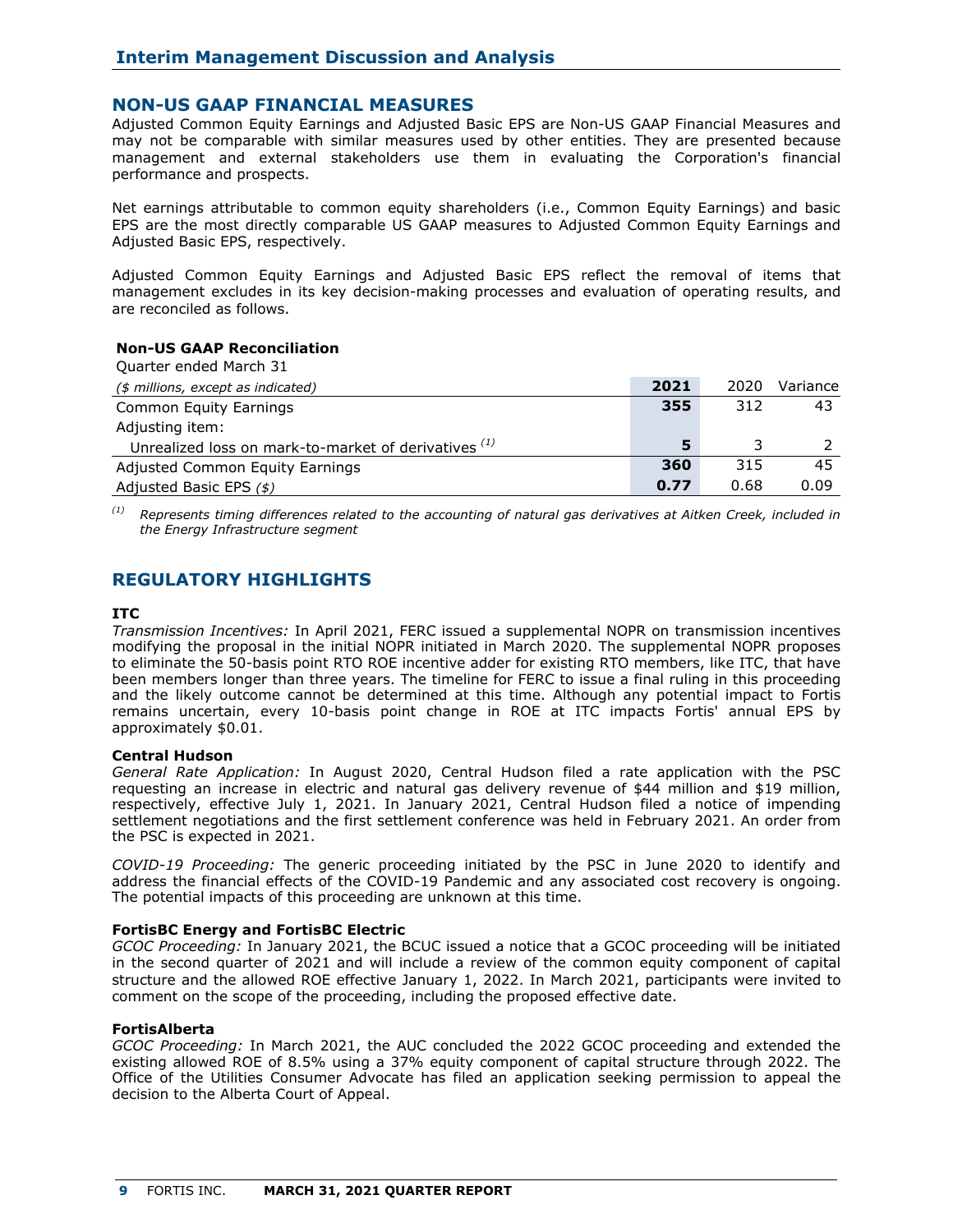## NON-US GAAP FINANCIAL MEASURES

Adjusted Common Equity Earnings and Adjusted Basic EPS are Non-US GAAP Financial Measures and may not be comparable with similar measures used by other entities. They are presented because management and external stakeholders use them in evaluating the Corporation's financial performance and prospects.

Net earnings attributable to common equity shareholders (i.e., Common Equity Earnings) and basic EPS are the most directly comparable US GAAP measures to Adjusted Common Equity Earnings and Adjusted Basic EPS, respectively.

Adjusted Common Equity Earnings and Adjusted Basic EPS reflect the removal of items that management excludes in its key decision-making processes and evaluation of operating results, and are reconciled as follows.

**Non-US GAAP Reconciliation**

Quarter ended March 31

| *($ millions, except as indicated)* | **2021** | 2020 | Variance |
|---|---|---|---|
| Common Equity Earnings | **355** | 312 | 43 |
| Adjusting item: | | | |
| Unrealized loss on mark-to-market of derivatives [(1)] | **5** | 3 | 2 |
| Adjusted Common Equity Earnings | **360** | 315 | 45 |
| Adjusted Basic EPS *($)* | **0.77** | 0.68 | 0.09 |

[(1)] *Represents timing differences related to the accounting of natural gas derivatives at Aitken Creek, included in the Energy Infrastructure segment*

## REGULATORY HIGHLIGHTS

**ITC**

*Transmission Incentives:* In April 2021, FERC issued a supplemental NOPR on transmission incentives modifying the proposal in the initial NOPR initiated in March 2020. The supplemental NOPR proposes to eliminate the 50-basis point RTO ROE incentive adder for existing RTO members, like ITC, that have been members longer than three years. The timeline for FERC to issue a final ruling in this proceeding and the likely outcome cannot be determined at this time. Although any potential impact to Fortis remains uncertain, every 10-basis point change in ROE at ITC impacts Fortis' annual EPS by approximately $0.01.

**Central Hudson**

*General Rate Application:* In August 2020, Central Hudson filed a rate application with the PSC requesting an increase in electric and natural gas delivery revenue of $44 million and $19 million, respectively, effective July 1, 2021. In January 2021, Central Hudson filed a notice of impending settlement negotiations and the first settlement conference was held in February 2021. An order from the PSC is expected in 2021.

*COVID-19 Proceeding:* The generic proceeding initiated by the PSC in June 2020 to identify and address the financial effects of the COVID-19 Pandemic and any associated cost recovery is ongoing. The potential impacts of this proceeding are unknown at this time.

**FortisBC Energy and FortisBC Electric**

*GCOC Proceeding:* In January 2021, the BCUC issued a notice that a GCOC proceeding will be initiated in the second quarter of 2021 and will include a review of the common equity component of capital structure and the allowed ROE effective January 1, 2022. In March 2021, participants were invited to comment on the scope of the proceeding, including the proposed effective date.

**FortisAlberta**

*GCOC Proceeding:* In March 2021, the AUC concluded the 2022 GCOC proceeding and extended the existing allowed ROE of 8.5% using a 37% equity component of capital structure through 2022. The Office of the Utilities Consumer Advocate has filed an application seeking permission to appeal the decision to the Alberta Court of Appeal.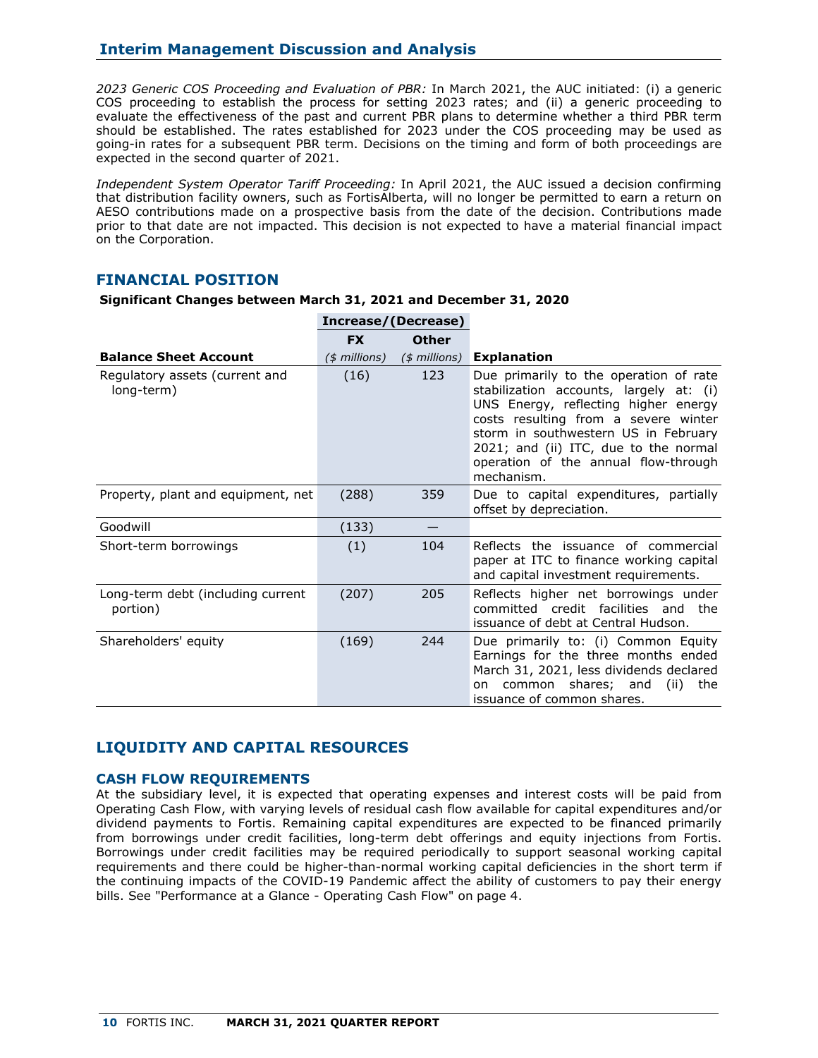*2023 Generic COS Proceeding and Evaluation of PBR:* In March 2021, the AUC initiated: (i) a generic COS proceeding to establish the process for setting 2023 rates; and (ii) a generic proceeding to evaluate the effectiveness of the past and current PBR plans to determine whether a third PBR term should be established. The rates established for 2023 under the COS proceeding may be used as going-in rates for a subsequent PBR term. Decisions on the timing and form of both proceedings are expected in the second quarter of 2021.

*Independent System Operator Tariff Proceeding:* In April 2021, the AUC issued a decision confirming that distribution facility owners, such as FortisAlberta, will no longer be permitted to earn a return on AESO contributions made on a prospective basis from the date of the decision. Contributions made prior to that date are not impacted. This decision is not expected to have a material financial impact on the Corporation.

## FINANCIAL POSITION

**Significant Changes between March 31, 2021 and December 31, 2020**

| | Increase/(Decrease) | | |
|---|---|---|---|
| | **FX** | **Other** | |
| **Balance Sheet Account** | *($ millions)* | *($ millions)* | **Explanation** |
| Regulatory assets (current and long-term) | (16) | 123 | Due primarily to the operation of rate stabilization accounts, largely at: (i) UNS Energy, reflecting higher energy costs resulting from a severe winter storm in southwestern US in February 2021; and (ii) ITC, due to the normal operation of the annual flow-through mechanism. |
| Property, plant and equipment, net | (288) | 359 | Due to capital expenditures, partially offset by depreciation. |
| Goodwill | (133) | — | |
| Short-term borrowings | (1) | 104 | Reflects the issuance of commercial paper at ITC to finance working capital and capital investment requirements. |
| Long-term debt (including current portion) | (207) | 205 | Reflects higher net borrowings under committed credit facilities and the issuance of debt at Central Hudson. |
| Shareholders' equity | (169) | 244 | Due primarily to: (i) Common Equity Earnings for the three months ended March 31, 2021, less dividends declared on common shares; and (ii) the issuance of common shares. |

## LIQUIDITY AND CAPITAL RESOURCES

### CASH FLOW REQUIREMENTS

At the subsidiary level, it is expected that operating expenses and interest costs will be paid from Operating Cash Flow, with varying levels of residual cash flow available for capital expenditures and/or dividend payments to Fortis. Remaining capital expenditures are expected to be financed primarily from borrowings under credit facilities, long-term debt offerings and equity injections from Fortis. Borrowings under credit facilities may be required periodically to support seasonal working capital requirements and there could be higher-than-normal working capital deficiencies in the short term if the continuing impacts of the COVID-19 Pandemic affect the ability of customers to pay their energy bills. See "Performance at a Glance - Operating Cash Flow" on page 4.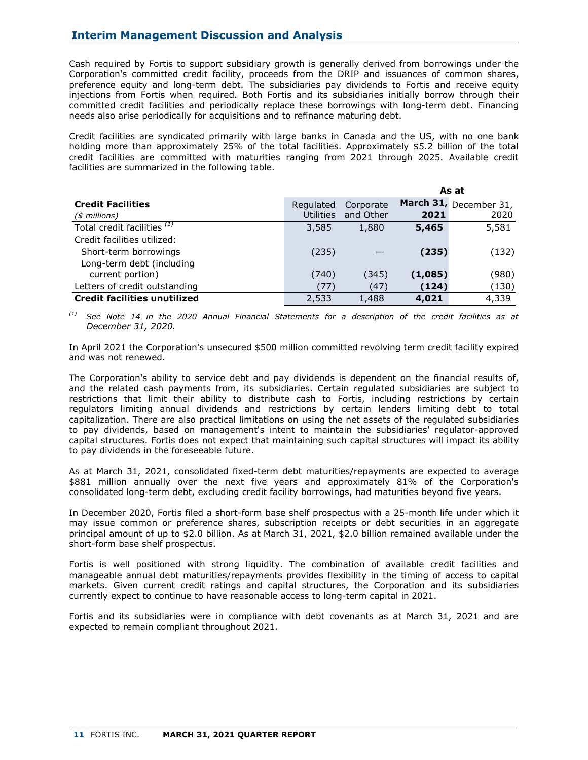Cash required by Fortis to support subsidiary growth is generally derived from borrowings under the Corporation's committed credit facility, proceeds from the DRIP and issuances of common shares, preference equity and long-term debt. The subsidiaries pay dividends to Fortis and receive equity injections from Fortis when required. Both Fortis and its subsidiaries initially borrow through their committed credit facilities and periodically replace these borrowings with long-term debt. Financing needs also arise periodically for acquisitions and to refinance maturing debt.

Credit facilities are syndicated primarily with large banks in Canada and the US, with no one bank holding more than approximately 25% of the total facilities. Approximately $5.2 billion of the total credit facilities are committed with maturities ranging from 2021 through 2025. Available credit facilities are summarized in the following table.

| **Credit Facilities** | | | **As at** | |
|---|---|---|---|---|
| *($ millions)* | Regulated Utilities | Corporate and Other | **March 31, 2021** | December 31, 2020 |
| Total credit facilities [(1)] | 3,585 | 1,880 | **5,465** | 5,581 |
| Credit facilities utilized: | | | | |
| Short-term borrowings | (235) | — | **(235)** | (132) |
| Long-term debt (including current portion) | (740) | (345) | **(1,085)** | (980) |
| Letters of credit outstanding | (77) | (47) | **(124)** | (130) |
| **Credit facilities unutilized** | 2,533 | 1,488 | **4,021** | 4,339 |

[(1)] *See Note 14 in the 2020 Annual Financial Statements for a description of the credit facilities as at December 31, 2020.*

In April 2021 the Corporation's unsecured $500 million committed revolving term credit facility expired and was not renewed.

The Corporation's ability to service debt and pay dividends is dependent on the financial results of, and the related cash payments from, its subsidiaries. Certain regulated subsidiaries are subject to restrictions that limit their ability to distribute cash to Fortis, including restrictions by certain regulators limiting annual dividends and restrictions by certain lenders limiting debt to total capitalization. There are also practical limitations on using the net assets of the regulated subsidiaries to pay dividends, based on management's intent to maintain the subsidiaries' regulator-approved capital structures. Fortis does not expect that maintaining such capital structures will impact its ability to pay dividends in the foreseeable future.

As at March 31, 2021, consolidated fixed-term debt maturities/repayments are expected to average $881 million annually over the next five years and approximately 81% of the Corporation's consolidated long-term debt, excluding credit facility borrowings, had maturities beyond five years.

In December 2020, Fortis filed a short-form base shelf prospectus with a 25-month life under which it may issue common or preference shares, subscription receipts or debt securities in an aggregate principal amount of up to $2.0 billion. As at March 31, 2021, $2.0 billion remained available under the short-form base shelf prospectus.

Fortis is well positioned with strong liquidity. The combination of available credit facilities and manageable annual debt maturities/repayments provides flexibility in the timing of access to capital markets. Given current credit ratings and capital structures, the Corporation and its subsidiaries currently expect to continue to have reasonable access to long-term capital in 2021.

Fortis and its subsidiaries were in compliance with debt covenants as at March 31, 2021 and are expected to remain compliant throughout 2021.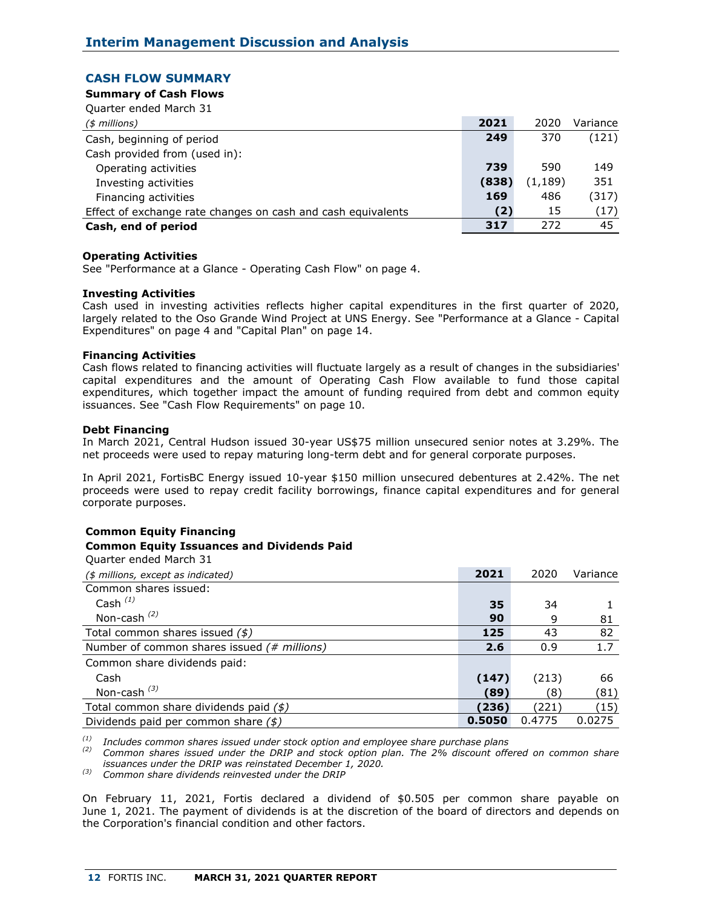## CASH FLOW SUMMARY

**Summary of Cash Flows**

Quarter ended March 31

| *($ millions)* | **2021** | 2020 | Variance |
|---|---|---|---|
| Cash, beginning of period | **249** | 370 | (121) |
| Cash provided from (used in): | | | |
| Operating activities | **739** | 590 | 149 |
| Investing activities | **(838)** | (1,189) | 351 |
| Financing activities | **169** | 486 | (317) |
| Effect of exchange rate changes on cash and cash equivalents | **(2)** | 15 | (17) |
| **Cash, end of period** | **317** | 272 | 45 |

**Operating Activities**

See "Performance at a Glance - Operating Cash Flow" on page 4.

**Investing Activities**

Cash used in investing activities reflects higher capital expenditures in the first quarter of 2020, largely related to the Oso Grande Wind Project at UNS Energy. See "Performance at a Glance - Capital Expenditures" on page 4 and "Capital Plan" on page 14.

**Financing Activities**

Cash flows related to financing activities will fluctuate largely as a result of changes in the subsidiaries' capital expenditures and the amount of Operating Cash Flow available to fund those capital expenditures, which together impact the amount of funding required from debt and common equity issuances. See "Cash Flow Requirements" on page 10.

**Debt Financing**

In March 2021, Central Hudson issued 30-year US$75 million unsecured senior notes at 3.29%. The net proceeds were used to repay maturing long-term debt and for general corporate purposes.

In April 2021, FortisBC Energy issued 10-year $150 million unsecured debentures at 2.42%. The net proceeds were used to repay credit facility borrowings, finance capital expenditures and for general corporate purposes.

**Common Equity Financing**

**Common Equity Issuances and Dividends Paid**

Quarter ended March 31

| *($ millions, except as indicated)* | **2021** | 2020 | Variance |
|---|---|---|---|
| Common shares issued: | | | |
| Cash [(1)] | **35** | 34 | 1 |
| Non-cash [(2)] | **90** | 9 | 81 |
| Total common shares issued *($)* | **125** | 43 | 82 |
| Number of common shares issued *(# millions)* | **2.6** | 0.9 | 1.7 |
| Common share dividends paid: | | | |
| Cash | **(147)** | (213) | 66 |
| Non-cash [(3)] | **(89)** | (8) | (81) |
| Total common share dividends paid *($)* | **(236)** | (221) | (15) |
| Dividends paid per common share *($)* | **0.5050** | 0.4775 | 0.0275 |

*(1) Includes common shares issued under stock option and employee share purchase plans*

*(2) Common shares issued under the DRIP and stock option plan. The 2% discount offered on common share issuances under the DRIP was reinstated December 1, 2020.*

*(3) Common share dividends reinvested under the DRIP*

On February 11, 2021, Fortis declared a dividend of $0.505 per common share payable on June 1, 2021. The payment of dividends is at the discretion of the board of directors and depends on the Corporation's financial condition and other factors.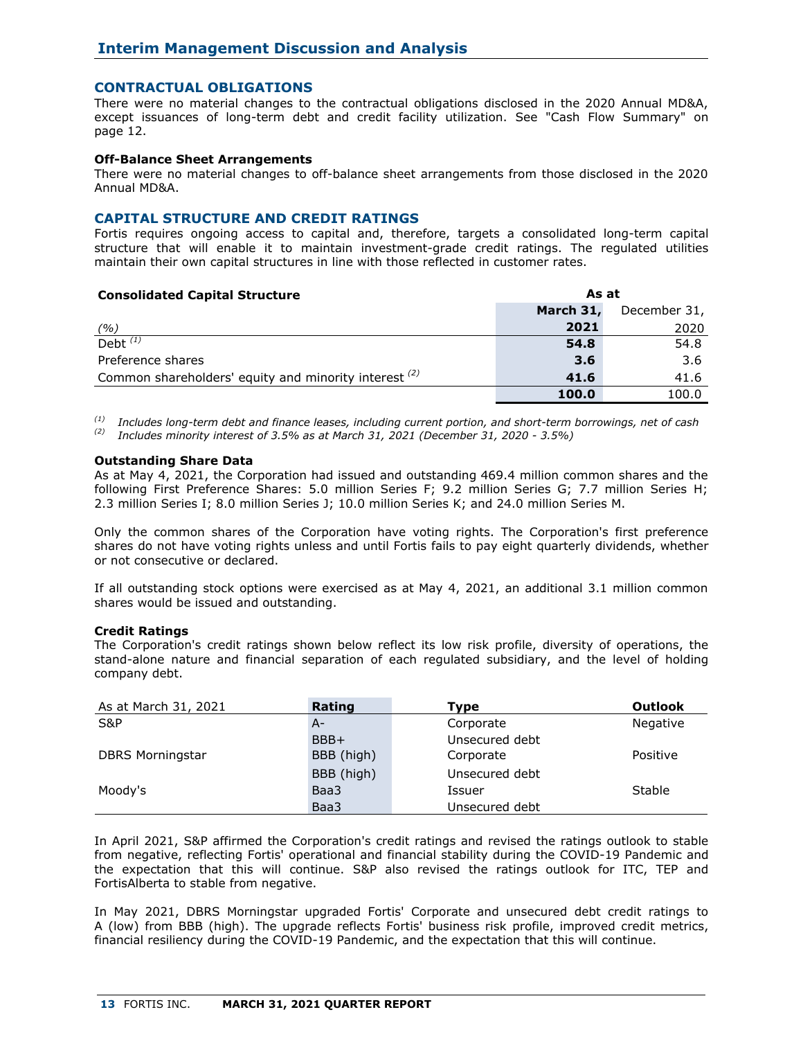## CONTRACTUAL OBLIGATIONS

There were no material changes to the contractual obligations disclosed in the 2020 Annual MD&A, except issuances of long-term debt and credit facility utilization. See "Cash Flow Summary" on page 12.

### Off-Balance Sheet Arrangements

There were no material changes to off-balance sheet arrangements from those disclosed in the 2020 Annual MD&A.

## CAPITAL STRUCTURE AND CREDIT RATINGS

Fortis requires ongoing access to capital and, therefore, targets a consolidated long-term capital structure that will enable it to maintain investment-grade credit ratings. The regulated utilities maintain their own capital structures in line with those reflected in customer rates.

| **Consolidated Capital Structure** | As at | |
|---|---|---|
| *(%)* | **March 31, 2021** | December 31, 2020 |
| Debt [(1)] | **54.8** | 54.8 |
| Preference shares | **3.6** | 3.6 |
| Common shareholders' equity and minority interest [(2)] | **41.6** | 41.6 |
| | **100.0** | 100.0 |

[(1)] *Includes long-term debt and finance leases, including current portion, and short-term borrowings, net of cash*
[(2)] *Includes minority interest of 3.5% as at March 31, 2021 (December 31, 2020 - 3.5%)*

### Outstanding Share Data

As at May 4, 2021, the Corporation had issued and outstanding 469.4 million common shares and the following First Preference Shares: 5.0 million Series F; 9.2 million Series G; 7.7 million Series H; 2.3 million Series I; 8.0 million Series J; 10.0 million Series K; and 24.0 million Series M.

Only the common shares of the Corporation have voting rights. The Corporation's first preference shares do not have voting rights unless and until Fortis fails to pay eight quarterly dividends, whether or not consecutive or declared.

If all outstanding stock options were exercised as at May 4, 2021, an additional 3.1 million common shares would be issued and outstanding.

### Credit Ratings

The Corporation's credit ratings shown below reflect its low risk profile, diversity of operations, the stand-alone nature and financial separation of each regulated subsidiary, and the level of holding company debt.

| As at March 31, 2021 | **Rating** | **Type** | **Outlook** |
|---|---|---|---|
| S&P | A- | Corporate | Negative |
| | BBB+ | Unsecured debt | |
| DBRS Morningstar | BBB (high) | Corporate | Positive |
| | BBB (high) | Unsecured debt | |
| Moody's | Baa3 | Issuer | Stable |
| | Baa3 | Unsecured debt | |

In April 2021, S&P affirmed the Corporation's credit ratings and revised the ratings outlook to stable from negative, reflecting Fortis' operational and financial stability during the COVID-19 Pandemic and the expectation that this will continue. S&P also revised the ratings outlook for ITC, TEP and FortisAlberta to stable from negative.

In May 2021, DBRS Morningstar upgraded Fortis' Corporate and unsecured debt credit ratings to A (low) from BBB (high). The upgrade reflects Fortis' business risk profile, improved credit metrics, financial resiliency during the COVID-19 Pandemic, and the expectation that this will continue.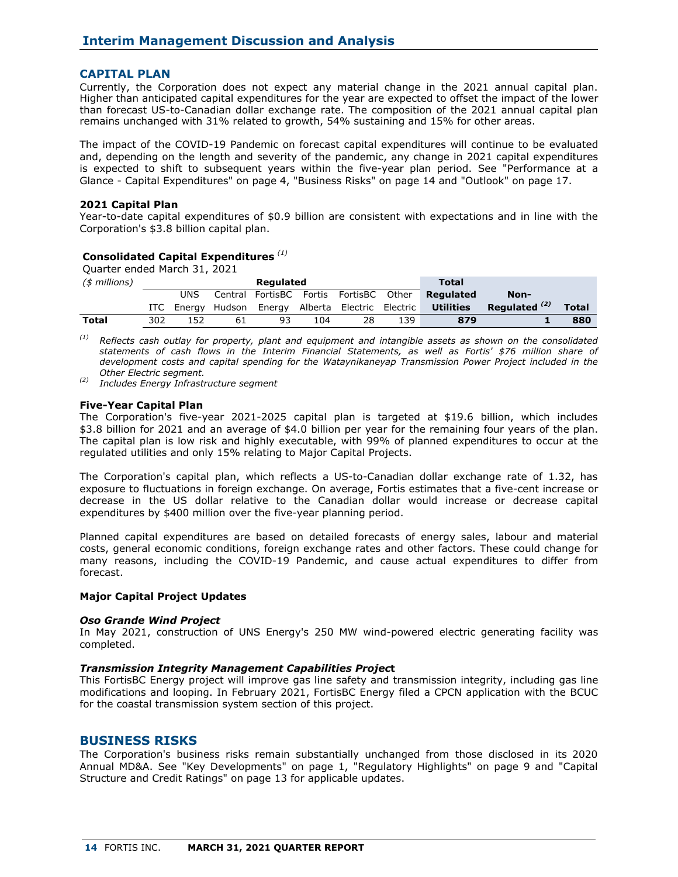## CAPITAL PLAN

Currently, the Corporation does not expect any material change in the 2021 annual capital plan. Higher than anticipated capital expenditures for the year are expected to offset the impact of the lower than forecast US-to-Canadian dollar exchange rate. The composition of the 2021 annual capital plan remains unchanged with 31% related to growth, 54% sustaining and 15% for other areas.

The impact of the COVID-19 Pandemic on forecast capital expenditures will continue to be evaluated and, depending on the length and severity of the pandemic, any change in 2021 capital expenditures is expected to shift to subsequent years within the five-year plan period. See "Performance at a Glance - Capital Expenditures" on page 4, "Business Risks" on page 14 and "Outlook" on page 17.

### 2021 Capital Plan

Year-to-date capital expenditures of $0.9 billion are consistent with expectations and in line with the Corporation's $3.8 billion capital plan.

**Consolidated Capital Expenditures** [(1)]

Quarter ended March 31, 2021

| *($ millions)* | Regulated | | | | | | | Total | | |
|---|---|---|---|---|---|---|---|---|---|---|
| | ITC | UNS Energy | Central Hudson | FortisBC Energy | Fortis Alberta | FortisBC Electric | Other Electric | **Regulated Utilities** | **Non-Regulated** [(2)] | **Total** |
| **Total** | 302 | 152 | 61 | 93 | 104 | 28 | 139 | **879** | **1** | **880** |

[(1)] *Reflects cash outlay for property, plant and equipment and intangible assets as shown on the consolidated statements of cash flows in the Interim Financial Statements, as well as Fortis' $76 million share of development costs and capital spending for the Wataynikaneyap Transmission Power Project included in the Other Electric segment.*

[(2)] *Includes Energy Infrastructure segment*

### Five-Year Capital Plan

The Corporation's five-year 2021-2025 capital plan is targeted at $19.6 billion, which includes $3.8 billion for 2021 and an average of $4.0 billion per year for the remaining four years of the plan. The capital plan is low risk and highly executable, with 99% of planned expenditures to occur at the regulated utilities and only 15% relating to Major Capital Projects.

The Corporation's capital plan, which reflects a US-to-Canadian dollar exchange rate of 1.32, has exposure to fluctuations in foreign exchange. On average, Fortis estimates that a five-cent increase or decrease in the US dollar relative to the Canadian dollar would increase or decrease capital expenditures by $400 million over the five-year planning period.

Planned capital expenditures are based on detailed forecasts of energy sales, labour and material costs, general economic conditions, foreign exchange rates and other factors. These could change for many reasons, including the COVID-19 Pandemic, and cause actual expenditures to differ from forecast.

### Major Capital Project Updates

***Oso Grande Wind Project***

In May 2021, construction of UNS Energy's 250 MW wind-powered electric generating facility was completed.

***Transmission Integrity Management Capabilities Project***

This FortisBC Energy project will improve gas line safety and transmission integrity, including gas line modifications and looping. In February 2021, FortisBC Energy filed a CPCN application with the BCUC for the coastal transmission system section of this project.

## BUSINESS RISKS

The Corporation's business risks remain substantially unchanged from those disclosed in its 2020 Annual MD&A. See "Key Developments" on page 1, "Regulatory Highlights" on page 9 and "Capital Structure and Credit Ratings" on page 13 for applicable updates.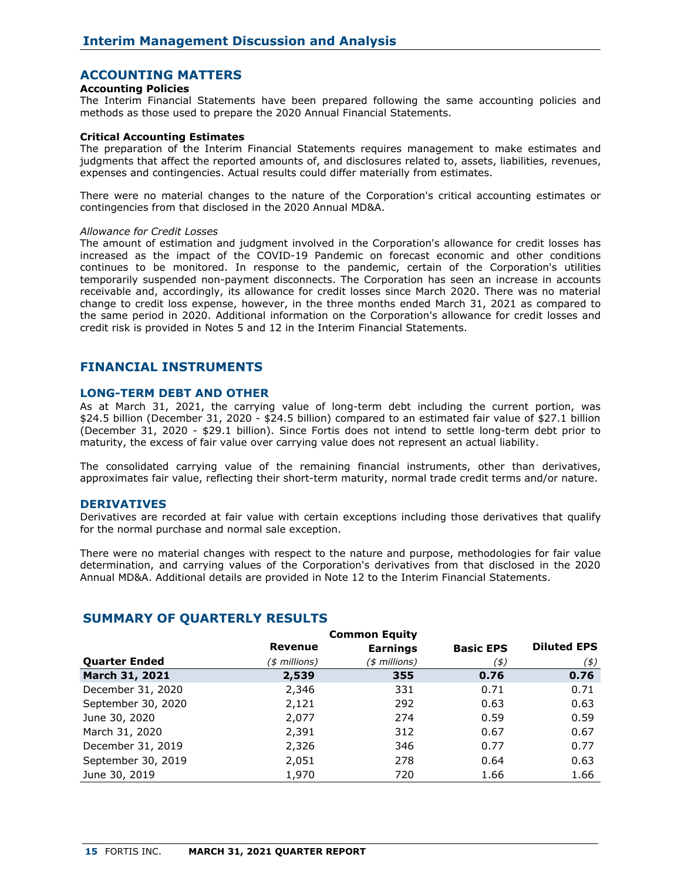## ACCOUNTING MATTERS

**Accounting Policies**

The Interim Financial Statements have been prepared following the same accounting policies and methods as those used to prepare the 2020 Annual Financial Statements.

**Critical Accounting Estimates**

The preparation of the Interim Financial Statements requires management to make estimates and judgments that affect the reported amounts of, and disclosures related to, assets, liabilities, revenues, expenses and contingencies. Actual results could differ materially from estimates.

There were no material changes to the nature of the Corporation's critical accounting estimates or contingencies from that disclosed in the 2020 Annual MD&A.

*Allowance for Credit Losses*

The amount of estimation and judgment involved in the Corporation's allowance for credit losses has increased as the impact of the COVID-19 Pandemic on forecast economic and other conditions continues to be monitored. In response to the pandemic, certain of the Corporation's utilities temporarily suspended non-payment disconnects. The Corporation has seen an increase in accounts receivable and, accordingly, its allowance for credit losses since March 2020. There was no material change to credit loss expense, however, in the three months ended March 31, 2021 as compared to the same period in 2020. Additional information on the Corporation's allowance for credit losses and credit risk is provided in Notes 5 and 12 in the Interim Financial Statements.

## FINANCIAL INSTRUMENTS

### LONG-TERM DEBT AND OTHER

As at March 31, 2021, the carrying value of long-term debt including the current portion, was $24.5 billion (December 31, 2020 - $24.5 billion) compared to an estimated fair value of $27.1 billion (December 31, 2020 - $29.1 billion). Since Fortis does not intend to settle long-term debt prior to maturity, the excess of fair value over carrying value does not represent an actual liability.

The consolidated carrying value of the remaining financial instruments, other than derivatives, approximates fair value, reflecting their short-term maturity, normal trade credit terms and/or nature.

### DERIVATIVES

Derivatives are recorded at fair value with certain exceptions including those derivatives that qualify for the normal purchase and normal sale exception.

There were no material changes with respect to the nature and purpose, methodologies for fair value determination, and carrying values of the Corporation's derivatives from that disclosed in the 2020 Annual MD&A. Additional details are provided in Note 12 to the Interim Financial Statements.

## SUMMARY OF QUARTERLY RESULTS

| Quarter Ended | Revenue ($ millions) | Common Equity Earnings ($ millions) | Basic EPS ($) | Diluted EPS ($) |
|---|---|---|---|---|
| **March 31, 2021** | **2,539** | **355** | **0.76** | **0.76** |
| December 31, 2020 | 2,346 | 331 | 0.71 | 0.71 |
| September 30, 2020 | 2,121 | 292 | 0.63 | 0.63 |
| June 30, 2020 | 2,077 | 274 | 0.59 | 0.59 |
| March 31, 2020 | 2,391 | 312 | 0.67 | 0.67 |
| December 31, 2019 | 2,326 | 346 | 0.77 | 0.77 |
| September 30, 2019 | 2,051 | 278 | 0.64 | 0.63 |
| June 30, 2019 | 1,970 | 720 | 1.66 | 1.66 |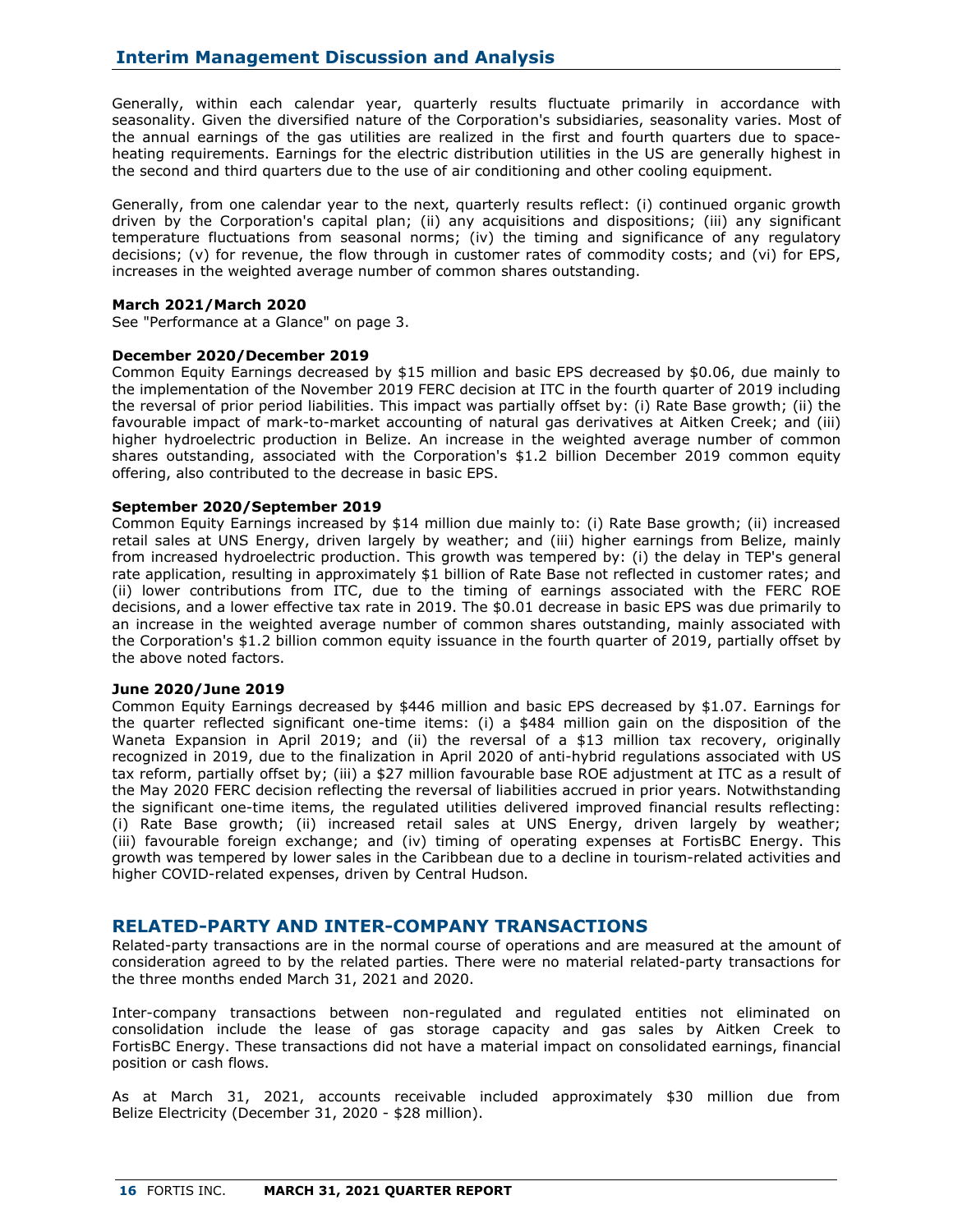Generally, within each calendar year, quarterly results fluctuate primarily in accordance with seasonality. Given the diversified nature of the Corporation's subsidiaries, seasonality varies. Most of the annual earnings of the gas utilities are realized in the first and fourth quarters due to space-heating requirements. Earnings for the electric distribution utilities in the US are generally highest in the second and third quarters due to the use of air conditioning and other cooling equipment.

Generally, from one calendar year to the next, quarterly results reflect: (i) continued organic growth driven by the Corporation's capital plan; (ii) any acquisitions and dispositions; (iii) any significant temperature fluctuations from seasonal norms; (iv) the timing and significance of any regulatory decisions; (v) for revenue, the flow through in customer rates of commodity costs; and (vi) for EPS, increases in the weighted average number of common shares outstanding.

**March 2021/March 2020**

See "Performance at a Glance" on page 3.

**December 2020/December 2019**

Common Equity Earnings decreased by $15 million and basic EPS decreased by $0.06, due mainly to the implementation of the November 2019 FERC decision at ITC in the fourth quarter of 2019 including the reversal of prior period liabilities. This impact was partially offset by: (i) Rate Base growth; (ii) the favourable impact of mark-to-market accounting of natural gas derivatives at Aitken Creek; and (iii) higher hydroelectric production in Belize. An increase in the weighted average number of common shares outstanding, associated with the Corporation's $1.2 billion December 2019 common equity offering, also contributed to the decrease in basic EPS.

**September 2020/September 2019**

Common Equity Earnings increased by $14 million due mainly to: (i) Rate Base growth; (ii) increased retail sales at UNS Energy, driven largely by weather; and (iii) higher earnings from Belize, mainly from increased hydroelectric production. This growth was tempered by: (i) the delay in TEP's general rate application, resulting in approximately $1 billion of Rate Base not reflected in customer rates; and (ii) lower contributions from ITC, due to the timing of earnings associated with the FERC ROE decisions, and a lower effective tax rate in 2019. The $0.01 decrease in basic EPS was due primarily to an increase in the weighted average number of common shares outstanding, mainly associated with the Corporation's $1.2 billion common equity issuance in the fourth quarter of 2019, partially offset by the above noted factors.

**June 2020/June 2019**

Common Equity Earnings decreased by $446 million and basic EPS decreased by $1.07. Earnings for the quarter reflected significant one-time items: (i) a $484 million gain on the disposition of the Waneta Expansion in April 2019; and (ii) the reversal of a $13 million tax recovery, originally recognized in 2019, due to the finalization in April 2020 of anti-hybrid regulations associated with US tax reform, partially offset by; (iii) a $27 million favourable base ROE adjustment at ITC as a result of the May 2020 FERC decision reflecting the reversal of liabilities accrued in prior years. Notwithstanding the significant one-time items, the regulated utilities delivered improved financial results reflecting: (i) Rate Base growth; (ii) increased retail sales at UNS Energy, driven largely by weather; (iii) favourable foreign exchange; and (iv) timing of operating expenses at FortisBC Energy. This growth was tempered by lower sales in the Caribbean due to a decline in tourism-related activities and higher COVID-related expenses, driven by Central Hudson.

## RELATED-PARTY AND INTER-COMPANY TRANSACTIONS

Related-party transactions are in the normal course of operations and are measured at the amount of consideration agreed to by the related parties. There were no material related-party transactions for the three months ended March 31, 2021 and 2020.

Inter-company transactions between non-regulated and regulated entities not eliminated on consolidation include the lease of gas storage capacity and gas sales by Aitken Creek to FortisBC Energy. These transactions did not have a material impact on consolidated earnings, financial position or cash flows.

As at March 31, 2021, accounts receivable included approximately $30 million due from Belize Electricity (December 31, 2020 - $28 million).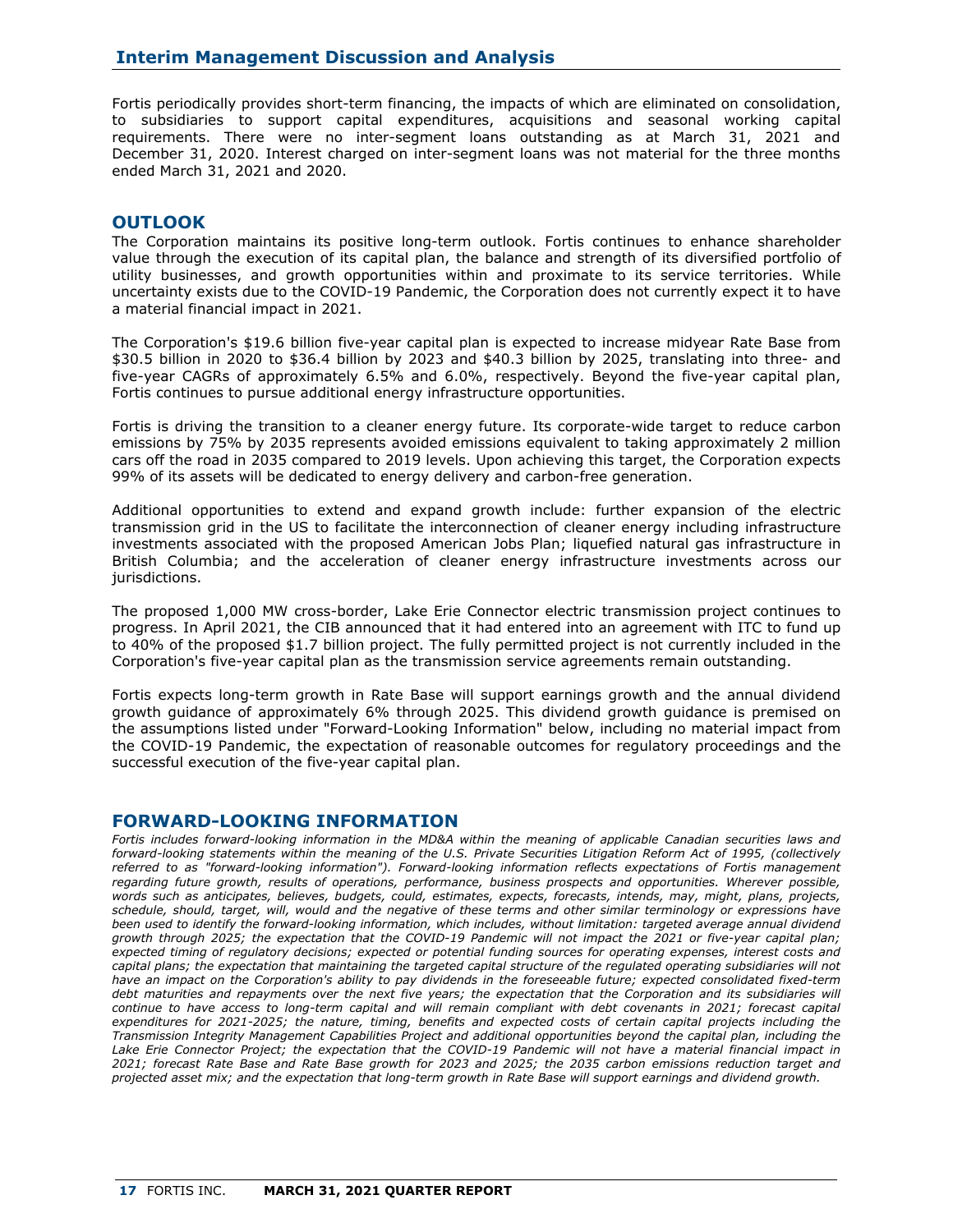Fortis periodically provides short-term financing, the impacts of which are eliminated on consolidation, to subsidiaries to support capital expenditures, acquisitions and seasonal working capital requirements. There were no inter-segment loans outstanding as at March 31, 2021 and December 31, 2020. Interest charged on inter-segment loans was not material for the three months ended March 31, 2021 and 2020.

## OUTLOOK

The Corporation maintains its positive long-term outlook. Fortis continues to enhance shareholder value through the execution of its capital plan, the balance and strength of its diversified portfolio of utility businesses, and growth opportunities within and proximate to its service territories. While uncertainty exists due to the COVID-19 Pandemic, the Corporation does not currently expect it to have a material financial impact in 2021.

The Corporation's $19.6 billion five-year capital plan is expected to increase midyear Rate Base from $30.5 billion in 2020 to $36.4 billion by 2023 and $40.3 billion by 2025, translating into three- and five-year CAGRs of approximately 6.5% and 6.0%, respectively. Beyond the five-year capital plan, Fortis continues to pursue additional energy infrastructure opportunities.

Fortis is driving the transition to a cleaner energy future. Its corporate-wide target to reduce carbon emissions by 75% by 2035 represents avoided emissions equivalent to taking approximately 2 million cars off the road in 2035 compared to 2019 levels. Upon achieving this target, the Corporation expects 99% of its assets will be dedicated to energy delivery and carbon-free generation.

Additional opportunities to extend and expand growth include: further expansion of the electric transmission grid in the US to facilitate the interconnection of cleaner energy including infrastructure investments associated with the proposed American Jobs Plan; liquefied natural gas infrastructure in British Columbia; and the acceleration of cleaner energy infrastructure investments across our jurisdictions.

The proposed 1,000 MW cross-border, Lake Erie Connector electric transmission project continues to progress. In April 2021, the CIB announced that it had entered into an agreement with ITC to fund up to 40% of the proposed $1.7 billion project. The fully permitted project is not currently included in the Corporation's five-year capital plan as the transmission service agreements remain outstanding.

Fortis expects long-term growth in Rate Base will support earnings growth and the annual dividend growth guidance of approximately 6% through 2025. This dividend growth guidance is premised on the assumptions listed under "Forward-Looking Information" below, including no material impact from the COVID-19 Pandemic, the expectation of reasonable outcomes for regulatory proceedings and the successful execution of the five-year capital plan.

## FORWARD-LOOKING INFORMATION

*Fortis includes forward-looking information in the MD&A within the meaning of applicable Canadian securities laws and forward-looking statements within the meaning of the U.S. Private Securities Litigation Reform Act of 1995, (collectively referred to as "forward-looking information"). Forward-looking information reflects expectations of Fortis management regarding future growth, results of operations, performance, business prospects and opportunities. Wherever possible, words such as anticipates, believes, budgets, could, estimates, expects, forecasts, intends, may, might, plans, projects, schedule, should, target, will, would and the negative of these terms and other similar terminology or expressions have been used to identify the forward-looking information, which includes, without limitation: targeted average annual dividend growth through 2025; the expectation that the COVID-19 Pandemic will not impact the 2021 or five-year capital plan; expected timing of regulatory decisions; expected or potential funding sources for operating expenses, interest costs and capital plans; the expectation that maintaining the targeted capital structure of the regulated operating subsidiaries will not have an impact on the Corporation's ability to pay dividends in the foreseeable future; expected consolidated fixed-term debt maturities and repayments over the next five years; the expectation that the Corporation and its subsidiaries will continue to have access to long-term capital and will remain compliant with debt covenants in 2021; forecast capital expenditures for 2021-2025; the nature, timing, benefits and expected costs of certain capital projects including the Transmission Integrity Management Capabilities Project and additional opportunities beyond the capital plan, including the Lake Erie Connector Project; the expectation that the COVID-19 Pandemic will not have a material financial impact in 2021; forecast Rate Base and Rate Base growth for 2023 and 2025; the 2035 carbon emissions reduction target and projected asset mix; and the expectation that long-term growth in Rate Base will support earnings and dividend growth.*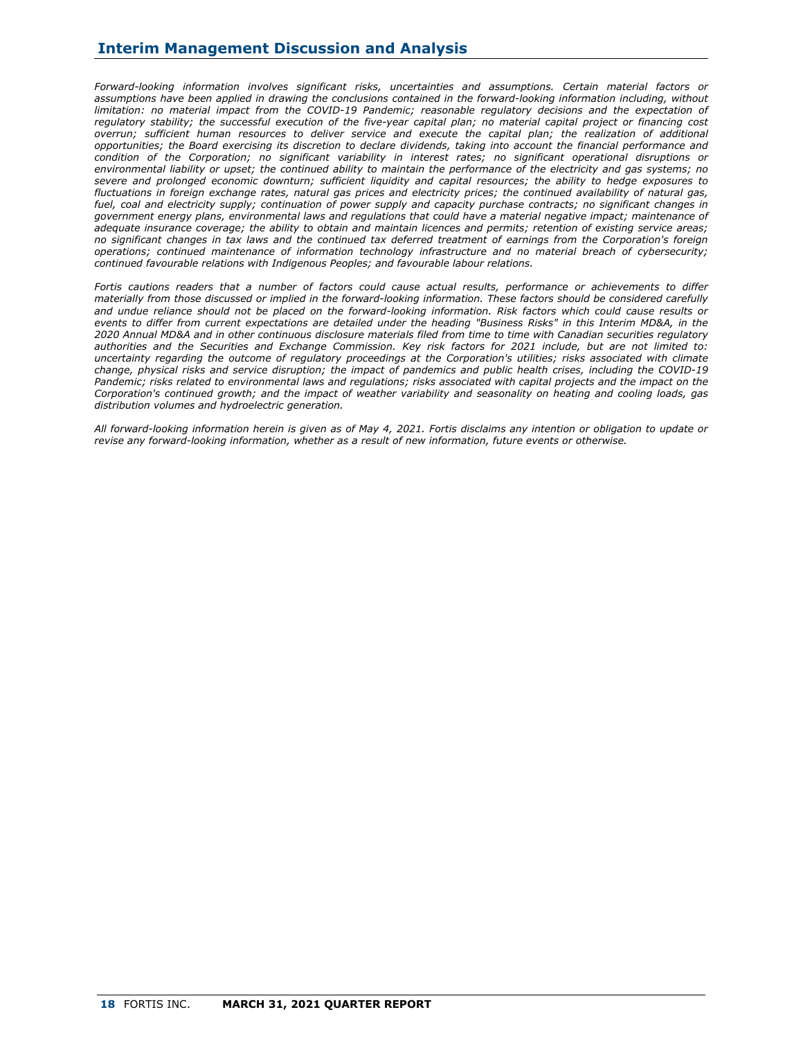*Forward-looking information involves significant risks, uncertainties and assumptions. Certain material factors or assumptions have been applied in drawing the conclusions contained in the forward-looking information including, without limitation: no material impact from the COVID-19 Pandemic; reasonable regulatory decisions and the expectation of regulatory stability; the successful execution of the five-year capital plan; no material capital project or financing cost overrun; sufficient human resources to deliver service and execute the capital plan; the realization of additional opportunities; the Board exercising its discretion to declare dividends, taking into account the financial performance and condition of the Corporation; no significant variability in interest rates; no significant operational disruptions or environmental liability or upset; the continued ability to maintain the performance of the electricity and gas systems; no severe and prolonged economic downturn; sufficient liquidity and capital resources; the ability to hedge exposures to fluctuations in foreign exchange rates, natural gas prices and electricity prices; the continued availability of natural gas, fuel, coal and electricity supply; continuation of power supply and capacity purchase contracts; no significant changes in government energy plans, environmental laws and regulations that could have a material negative impact; maintenance of adequate insurance coverage; the ability to obtain and maintain licences and permits; retention of existing service areas; no significant changes in tax laws and the continued tax deferred treatment of earnings from the Corporation's foreign operations; continued maintenance of information technology infrastructure and no material breach of cybersecurity; continued favourable relations with Indigenous Peoples; and favourable labour relations.*

*Fortis cautions readers that a number of factors could cause actual results, performance or achievements to differ materially from those discussed or implied in the forward-looking information. These factors should be considered carefully and undue reliance should not be placed on the forward-looking information. Risk factors which could cause results or events to differ from current expectations are detailed under the heading "Business Risks" in this Interim MD&A, in the 2020 Annual MD&A and in other continuous disclosure materials filed from time to time with Canadian securities regulatory authorities and the Securities and Exchange Commission. Key risk factors for 2021 include, but are not limited to: uncertainty regarding the outcome of regulatory proceedings at the Corporation's utilities; risks associated with climate change, physical risks and service disruption; the impact of pandemics and public health crises, including the COVID-19 Pandemic; risks related to environmental laws and regulations; risks associated with capital projects and the impact on the Corporation's continued growth; and the impact of weather variability and seasonality on heating and cooling loads, gas distribution volumes and hydroelectric generation.*

*All forward-looking information herein is given as of May 4, 2021. Fortis disclaims any intention or obligation to update or revise any forward-looking information, whether as a result of new information, future events or otherwise.*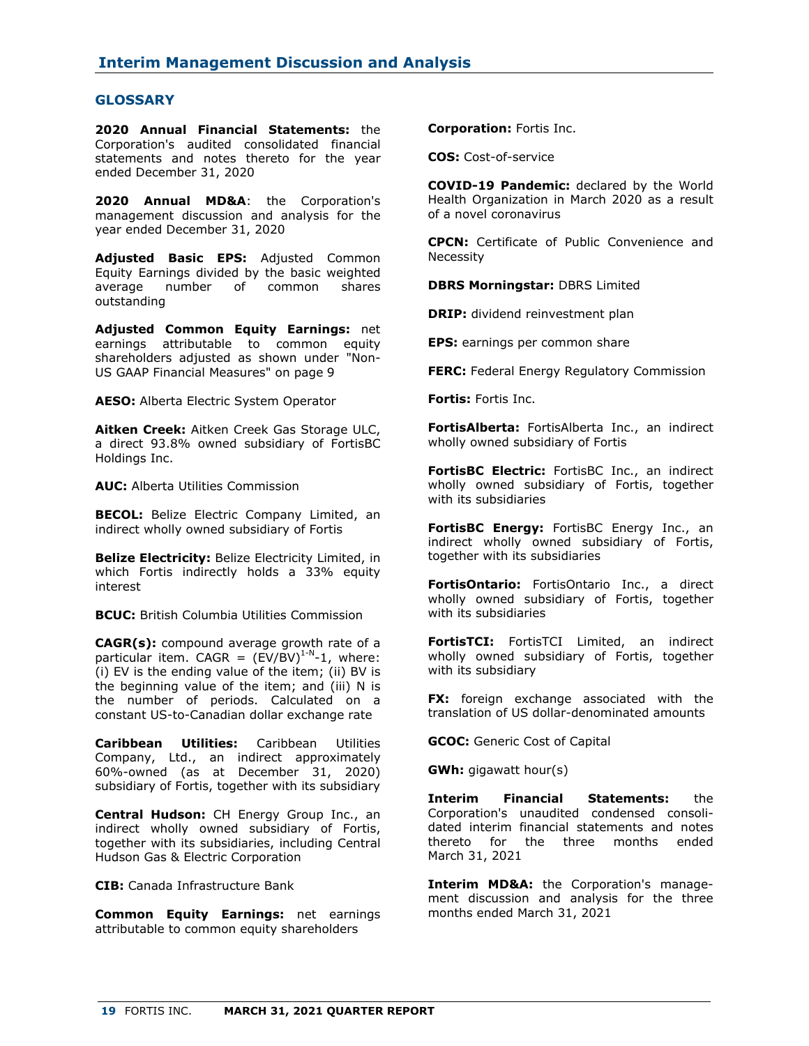## GLOSSARY

**2020 Annual Financial Statements:** the Corporation's audited consolidated financial statements and notes thereto for the year ended December 31, 2020

**2020 Annual MD&A**: the Corporation's management discussion and analysis for the year ended December 31, 2020

**Adjusted Basic EPS:** Adjusted Common Equity Earnings divided by the basic weighted average number of common shares outstanding

**Adjusted Common Equity Earnings:** net earnings attributable to common equity shareholders adjusted as shown under "Non-US GAAP Financial Measures" on page 9

**AESO:** Alberta Electric System Operator

**Aitken Creek:** Aitken Creek Gas Storage ULC, a direct 93.8% owned subsidiary of FortisBC Holdings Inc.

**AUC:** Alberta Utilities Commission

**BECOL:** Belize Electric Company Limited, an indirect wholly owned subsidiary of Fortis

**Belize Electricity:** Belize Electricity Limited, in which Fortis indirectly holds a 33% equity interest

**BCUC:** British Columbia Utilities Commission

**CAGR(s):** compound average growth rate of a particular item. CAGR = $(EV/BV)^{1-N}$-1, where: (i) EV is the ending value of the item; (ii) BV is the beginning value of the item; and (iii) N is the number of periods. Calculated on a constant US-to-Canadian dollar exchange rate

**Caribbean Utilities:** Caribbean Utilities Company, Ltd., an indirect approximately 60%-owned (as at December 31, 2020) subsidiary of Fortis, together with its subsidiary

**Central Hudson:** CH Energy Group Inc., an indirect wholly owned subsidiary of Fortis, together with its subsidiaries, including Central Hudson Gas & Electric Corporation

**CIB:** Canada Infrastructure Bank

**Common Equity Earnings:** net earnings attributable to common equity shareholders

**Corporation:** Fortis Inc.

**COS:** Cost-of-service

**COVID-19 Pandemic:** declared by the World Health Organization in March 2020 as a result of a novel coronavirus

**CPCN:** Certificate of Public Convenience and Necessity

**DBRS Morningstar:** DBRS Limited

**DRIP:** dividend reinvestment plan

**EPS:** earnings per common share

**FERC:** Federal Energy Regulatory Commission

**Fortis:** Fortis Inc.

**FortisAlberta:** FortisAlberta Inc., an indirect wholly owned subsidiary of Fortis

**FortisBC Electric:** FortisBC Inc., an indirect wholly owned subsidiary of Fortis, together with its subsidiaries

**FortisBC Energy:** FortisBC Energy Inc., an indirect wholly owned subsidiary of Fortis, together with its subsidiaries

**FortisOntario:** FortisOntario Inc., a direct wholly owned subsidiary of Fortis, together with its subsidiaries

**FortisTCI:** FortisTCI Limited, an indirect wholly owned subsidiary of Fortis, together with its subsidiary

**FX:** foreign exchange associated with the translation of US dollar-denominated amounts

**GCOC:** Generic Cost of Capital

**GWh:** gigawatt hour(s)

**Interim Financial Statements:** the Corporation's unaudited condensed consolidated interim financial statements and notes thereto for the three months ended March 31, 2021

**Interim MD&A:** the Corporation's management discussion and analysis for the three months ended March 31, 2021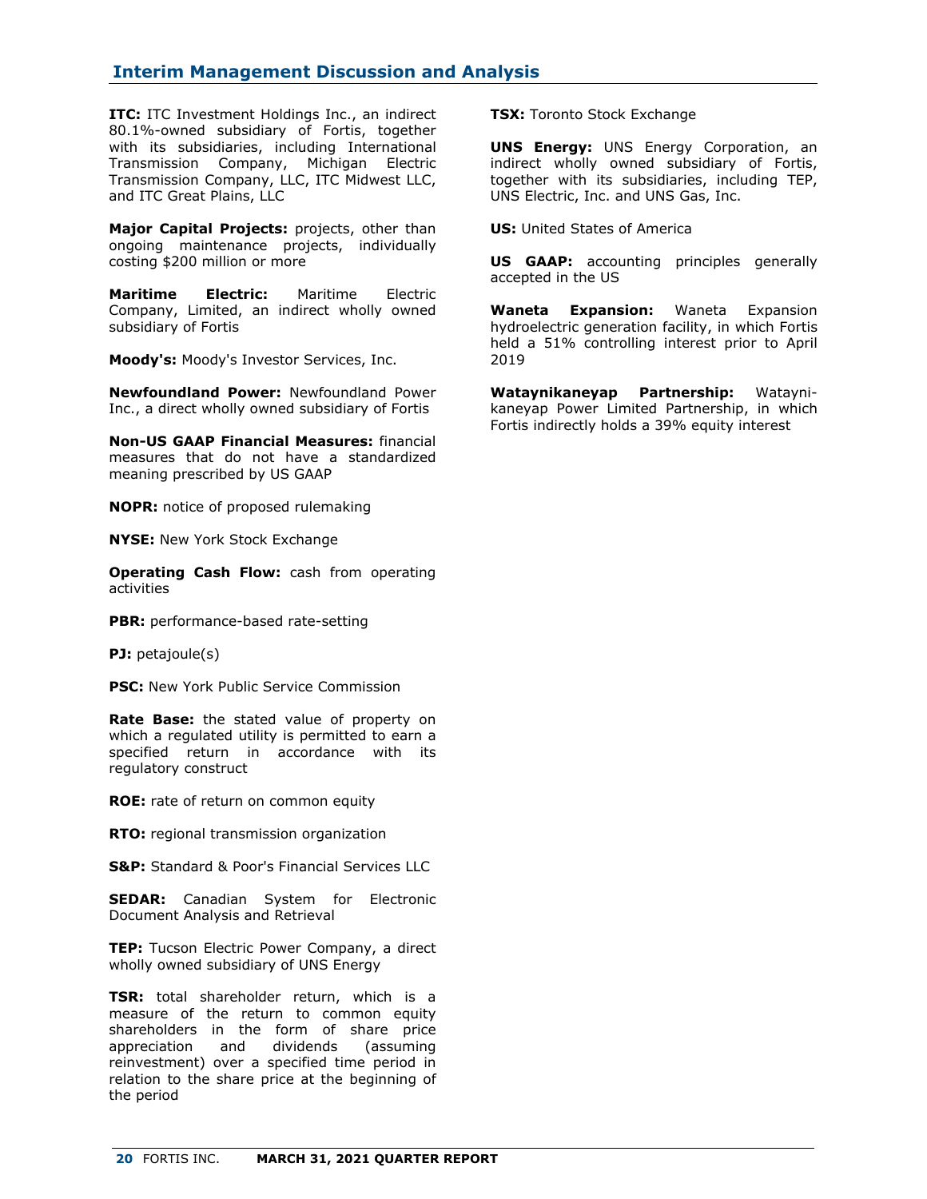**ITC:** ITC Investment Holdings Inc., an indirect 80.1%-owned subsidiary of Fortis, together with its subsidiaries, including International Transmission Company, Michigan Electric Transmission Company, LLC, ITC Midwest LLC, and ITC Great Plains, LLC

**Major Capital Projects:** projects, other than ongoing maintenance projects, individually costing $200 million or more

**Maritime Electric:** Maritime Electric Company, Limited, an indirect wholly owned subsidiary of Fortis

**Moody's:** Moody's Investor Services, Inc.

**Newfoundland Power:** Newfoundland Power Inc., a direct wholly owned subsidiary of Fortis

**Non-US GAAP Financial Measures:** financial measures that do not have a standardized meaning prescribed by US GAAP

**NOPR:** notice of proposed rulemaking

**NYSE:** New York Stock Exchange

**Operating Cash Flow:** cash from operating activities

**PBR:** performance-based rate-setting

**PJ:** petajoule(s)

**PSC:** New York Public Service Commission

**Rate Base:** the stated value of property on which a regulated utility is permitted to earn a specified return in accordance with its regulatory construct

**ROE:** rate of return on common equity

**RTO:** regional transmission organization

**S&P:** Standard & Poor's Financial Services LLC

**SEDAR:** Canadian System for Electronic Document Analysis and Retrieval

**TEP:** Tucson Electric Power Company, a direct wholly owned subsidiary of UNS Energy

**TSR:** total shareholder return, which is a measure of the return to common equity shareholders in the form of share price appreciation and dividends (assuming reinvestment) over a specified time period in relation to the share price at the beginning of the period

**TSX:** Toronto Stock Exchange

**UNS Energy:** UNS Energy Corporation, an indirect wholly owned subsidiary of Fortis, together with its subsidiaries, including TEP, UNS Electric, Inc. and UNS Gas, Inc.

**US:** United States of America

**US GAAP:** accounting principles generally accepted in the US

**Waneta Expansion:** Waneta Expansion hydroelectric generation facility, in which Fortis held a 51% controlling interest prior to April 2019

**Wataynikaneyap Partnership:** Wataynikaneyap Power Limited Partnership, in which Fortis indirectly holds a 39% equity interest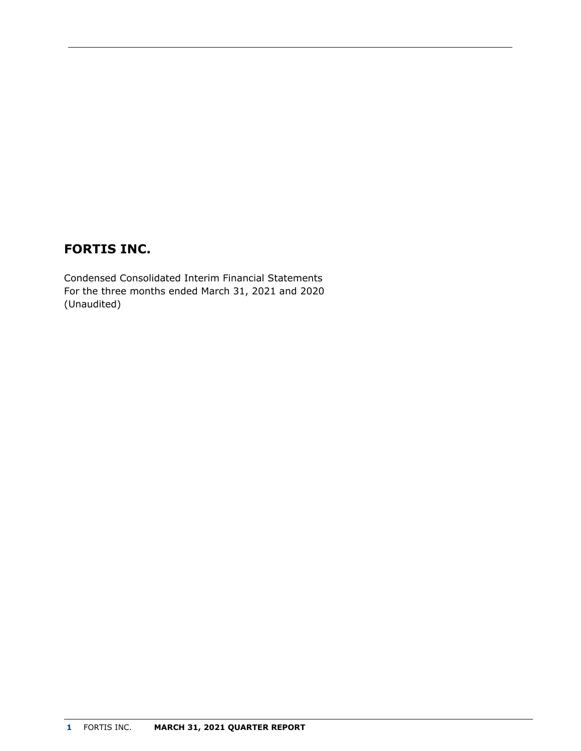# FORTIS INC.

Condensed Consolidated Interim Financial Statements
For the three months ended March 31, 2021 and 2020
(Unaudited)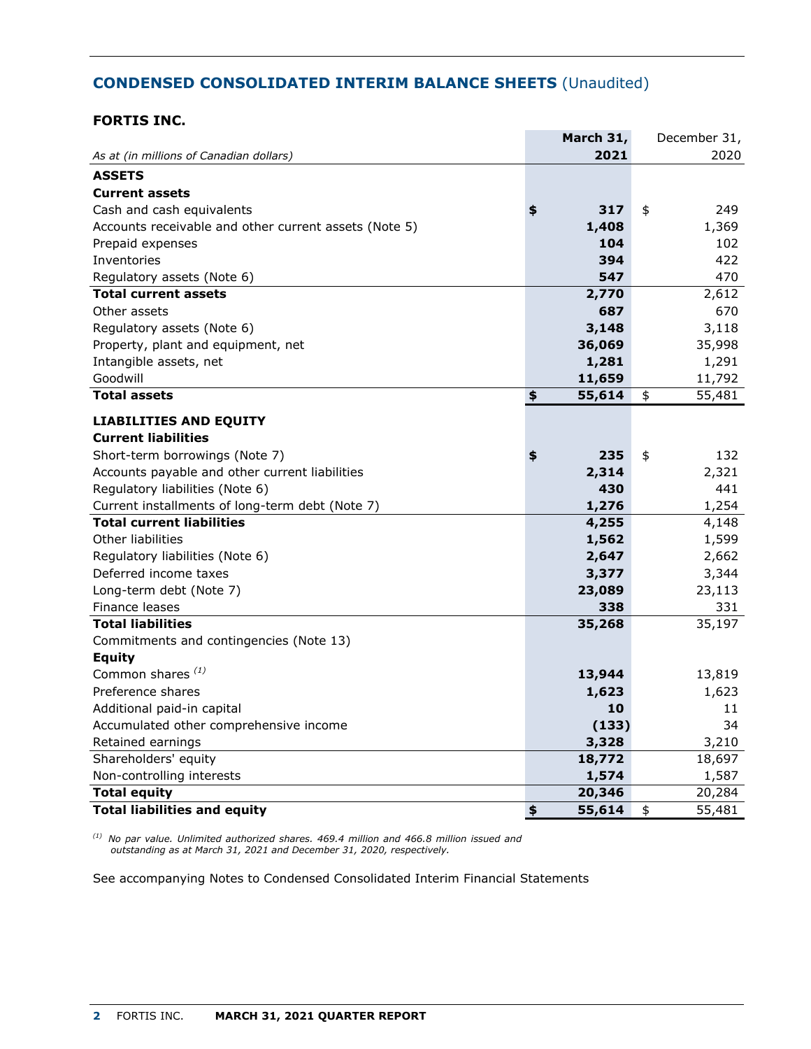## CONDENSED CONSOLIDATED INTERIM BALANCE SHEETS (Unaudited)

### FORTIS INC.

| *As at (in millions of Canadian dollars)* | **March 31, 2021** | December 31, 2020 |
|---|---|---|
| **ASSETS** | | |
| **Current assets** | | |
| Cash and cash equivalents | **$ 317** | $ 249 |
| Accounts receivable and other current assets (Note 5) | **1,408** | 1,369 |
| Prepaid expenses | **104** | 102 |
| Inventories | **394** | 422 |
| Regulatory assets (Note 6) | **547** | 470 |
| **Total current assets** | **2,770** | 2,612 |
| Other assets | **687** | 670 |
| Regulatory assets (Note 6) | **3,148** | 3,118 |
| Property, plant and equipment, net | **36,069** | 35,998 |
| Intangible assets, net | **1,281** | 1,291 |
| Goodwill | **11,659** | 11,792 |
| **Total assets** | **$ 55,614** | $ 55,481 |
| **LIABILITIES AND EQUITY** | | |
| **Current liabilities** | | |
| Short-term borrowings (Note 7) | **$ 235** | $ 132 |
| Accounts payable and other current liabilities | **2,314** | 2,321 |
| Regulatory liabilities (Note 6) | **430** | 441 |
| Current installments of long-term debt (Note 7) | **1,276** | 1,254 |
| **Total current liabilities** | **4,255** | 4,148 |
| Other liabilities | **1,562** | 1,599 |
| Regulatory liabilities (Note 6) | **2,647** | 2,662 |
| Deferred income taxes | **3,377** | 3,344 |
| Long-term debt (Note 7) | **23,089** | 23,113 |
| Finance leases | **338** | 331 |
| **Total liabilities** | **35,268** | 35,197 |
| Commitments and contingencies (Note 13) | | |
| **Equity** | | |
| Common shares [(1)] | **13,944** | 13,819 |
| Preference shares | **1,623** | 1,623 |
| Additional paid-in capital | **10** | 11 |
| Accumulated other comprehensive income | **(133)** | 34 |
| Retained earnings | **3,328** | 3,210 |
| Shareholders' equity | **18,772** | 18,697 |
| Non-controlling interests | **1,574** | 1,587 |
| **Total equity** | **20,346** | 20,284 |
| **Total liabilities and equity** | **$ 55,614** | $ 55,481 |

*(1) No par value. Unlimited authorized shares. 469.4 million and 466.8 million issued and outstanding as at March 31, 2021 and December 31, 2020, respectively.*

See accompanying Notes to Condensed Consolidated Interim Financial Statements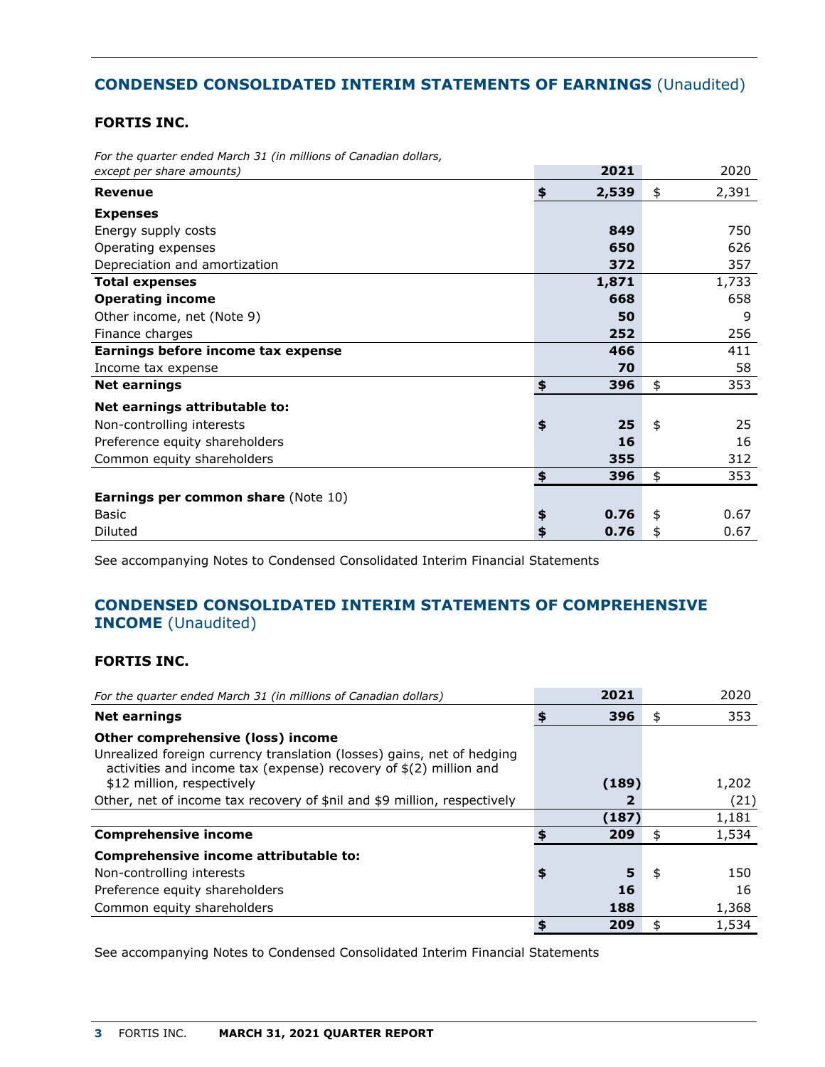## CONDENSED CONSOLIDATED INTERIM STATEMENTS OF EARNINGS (Unaudited)

### FORTIS INC.

| *For the quarter ended March 31 (in millions of Canadian dollars, except per share amounts)* | **2021** | 2020 |
|---|---|---|
| **Revenue** | **$ 2,539** | $ 2,391 |
| **Expenses** | | |
| Energy supply costs | **849** | 750 |
| Operating expenses | **650** | 626 |
| Depreciation and amortization | **372** | 357 |
| **Total expenses** | **1,871** | 1,733 |
| **Operating income** | **668** | 658 |
| Other income, net (Note 9) | **50** | 9 |
| Finance charges | **252** | 256 |
| **Earnings before income tax expense** | **466** | 411 |
| Income tax expense | **70** | 58 |
| **Net earnings** | **$ 396** | $ 353 |
| **Net earnings attributable to:** | | |
| Non-controlling interests | **$ 25** | $ 25 |
| Preference equity shareholders | **16** | 16 |
| Common equity shareholders | **355** | 312 |
| | **$ 396** | $ 353 |
| **Earnings per common share** (Note 10) | | |
| Basic | **$ 0.76** | $ 0.67 |
| Diluted | **$ 0.76** | $ 0.67 |

See accompanying Notes to Condensed Consolidated Interim Financial Statements

## CONDENSED CONSOLIDATED INTERIM STATEMENTS OF COMPREHENSIVE INCOME (Unaudited)

### FORTIS INC.

| *For the quarter ended March 31 (in millions of Canadian dollars)* | **2021** | 2020 |
|---|---|---|
| **Net earnings** | **$ 396** | $ 353 |
| **Other comprehensive (loss) income** | | |
| Unrealized foreign currency translation (losses) gains, net of hedging activities and income tax (expense) recovery of $(2) million and $12 million, respectively | **(189)** | 1,202 |
| Other, net of income tax recovery of $nil and $9 million, respectively | **2** | (21) |
| | **(187)** | 1,181 |
| **Comprehensive income** | **$ 209** | $ 1,534 |
| **Comprehensive income attributable to:** | | |
| Non-controlling interests | **$ 5** | $ 150 |
| Preference equity shareholders | **16** | 16 |
| Common equity shareholders | **188** | 1,368 |
| | **$ 209** | $ 1,534 |

See accompanying Notes to Condensed Consolidated Interim Financial Statements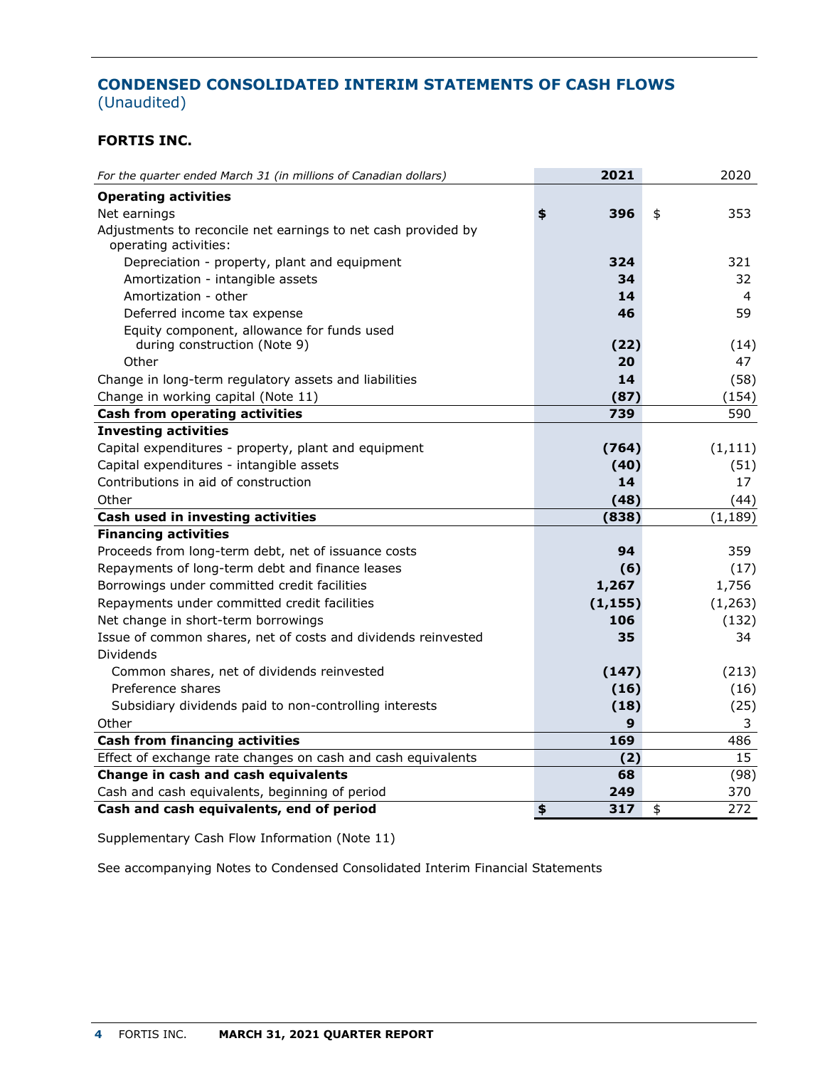## CONDENSED CONSOLIDATED INTERIM STATEMENTS OF CASH FLOWS
(Unaudited)

### FORTIS INC.

| *For the quarter ended March 31 (in millions of Canadian dollars)* | **2021** | 2020 |
|---|---|---|
| **Operating activities** | | |
| Net earnings | **$ 396** | $ 353 |
| Adjustments to reconcile net earnings to net cash provided by operating activities: | | |
| Depreciation - property, plant and equipment | **324** | 321 |
| Amortization - intangible assets | **34** | 32 |
| Amortization - other | **14** | 4 |
| Deferred income tax expense | **46** | 59 |
| Equity component, allowance for funds used during construction (Note 9) | **(22)** | (14) |
| Other | **20** | 47 |
| Change in long-term regulatory assets and liabilities | **14** | (58) |
| Change in working capital (Note 11) | **(87)** | (154) |
| **Cash from operating activities** | **739** | 590 |
| **Investing activities** | | |
| Capital expenditures - property, plant and equipment | **(764)** | (1,111) |
| Capital expenditures - intangible assets | **(40)** | (51) |
| Contributions in aid of construction | **14** | 17 |
| Other | **(48)** | (44) |
| **Cash used in investing activities** | **(838)** | (1,189) |
| **Financing activities** | | |
| Proceeds from long-term debt, net of issuance costs | **94** | 359 |
| Repayments of long-term debt and finance leases | **(6)** | (17) |
| Borrowings under committed credit facilities | **1,267** | 1,756 |
| Repayments under committed credit facilities | **(1,155)** | (1,263) |
| Net change in short-term borrowings | **106** | (132) |
| Issue of common shares, net of costs and dividends reinvested | **35** | 34 |
| Dividends | | |
| Common shares, net of dividends reinvested | **(147)** | (213) |
| Preference shares | **(16)** | (16) |
| Subsidiary dividends paid to non-controlling interests | **(18)** | (25) |
| Other | **9** | 3 |
| **Cash from financing activities** | **169** | 486 |
| Effect of exchange rate changes on cash and cash equivalents | **(2)** | 15 |
| **Change in cash and cash equivalents** | **68** | (98) |
| Cash and cash equivalents, beginning of period | **249** | 370 |
| **Cash and cash equivalents, end of period** | **$ 317** | $ 272 |

Supplementary Cash Flow Information (Note 11)

See accompanying Notes to Condensed Consolidated Interim Financial Statements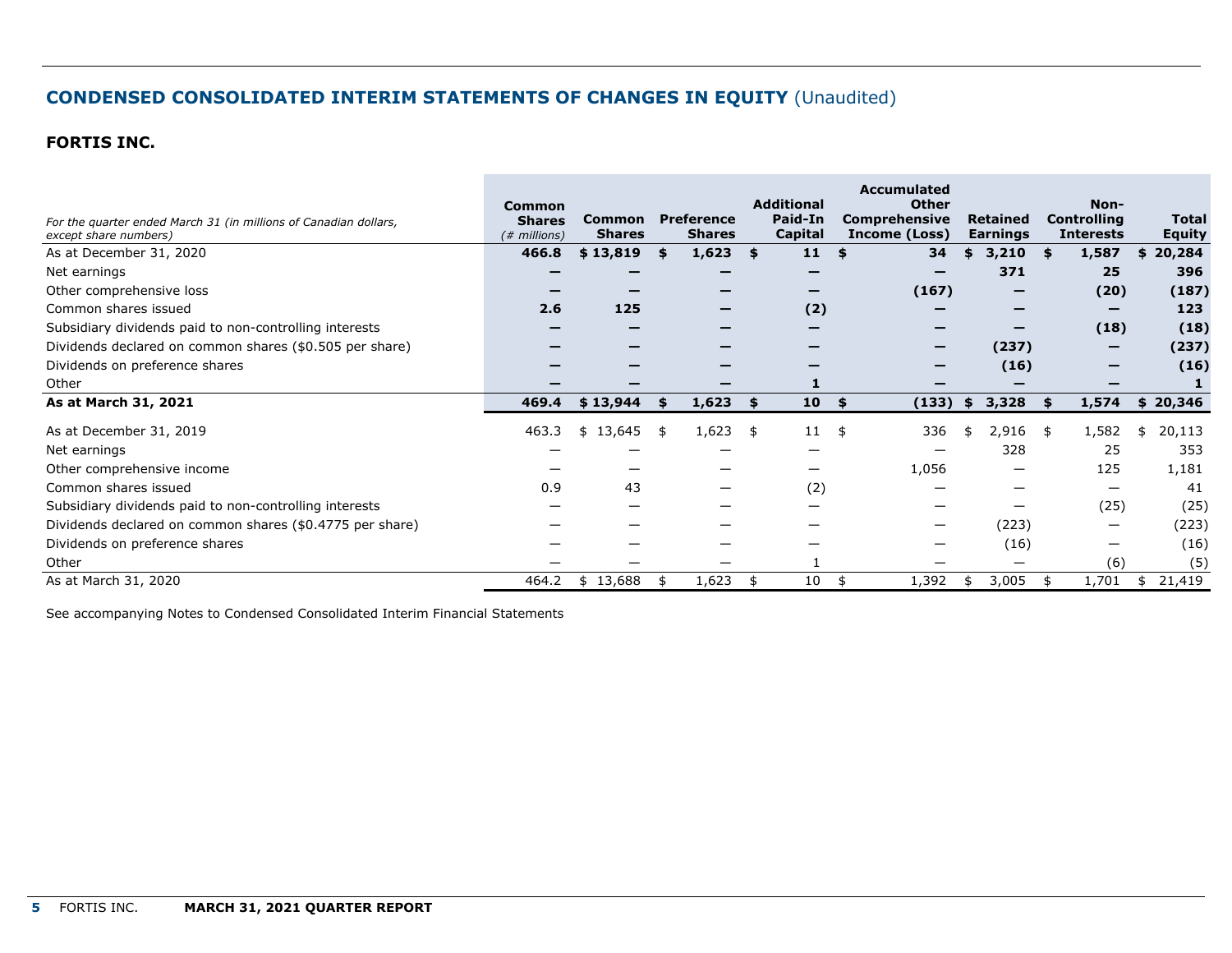## CONDENSED CONSOLIDATED INTERIM STATEMENTS OF CHANGES IN EQUITY (Unaudited)

### FORTIS INC.

| *For the quarter ended March 31 (in millions of Canadian dollars, except share numbers)* | Common Shares *(# millions)* | Common Shares | Preference Shares | Additional Paid-In Capital | Accumulated Other Comprehensive Income (Loss) | Retained Earnings | Non-Controlling Interests | Total Equity |
|---|---|---|---|---|---|---|---|---|
| **As at December 31, 2020** | **466.8** | **$ 13,819** | **$ 1,623** | **$ 11** | **$ 34** | **$ 3,210** | **$ 1,587** | **$ 20,284** |
| Net earnings | **—** | **—** | **—** | **—** | **—** | **371** | **25** | **396** |
| Other comprehensive loss | **—** | **—** | **—** | **—** | **(167)** | **—** | **(20)** | **(187)** |
| Common shares issued | **2.6** | **125** | **—** | **(2)** | **—** | **—** | **—** | **123** |
| Subsidiary dividends paid to non-controlling interests | **—** | **—** | **—** | **—** | **—** | **—** | **(18)** | **(18)** |
| Dividends declared on common shares ($0.505 per share) | **—** | **—** | **—** | **—** | **—** | **(237)** | **—** | **(237)** |
| Dividends on preference shares | **—** | **—** | **—** | **—** | **—** | **(16)** | **—** | **(16)** |
| Other | **—** | **—** | **—** | **1** | **—** | **—** | **—** | **1** |
| **As at March 31, 2021** | **469.4** | **$ 13,944** | **$ 1,623** | **$ 10** | **$ (133)** | **$ 3,328** | **$ 1,574** | **$ 20,346** |
| As at December 31, 2019 | 463.3 | $ 13,645 | $ 1,623 | $ 11 | $ 336 | $ 2,916 | $ 1,582 | $ 20,113 |
| Net earnings | — | — | — | — | — | 328 | 25 | 353 |
| Other comprehensive income | — | — | — | — | 1,056 | — | 125 | 1,181 |
| Common shares issued | 0.9 | 43 | — | (2) | — | — | — | 41 |
| Subsidiary dividends paid to non-controlling interests | — | — | — | — | — | — | (25) | (25) |
| Dividends declared on common shares ($0.4775 per share) | — | — | — | — | — | (223) | — | (223) |
| Dividends on preference shares | — | — | — | — | — | (16) | — | (16) |
| Other | — | — | — | 1 | — | — | (6) | (5) |
| As at March 31, 2020 | 464.2 | $ 13,688 | $ 1,623 | $ 10 | $ 1,392 | $ 3,005 | $ 1,701 | $ 21,419 |

See accompanying Notes to Condensed Consolidated Interim Financial Statements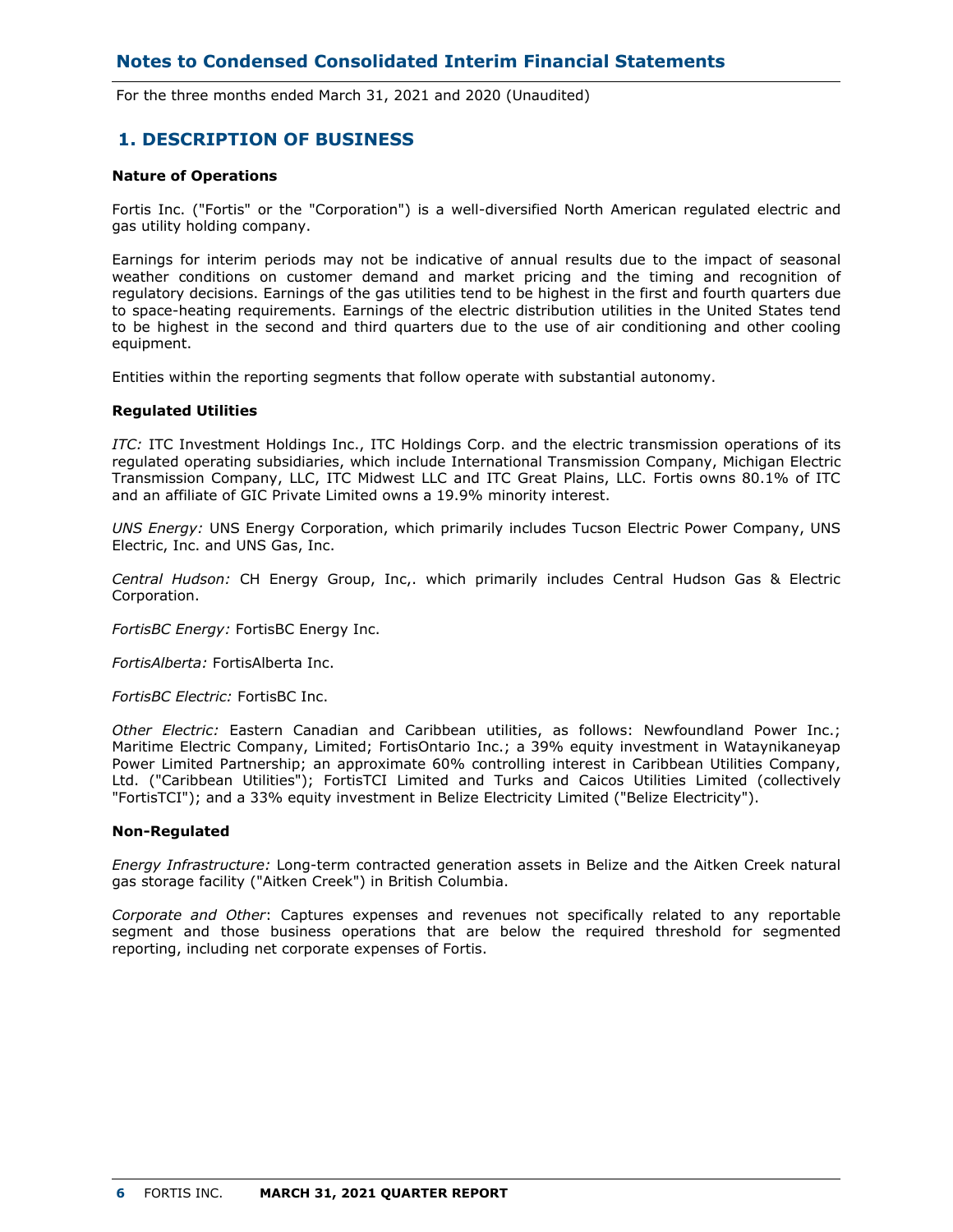# Notes to Condensed Consolidated Interim Financial Statements

For the three months ended March 31, 2021 and 2020 (Unaudited)

## 1. DESCRIPTION OF BUSINESS

**Nature of Operations**

Fortis Inc. ("Fortis" or the "Corporation") is a well-diversified North American regulated electric and gas utility holding company.

Earnings for interim periods may not be indicative of annual results due to the impact of seasonal weather conditions on customer demand and market pricing and the timing and recognition of regulatory decisions. Earnings of the gas utilities tend to be highest in the first and fourth quarters due to space-heating requirements. Earnings of the electric distribution utilities in the United States tend to be highest in the second and third quarters due to the use of air conditioning and other cooling equipment.

Entities within the reporting segments that follow operate with substantial autonomy.

**Regulated Utilities**

*ITC:* ITC Investment Holdings Inc., ITC Holdings Corp. and the electric transmission operations of its regulated operating subsidiaries, which include International Transmission Company, Michigan Electric Transmission Company, LLC, ITC Midwest LLC and ITC Great Plains, LLC. Fortis owns 80.1% of ITC and an affiliate of GIC Private Limited owns a 19.9% minority interest.

*UNS Energy:* UNS Energy Corporation, which primarily includes Tucson Electric Power Company, UNS Electric, Inc. and UNS Gas, Inc.

*Central Hudson:* CH Energy Group, Inc,. which primarily includes Central Hudson Gas & Electric Corporation.

*FortisBC Energy:* FortisBC Energy Inc.

*FortisAlberta:* FortisAlberta Inc.

*FortisBC Electric:* FortisBC Inc.

*Other Electric:* Eastern Canadian and Caribbean utilities, as follows: Newfoundland Power Inc.; Maritime Electric Company, Limited; FortisOntario Inc.; a 39% equity investment in Wataynikaneyap Power Limited Partnership; an approximate 60% controlling interest in Caribbean Utilities Company, Ltd. ("Caribbean Utilities"); FortisTCI Limited and Turks and Caicos Utilities Limited (collectively "FortisTCI"); and a 33% equity investment in Belize Electricity Limited ("Belize Electricity").

**Non-Regulated**

*Energy Infrastructure:* Long-term contracted generation assets in Belize and the Aitken Creek natural gas storage facility ("Aitken Creek") in British Columbia.

*Corporate and Other*: Captures expenses and revenues not specifically related to any reportable segment and those business operations that are below the required threshold for segmented reporting, including net corporate expenses of Fortis.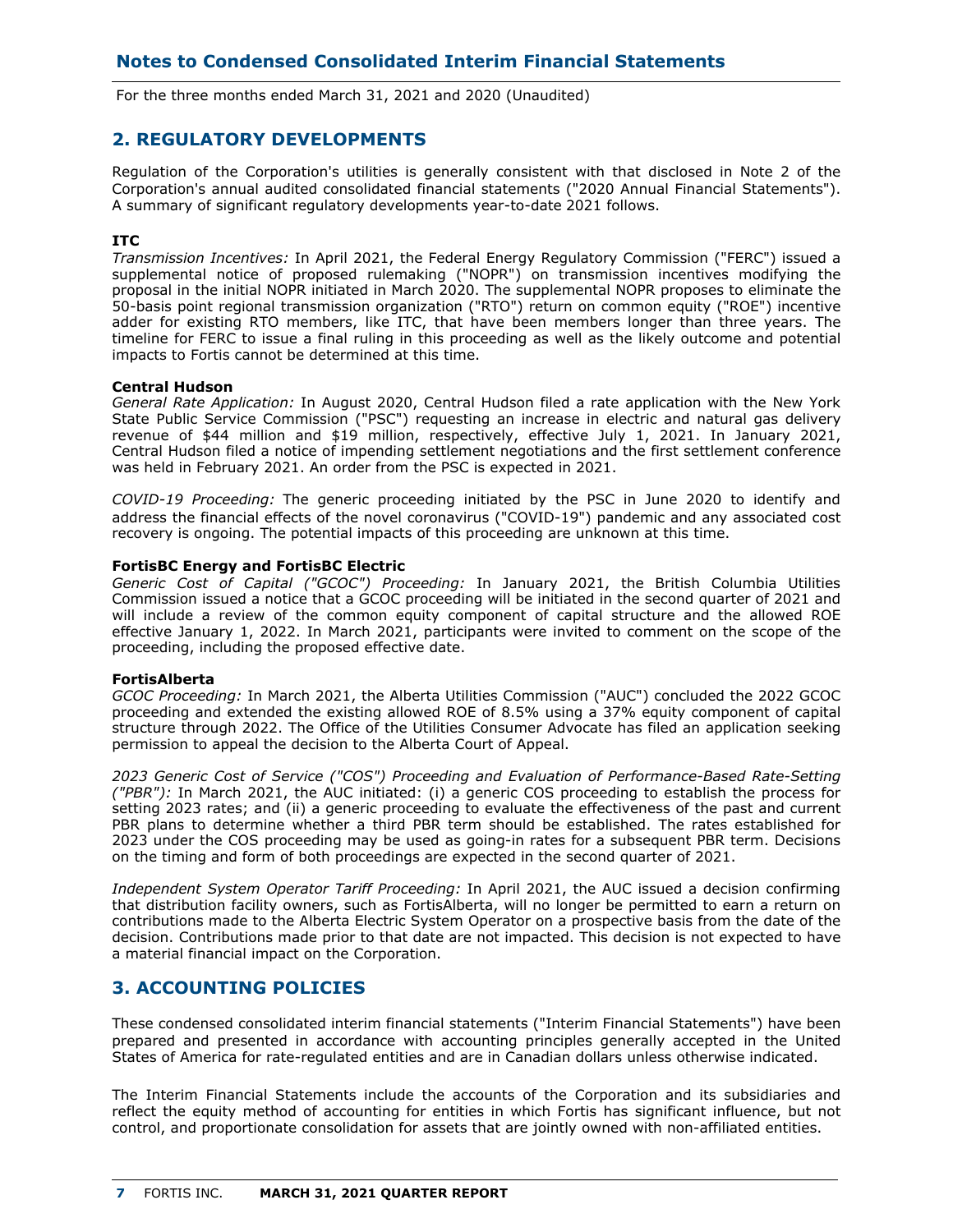# Notes to Condensed Consolidated Interim Financial Statements

For the three months ended March 31, 2021 and 2020 (Unaudited)

## 2. REGULATORY DEVELOPMENTS

Regulation of the Corporation's utilities is generally consistent with that disclosed in Note 2 of the Corporation's annual audited consolidated financial statements ("2020 Annual Financial Statements"). A summary of significant regulatory developments year-to-date 2021 follows.

**ITC**

*Transmission Incentives:* In April 2021, the Federal Energy Regulatory Commission ("FERC") issued a supplemental notice of proposed rulemaking ("NOPR") on transmission incentives modifying the proposal in the initial NOPR initiated in March 2020. The supplemental NOPR proposes to eliminate the 50-basis point regional transmission organization ("RTO") return on common equity ("ROE") incentive adder for existing RTO members, like ITC, that have been members longer than three years. The timeline for FERC to issue a final ruling in this proceeding as well as the likely outcome and potential impacts to Fortis cannot be determined at this time.

**Central Hudson**

*General Rate Application:* In August 2020, Central Hudson filed a rate application with the New York State Public Service Commission ("PSC") requesting an increase in electric and natural gas delivery revenue of $44 million and $19 million, respectively, effective July 1, 2021. In January 2021, Central Hudson filed a notice of impending settlement negotiations and the first settlement conference was held in February 2021. An order from the PSC is expected in 2021.

*COVID-19 Proceeding:* The generic proceeding initiated by the PSC in June 2020 to identify and address the financial effects of the novel coronavirus ("COVID-19") pandemic and any associated cost recovery is ongoing. The potential impacts of this proceeding are unknown at this time.

**FortisBC Energy and FortisBC Electric**

*Generic Cost of Capital ("GCOC") Proceeding:* In January 2021, the British Columbia Utilities Commission issued a notice that a GCOC proceeding will be initiated in the second quarter of 2021 and will include a review of the common equity component of capital structure and the allowed ROE effective January 1, 2022. In March 2021, participants were invited to comment on the scope of the proceeding, including the proposed effective date.

**FortisAlberta**

*GCOC Proceeding:* In March 2021, the Alberta Utilities Commission ("AUC") concluded the 2022 GCOC proceeding and extended the existing allowed ROE of 8.5% using a 37% equity component of capital structure through 2022. The Office of the Utilities Consumer Advocate has filed an application seeking permission to appeal the decision to the Alberta Court of Appeal.

*2023 Generic Cost of Service ("COS") Proceeding and Evaluation of Performance-Based Rate-Setting ("PBR"):* In March 2021, the AUC initiated: (i) a generic COS proceeding to establish the process for setting 2023 rates; and (ii) a generic proceeding to evaluate the effectiveness of the past and current PBR plans to determine whether a third PBR term should be established. The rates established for 2023 under the COS proceeding may be used as going-in rates for a subsequent PBR term. Decisions on the timing and form of both proceedings are expected in the second quarter of 2021.

*Independent System Operator Tariff Proceeding:* In April 2021, the AUC issued a decision confirming that distribution facility owners, such as FortisAlberta, will no longer be permitted to earn a return on contributions made to the Alberta Electric System Operator on a prospective basis from the date of the decision. Contributions made prior to that date are not impacted. This decision is not expected to have a material financial impact on the Corporation.

## 3. ACCOUNTING POLICIES

These condensed consolidated interim financial statements ("Interim Financial Statements") have been prepared and presented in accordance with accounting principles generally accepted in the United States of America for rate-regulated entities and are in Canadian dollars unless otherwise indicated.

The Interim Financial Statements include the accounts of the Corporation and its subsidiaries and reflect the equity method of accounting for entities in which Fortis has significant influence, but not control, and proportionate consolidation for assets that are jointly owned with non-affiliated entities.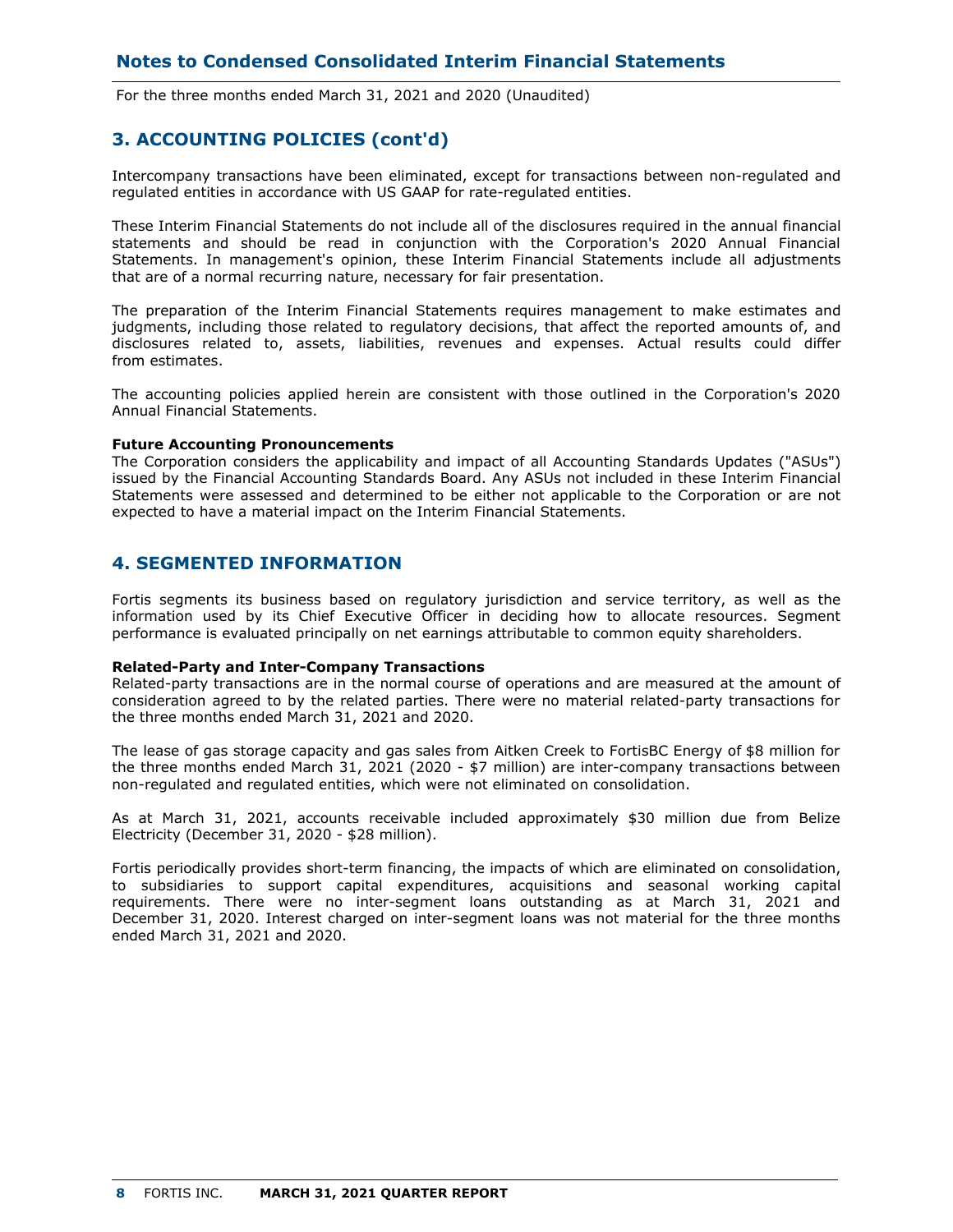## 3. ACCOUNTING POLICIES (cont'd)

Intercompany transactions have been eliminated, except for transactions between non-regulated and regulated entities in accordance with US GAAP for rate-regulated entities.

These Interim Financial Statements do not include all of the disclosures required in the annual financial statements and should be read in conjunction with the Corporation's 2020 Annual Financial Statements. In management's opinion, these Interim Financial Statements include all adjustments that are of a normal recurring nature, necessary for fair presentation.

The preparation of the Interim Financial Statements requires management to make estimates and judgments, including those related to regulatory decisions, that affect the reported amounts of, and disclosures related to, assets, liabilities, revenues and expenses. Actual results could differ from estimates.

The accounting policies applied herein are consistent with those outlined in the Corporation's 2020 Annual Financial Statements.

**Future Accounting Pronouncements**

The Corporation considers the applicability and impact of all Accounting Standards Updates ("ASUs") issued by the Financial Accounting Standards Board. Any ASUs not included in these Interim Financial Statements were assessed and determined to be either not applicable to the Corporation or are not expected to have a material impact on the Interim Financial Statements.

## 4. SEGMENTED INFORMATION

Fortis segments its business based on regulatory jurisdiction and service territory, as well as the information used by its Chief Executive Officer in deciding how to allocate resources. Segment performance is evaluated principally on net earnings attributable to common equity shareholders.

**Related-Party and Inter-Company Transactions**

Related-party transactions are in the normal course of operations and are measured at the amount of consideration agreed to by the related parties. There were no material related-party transactions for the three months ended March 31, 2021 and 2020.

The lease of gas storage capacity and gas sales from Aitken Creek to FortisBC Energy of $8 million for the three months ended March 31, 2021 (2020 - $7 million) are inter-company transactions between non-regulated and regulated entities, which were not eliminated on consolidation.

As at March 31, 2021, accounts receivable included approximately $30 million due from Belize Electricity (December 31, 2020 - $28 million).

Fortis periodically provides short-term financing, the impacts of which are eliminated on consolidation, to subsidiaries to support capital expenditures, acquisitions and seasonal working capital requirements. There were no inter-segment loans outstanding as at March 31, 2021 and December 31, 2020. Interest charged on inter-segment loans was not material for the three months ended March 31, 2021 and 2020.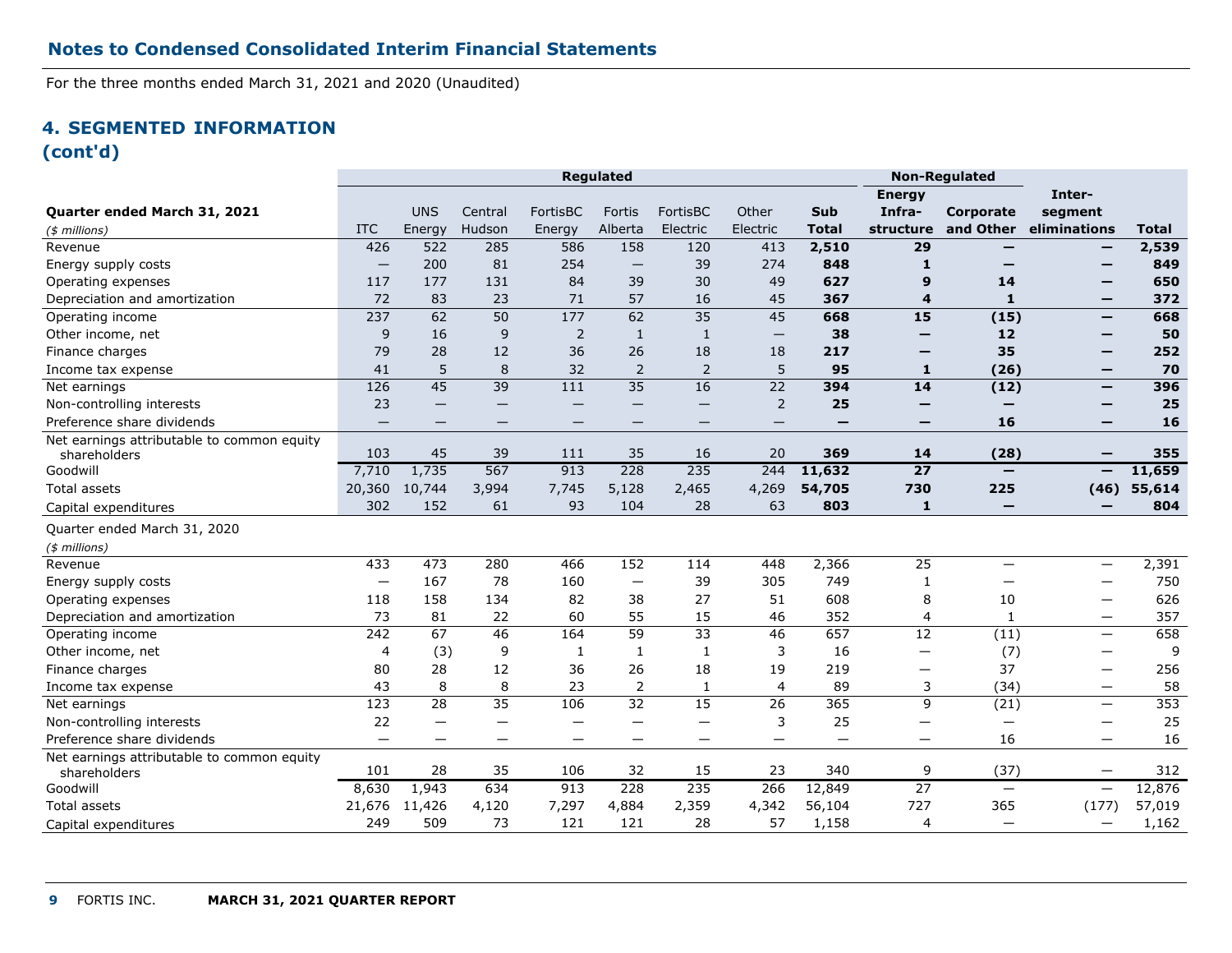## Notes to Condensed Consolidated Interim Financial Statements

For the three months ended March 31, 2021 and 2020 (Unaudited)

### 4. SEGMENTED INFORMATION (cont'd)

| | Regulated | | | | | | | | Non-Regulated | | | |
|---|---|---|---|---|---|---|---|---|---|---|---|---|
| **Quarter ended March 31, 2021** *($ millions)* | ITC | UNS Energy | Central Hudson | FortisBC Energy | Fortis Alberta | FortisBC Electric | Other Electric | **Sub Total** | **Energy Infra-structure** | **Corporate and Other** | **Inter-segment eliminations** | **Total** |
| Revenue | 426 | 522 | 285 | 586 | 158 | 120 | 413 | **2,510** | **29** | **—** | **—** | **2,539** |
| Energy supply costs | — | 200 | 81 | 254 | — | 39 | 274 | **848** | **1** | **—** | **—** | **849** |
| Operating expenses | 117 | 177 | 131 | 84 | 39 | 30 | 49 | **627** | **9** | **14** | **—** | **650** |
| Depreciation and amortization | 72 | 83 | 23 | 71 | 57 | 16 | 45 | **367** | **4** | **1** | **—** | **372** |
| Operating income | 237 | 62 | 50 | 177 | 62 | 35 | 45 | **668** | **15** | **(15)** | **—** | **668** |
| Other income, net | 9 | 16 | 9 | 2 | 1 | 1 | — | **38** | **—** | **12** | **—** | **50** |
| Finance charges | 79 | 28 | 12 | 36 | 26 | 18 | 18 | **217** | **—** | **35** | **—** | **252** |
| Income tax expense | 41 | 5 | 8 | 32 | 2 | 2 | 5 | **95** | **1** | **(26)** | **—** | **70** |
| Net earnings | 126 | 45 | 39 | 111 | 35 | 16 | 22 | **394** | **14** | **(12)** | **—** | **396** |
| Non-controlling interests | 23 | — | — | — | — | — | 2 | **25** | **—** | **—** | **—** | **25** |
| Preference share dividends | — | — | — | — | — | — | — | **—** | **—** | **16** | **—** | **16** |
| Net earnings attributable to common equity shareholders | 103 | 45 | 39 | 111 | 35 | 16 | 20 | **369** | **14** | **(28)** | **—** | **355** |
| Goodwill | 7,710 | 1,735 | 567 | 913 | 228 | 235 | 244 | **11,632** | **27** | **—** | **—** | **11,659** |
| Total assets | 20,360 | 10,744 | 3,994 | 7,745 | 5,128 | 2,465 | 4,269 | **54,705** | **730** | **225** | **(46)** | **55,614** |
| Capital expenditures | 302 | 152 | 61 | 93 | 104 | 28 | 63 | **803** | **1** | **—** | **—** | **804** |
| Quarter ended March 31, 2020 *($ millions)* | | | | | | | | | | | | |
| Revenue | 433 | 473 | 280 | 466 | 152 | 114 | 448 | 2,366 | 25 | — | — | 2,391 |
| Energy supply costs | — | 167 | 78 | 160 | — | 39 | 305 | 749 | 1 | — | — | 750 |
| Operating expenses | 118 | 158 | 134 | 82 | 38 | 27 | 51 | 608 | 8 | 10 | — | 626 |
| Depreciation and amortization | 73 | 81 | 22 | 60 | 55 | 15 | 46 | 352 | 4 | 1 | — | 357 |
| Operating income | 242 | 67 | 46 | 164 | 59 | 33 | 46 | 657 | 12 | (11) | — | 658 |
| Other income, net | 4 | (3) | 9 | 1 | 1 | 1 | 3 | 16 | — | (7) | — | 9 |
| Finance charges | 80 | 28 | 12 | 36 | 26 | 18 | 19 | 219 | — | 37 | — | 256 |
| Income tax expense | 43 | 8 | 8 | 23 | 2 | 1 | 4 | 89 | 3 | (34) | — | 58 |
| Net earnings | 123 | 28 | 35 | 106 | 32 | 15 | 26 | 365 | 9 | (21) | — | 353 |
| Non-controlling interests | 22 | — | — | — | — | — | 3 | 25 | — | — | — | 25 |
| Preference share dividends | — | — | — | — | — | — | — | — | — | 16 | — | 16 |
| Net earnings attributable to common equity shareholders | 101 | 28 | 35 | 106 | 32 | 15 | 23 | 340 | 9 | (37) | — | 312 |
| Goodwill | 8,630 | 1,943 | 634 | 913 | 228 | 235 | 266 | 12,849 | 27 | — | — | 12,876 |
| Total assets | 21,676 | 11,426 | 4,120 | 7,297 | 4,884 | 2,359 | 4,342 | 56,104 | 727 | 365 | (177) | 57,019 |
| Capital expenditures | 249 | 509 | 73 | 121 | 121 | 28 | 57 | 1,158 | 4 | — | — | 1,162 |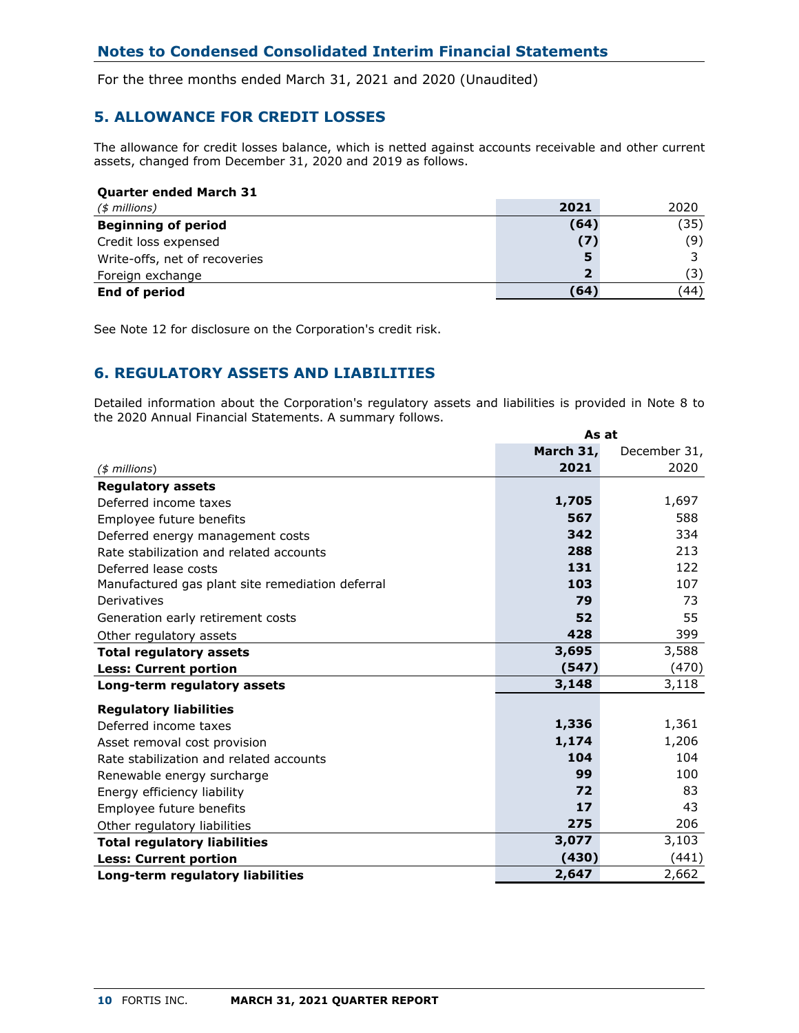## Notes to Condensed Consolidated Interim Financial Statements

For the three months ended March 31, 2021 and 2020 (Unaudited)

## 5. ALLOWANCE FOR CREDIT LOSSES

The allowance for credit losses balance, which is netted against accounts receivable and other current assets, changed from December 31, 2020 and 2019 as follows.

| **Quarter ended March 31** *($ millions)* | **2021** | 2020 |
|---|---|---|
| **Beginning of period** | **(64)** | (35) |
| Credit loss expensed | **(7)** | (9) |
| Write-offs, net of recoveries | **5** | 3 |
| Foreign exchange | **2** | (3) |
| **End of period** | **(64)** | (44) |

See Note 12 for disclosure on the Corporation's credit risk.

## 6. REGULATORY ASSETS AND LIABILITIES

Detailed information about the Corporation's regulatory assets and liabilities is provided in Note 8 to the 2020 Annual Financial Statements. A summary follows.

| | **As at** | |
|---|---|---|
| *($ millions)* | **March 31, 2021** | December 31, 2020 |
| **Regulatory assets** | | |
| Deferred income taxes | **1,705** | 1,697 |
| Employee future benefits | **567** | 588 |
| Deferred energy management costs | **342** | 334 |
| Rate stabilization and related accounts | **288** | 213 |
| Deferred lease costs | **131** | 122 |
| Manufactured gas plant site remediation deferral | **103** | 107 |
| Derivatives | **79** | 73 |
| Generation early retirement costs | **52** | 55 |
| Other regulatory assets | **428** | 399 |
| **Total regulatory assets** | **3,695** | 3,588 |
| **Less: Current portion** | **(547)** | (470) |
| **Long-term regulatory assets** | **3,148** | 3,118 |
| **Regulatory liabilities** | | |
| Deferred income taxes | **1,336** | 1,361 |
| Asset removal cost provision | **1,174** | 1,206 |
| Rate stabilization and related accounts | **104** | 104 |
| Renewable energy surcharge | **99** | 100 |
| Energy efficiency liability | **72** | 83 |
| Employee future benefits | **17** | 43 |
| Other regulatory liabilities | **275** | 206 |
| **Total regulatory liabilities** | **3,077** | 3,103 |
| **Less: Current portion** | **(430)** | (441) |
| **Long-term regulatory liabilities** | **2,647** | 2,662 |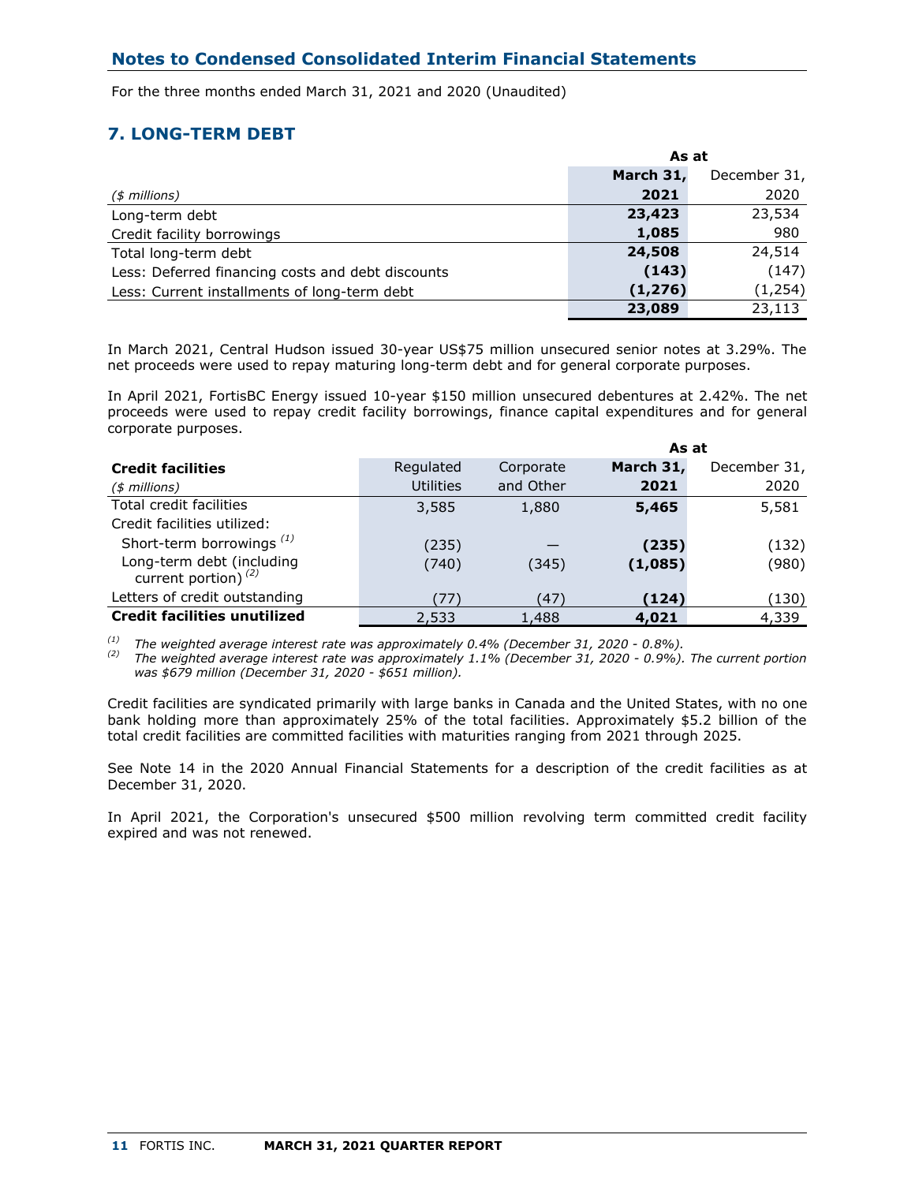## Notes to Condensed Consolidated Interim Financial Statements

For the three months ended March 31, 2021 and 2020 (Unaudited)

## 7. LONG-TERM DEBT

| ($ millions) | As at March 31, 2021 | December 31, 2020 |
|---|---|---|
| Long-term debt | **23,423** | 23,534 |
| Credit facility borrowings | **1,085** | 980 |
| Total long-term debt | **24,508** | 24,514 |
| Less: Deferred financing costs and debt discounts | **(143)** | (147) |
| Less: Current installments of long-term debt | **(1,276)** | (1,254) |
| | **23,089** | 23,113 |

In March 2021, Central Hudson issued 30-year US$75 million unsecured senior notes at 3.29%. The net proceeds were used to repay maturing long-term debt and for general corporate purposes.

In April 2021, FortisBC Energy issued 10-year $150 million unsecured debentures at 2.42%. The net proceeds were used to repay credit facility borrowings, finance capital expenditures and for general corporate purposes.

| **Credit facilities** ($ millions) | Regulated Utilities | Corporate and Other | As at March 31, 2021 | December 31, 2020 |
|---|---|---|---|---|
| Total credit facilities | 3,585 | 1,880 | **5,465** | 5,581 |
| Credit facilities utilized: | | | | |
| Short-term borrowings [(1)] | (235) | — | **(235)** | (132) |
| Long-term debt (including current portion) [(2)] | (740) | (345) | **(1,085)** | (980) |
| Letters of credit outstanding | (77) | (47) | **(124)** | (130) |
| **Credit facilities unutilized** | 2,533 | 1,488 | **4,021** | 4,339 |

[(1)] *The weighted average interest rate was approximately 0.4% (December 31, 2020 - 0.8%).*
[(2)] *The weighted average interest rate was approximately 1.1% (December 31, 2020 - 0.9%). The current portion was $679 million (December 31, 2020 - $651 million).*

Credit facilities are syndicated primarily with large banks in Canada and the United States, with no one bank holding more than approximately 25% of the total facilities. Approximately $5.2 billion of the total credit facilities are committed facilities with maturities ranging from 2021 through 2025.

See Note 14 in the 2020 Annual Financial Statements for a description of the credit facilities as at December 31, 2020.

In April 2021, the Corporation's unsecured $500 million revolving term committed credit facility expired and was not renewed.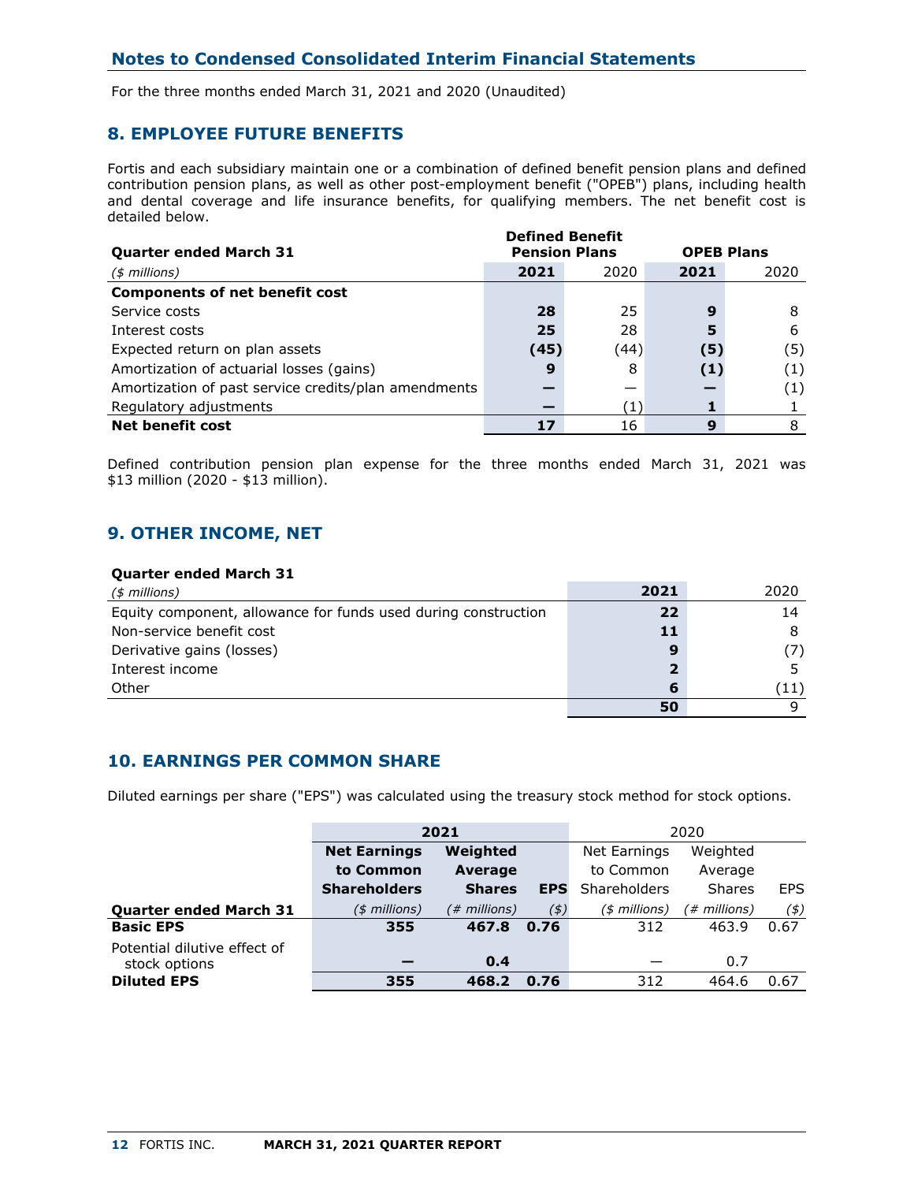## Notes to Condensed Consolidated Interim Financial Statements

For the three months ended March 31, 2021 and 2020 (Unaudited)

## 8. EMPLOYEE FUTURE BENEFITS

Fortis and each subsidiary maintain one or a combination of defined benefit pension plans and defined contribution pension plans, as well as other post-employment benefit ("OPEB") plans, including health and dental coverage and life insurance benefits, for qualifying members. The net benefit cost is detailed below.

| **Quarter ended March 31** | **Defined Benefit Pension Plans** | | **OPEB Plans** | |
|---|---|---|---|---|
| *($ millions)* | **2021** | 2020 | **2021** | 2020 |
| **Components of net benefit cost** | | | | |
| Service costs | **28** | 25 | **9** | 8 |
| Interest costs | **25** | 28 | **5** | 6 |
| Expected return on plan assets | **(45)** | (44) | **(5)** | (5) |
| Amortization of actuarial losses (gains) | **9** | 8 | **(1)** | (1) |
| Amortization of past service credits/plan amendments | **—** | — | **—** | (1) |
| Regulatory adjustments | **—** | (1) | **1** | 1 |
| **Net benefit cost** | **17** | 16 | **9** | 8 |

Defined contribution pension plan expense for the three months ended March 31, 2021 was $13 million (2020 - $13 million).

## 9. OTHER INCOME, NET

| **Quarter ended March 31** | | |
|---|---|---|
| *($ millions)* | **2021** | 2020 |
| Equity component, allowance for funds used during construction | **22** | 14 |
| Non-service benefit cost | **11** | 8 |
| Derivative gains (losses) | **9** | (7) |
| Interest income | **2** | 5 |
| Other | **6** | (11) |
| | **50** | 9 |

## 10. EARNINGS PER COMMON SHARE

Diluted earnings per share ("EPS") was calculated using the treasury stock method for stock options.

| | **2021** | | | 2020 | | |
|---|---|---|---|---|---|---|
| | **Net Earnings to Common Shareholders** | **Weighted Average Shares** | **EPS** | Net Earnings to Common Shareholders | Weighted Average Shares | EPS |
| **Quarter ended March 31** | *($ millions)* | *(# millions)* | *($)* | *($ millions)* | *(# millions)* | *($)* |
| **Basic EPS** | **355** | **467.8** | **0.76** | 312 | 463.9 | 0.67 |
| Potential dilutive effect of stock options | **—** | **0.4** | | — | 0.7 | |
| **Diluted EPS** | **355** | **468.2** | **0.76** | 312 | 464.6 | 0.67 |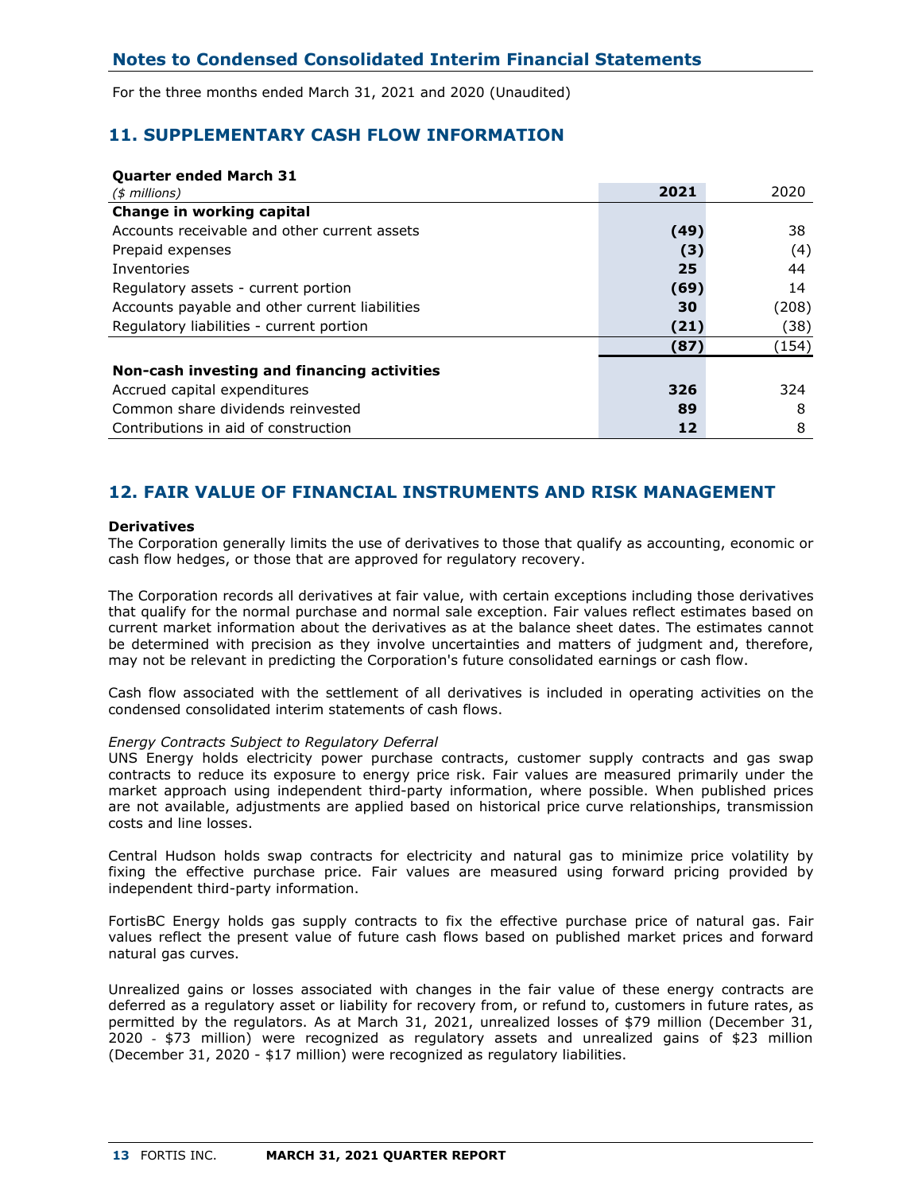# Notes to Condensed Consolidated Interim Financial Statements

For the three months ended March 31, 2021 and 2020 (Unaudited)

## 11. SUPPLEMENTARY CASH FLOW INFORMATION

| **Quarter ended March 31** <br> *($ millions)* | **2021** | 2020 |
|---|---|---|
| **Change in working capital** | | |
| Accounts receivable and other current assets | **(49)** | 38 |
| Prepaid expenses | **(3)** | (4) |
| Inventories | **25** | 44 |
| Regulatory assets - current portion | **(69)** | 14 |
| Accounts payable and other current liabilities | **30** | (208) |
| Regulatory liabilities - current portion | **(21)** | (38) |
| | **(87)** | (154) |
| **Non-cash investing and financing activities** | | |
| Accrued capital expenditures | **326** | 324 |
| Common share dividends reinvested | **89** | 8 |
| Contributions in aid of construction | **12** | 8 |

## 12. FAIR VALUE OF FINANCIAL INSTRUMENTS AND RISK MANAGEMENT

**Derivatives**

The Corporation generally limits the use of derivatives to those that qualify as accounting, economic or cash flow hedges, or those that are approved for regulatory recovery.

The Corporation records all derivatives at fair value, with certain exceptions including those derivatives that qualify for the normal purchase and normal sale exception. Fair values reflect estimates based on current market information about the derivatives as at the balance sheet dates. The estimates cannot be determined with precision as they involve uncertainties and matters of judgment and, therefore, may not be relevant in predicting the Corporation's future consolidated earnings or cash flow.

Cash flow associated with the settlement of all derivatives is included in operating activities on the condensed consolidated interim statements of cash flows.

*Energy Contracts Subject to Regulatory Deferral*

UNS Energy holds electricity power purchase contracts, customer supply contracts and gas swap contracts to reduce its exposure to energy price risk. Fair values are measured primarily under the market approach using independent third-party information, where possible. When published prices are not available, adjustments are applied based on historical price curve relationships, transmission costs and line losses.

Central Hudson holds swap contracts for electricity and natural gas to minimize price volatility by fixing the effective purchase price. Fair values are measured using forward pricing provided by independent third-party information.

FortisBC Energy holds gas supply contracts to fix the effective purchase price of natural gas. Fair values reflect the present value of future cash flows based on published market prices and forward natural gas curves.

Unrealized gains or losses associated with changes in the fair value of these energy contracts are deferred as a regulatory asset or liability for recovery from, or refund to, customers in future rates, as permitted by the regulators. As at March 31, 2021, unrealized losses of $79 million (December 31, 2020 - $73 million) were recognized as regulatory assets and unrealized gains of $23 million (December 31, 2020 - $17 million) were recognized as regulatory liabilities.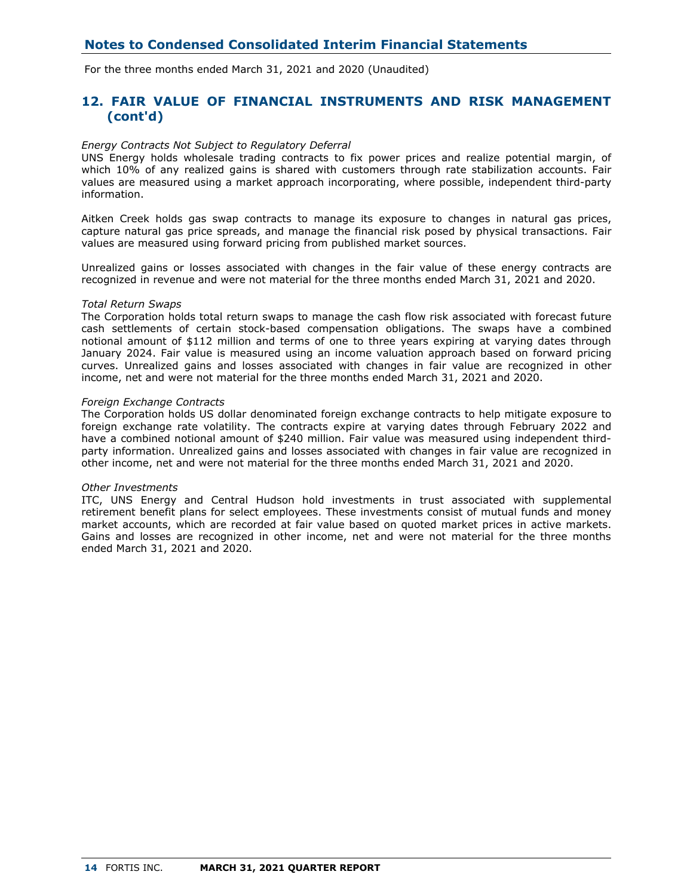## 12. FAIR VALUE OF FINANCIAL INSTRUMENTS AND RISK MANAGEMENT (cont'd)

*Energy Contracts Not Subject to Regulatory Deferral*
UNS Energy holds wholesale trading contracts to fix power prices and realize potential margin, of which 10% of any realized gains is shared with customers through rate stabilization accounts. Fair values are measured using a market approach incorporating, where possible, independent third-party information.

Aitken Creek holds gas swap contracts to manage its exposure to changes in natural gas prices, capture natural gas price spreads, and manage the financial risk posed by physical transactions. Fair values are measured using forward pricing from published market sources.

Unrealized gains or losses associated with changes in the fair value of these energy contracts are recognized in revenue and were not material for the three months ended March 31, 2021 and 2020.

*Total Return Swaps*
The Corporation holds total return swaps to manage the cash flow risk associated with forecast future cash settlements of certain stock-based compensation obligations. The swaps have a combined notional amount of $112 million and terms of one to three years expiring at varying dates through January 2024. Fair value is measured using an income valuation approach based on forward pricing curves. Unrealized gains and losses associated with changes in fair value are recognized in other income, net and were not material for the three months ended March 31, 2021 and 2020.

*Foreign Exchange Contracts*
The Corporation holds US dollar denominated foreign exchange contracts to help mitigate exposure to foreign exchange rate volatility. The contracts expire at varying dates through February 2022 and have a combined notional amount of $240 million. Fair value was measured using independent third-party information. Unrealized gains and losses associated with changes in fair value are recognized in other income, net and were not material for the three months ended March 31, 2021 and 2020.

*Other Investments*
ITC, UNS Energy and Central Hudson hold investments in trust associated with supplemental retirement benefit plans for select employees. These investments consist of mutual funds and money market accounts, which are recorded at fair value based on quoted market prices in active markets. Gains and losses are recognized in other income, net and were not material for the three months ended March 31, 2021 and 2020.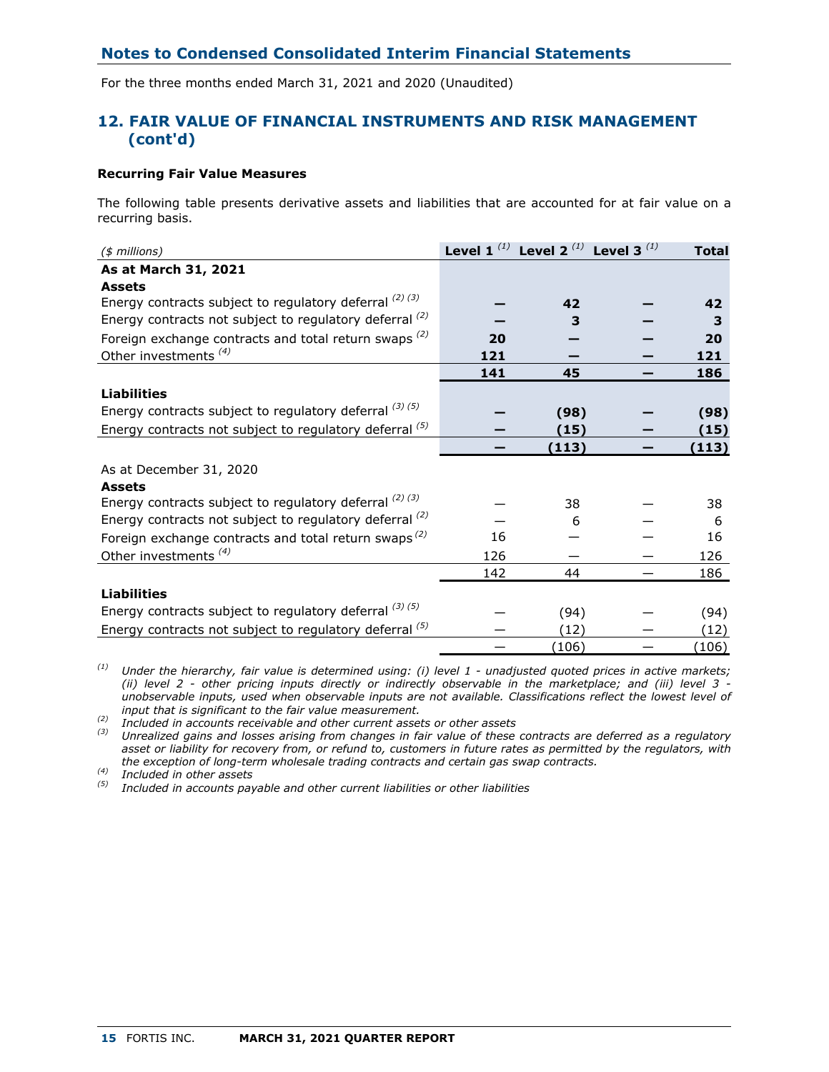## Notes to Condensed Consolidated Interim Financial Statements

For the three months ended March 31, 2021 and 2020 (Unaudited)

## 12. FAIR VALUE OF FINANCIAL INSTRUMENTS AND RISK MANAGEMENT (cont'd)

**Recurring Fair Value Measures**

The following table presents derivative assets and liabilities that are accounted for at fair value on a recurring basis.

| *($ millions)* | Level 1 [(1)] | Level 2 [(1)] | Level 3 [(1)] | Total |
|---|---|---|---|---|
| **As at March 31, 2021** | | | | |
| **Assets** | | | | |
| Energy contracts subject to regulatory deferral [(2)] [(3)] | **—** | **42** | **—** | **42** |
| Energy contracts not subject to regulatory deferral [(2)] | **—** | **3** | **—** | **3** |
| Foreign exchange contracts and total return swaps [(2)] | **20** | **—** | **—** | **20** |
| Other investments [(4)] | **121** | **—** | **—** | **121** |
| | **141** | **45** | **—** | **186** |
| **Liabilities** | | | | |
| Energy contracts subject to regulatory deferral [(3)] [(5)] | **—** | **(98)** | **—** | **(98)** |
| Energy contracts not subject to regulatory deferral [(5)] | **—** | **(15)** | **—** | **(15)** |
| | **—** | **(113)** | **—** | **(113)** |
| As at December 31, 2020 | | | | |
| **Assets** | | | | |
| Energy contracts subject to regulatory deferral [(2)] [(3)] | — | 38 | — | 38 |
| Energy contracts not subject to regulatory deferral [(2)] | — | 6 | — | 6 |
| Foreign exchange contracts and total return swaps [(2)] | 16 | — | — | 16 |
| Other investments [(4)] | 126 | — | — | 126 |
| | 142 | 44 | — | 186 |
| **Liabilities** | | | | |
| Energy contracts subject to regulatory deferral [(3)] [(5)] | — | (94) | — | (94) |
| Energy contracts not subject to regulatory deferral [(5)] | — | (12) | — | (12) |
| | — | (106) | — | (106) |

*(1) Under the hierarchy, fair value is determined using: (i) level 1 - unadjusted quoted prices in active markets; (ii) level 2 - other pricing inputs directly or indirectly observable in the marketplace; and (iii) level 3 - unobservable inputs, used when observable inputs are not available. Classifications reflect the lowest level of input that is significant to the fair value measurement.*

*(2) Included in accounts receivable and other current assets or other assets*

*(3) Unrealized gains and losses arising from changes in fair value of these contracts are deferred as a regulatory asset or liability for recovery from, or refund to, customers in future rates as permitted by the regulators, with the exception of long-term wholesale trading contracts and certain gas swap contracts.*

*(4) Included in other assets*

*(5) Included in accounts payable and other current liabilities or other liabilities*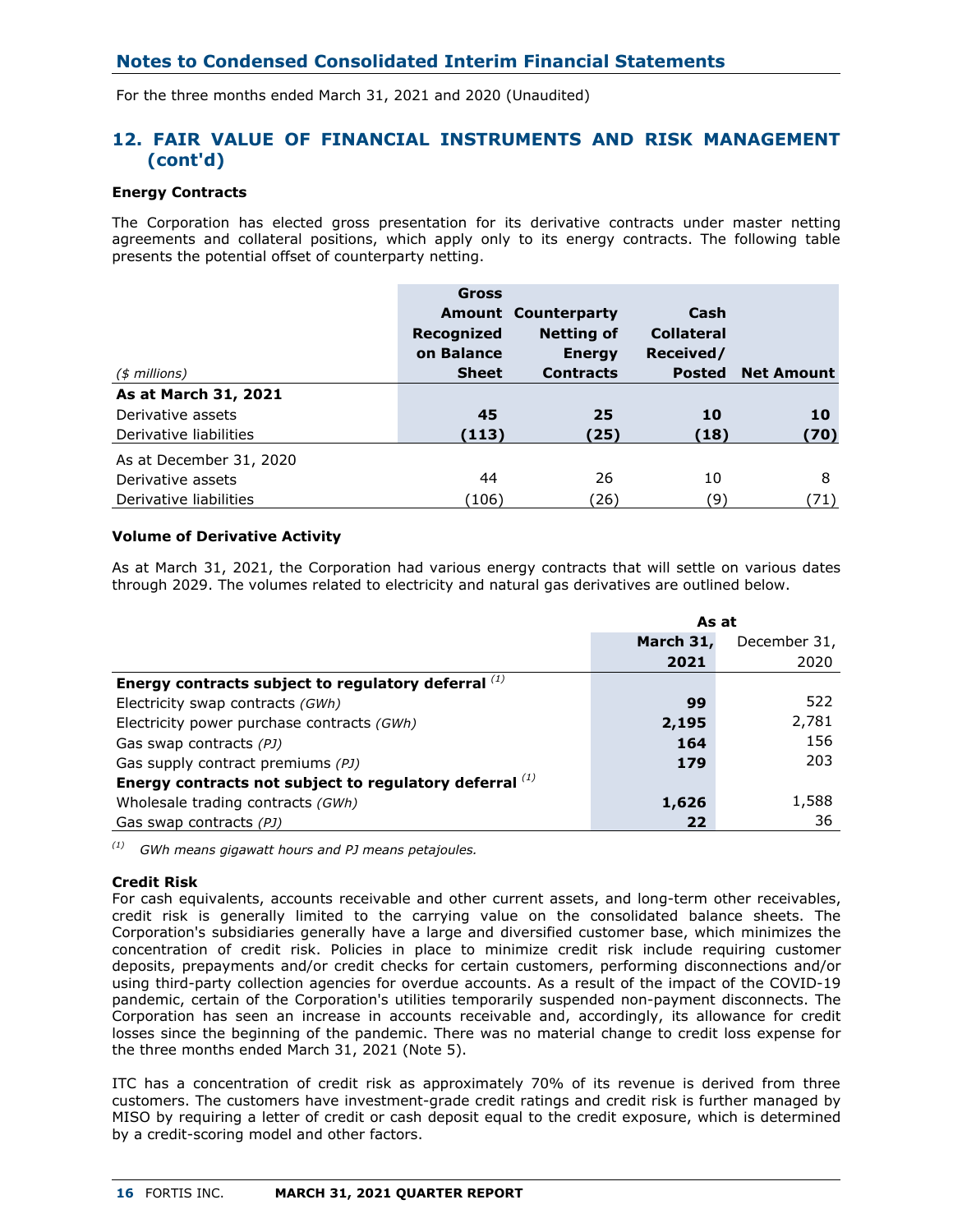## Notes to Condensed Consolidated Interim Financial Statements

For the three months ended March 31, 2021 and 2020 (Unaudited)

## 12. FAIR VALUE OF FINANCIAL INSTRUMENTS AND RISK MANAGEMENT (cont'd)

**Energy Contracts**

The Corporation has elected gross presentation for its derivative contracts under master netting agreements and collateral positions, which apply only to its energy contracts. The following table presents the potential offset of counterparty netting.

| *($ millions)* | Gross Amount Recognized on Balance Sheet | Counterparty Netting of Energy Contracts | Cash Collateral Received/ Posted | Net Amount |
|---|---|---|---|---|
| **As at March 31, 2021** | | | | |
| Derivative assets | **45** | **25** | **10** | **10** |
| Derivative liabilities | **(113)** | **(25)** | **(18)** | **(70)** |
| As at December 31, 2020 | | | | |
| Derivative assets | 44 | 26 | 10 | 8 |
| Derivative liabilities | (106) | (26) | (9) | (71) |

**Volume of Derivative Activity**

As at March 31, 2021, the Corporation had various energy contracts that will settle on various dates through 2029. The volumes related to electricity and natural gas derivatives are outlined below.

| | As at | |
|---|---|---|
| | **March 31, 2021** | December 31, 2020 |
| **Energy contracts subject to regulatory deferral** [(1)] | | |
| Electricity swap contracts *(GWh)* | **99** | 522 |
| Electricity power purchase contracts *(GWh)* | **2,195** | 2,781 |
| Gas swap contracts *(PJ)* | **164** | 156 |
| Gas supply contract premiums *(PJ)* | **179** | 203 |
| **Energy contracts not subject to regulatory deferral** [(1)] | | |
| Wholesale trading contracts *(GWh)* | **1,626** | 1,588 |
| Gas swap contracts *(PJ)* | **22** | 36 |

[(1)] *GWh means gigawatt hours and PJ means petajoules.*

**Credit Risk**

For cash equivalents, accounts receivable and other current assets, and long-term other receivables, credit risk is generally limited to the carrying value on the consolidated balance sheets. The Corporation's subsidiaries generally have a large and diversified customer base, which minimizes the concentration of credit risk. Policies in place to minimize credit risk include requiring customer deposits, prepayments and/or credit checks for certain customers, performing disconnections and/or using third-party collection agencies for overdue accounts. As a result of the impact of the COVID-19 pandemic, certain of the Corporation's utilities temporarily suspended non-payment disconnects. The Corporation has seen an increase in accounts receivable and, accordingly, its allowance for credit losses since the beginning of the pandemic. There was no material change to credit loss expense for the three months ended March 31, 2021 (Note 5).

ITC has a concentration of credit risk as approximately 70% of its revenue is derived from three customers. The customers have investment-grade credit ratings and credit risk is further managed by MISO by requiring a letter of credit or cash deposit equal to the credit exposure, which is determined by a credit-scoring model and other factors.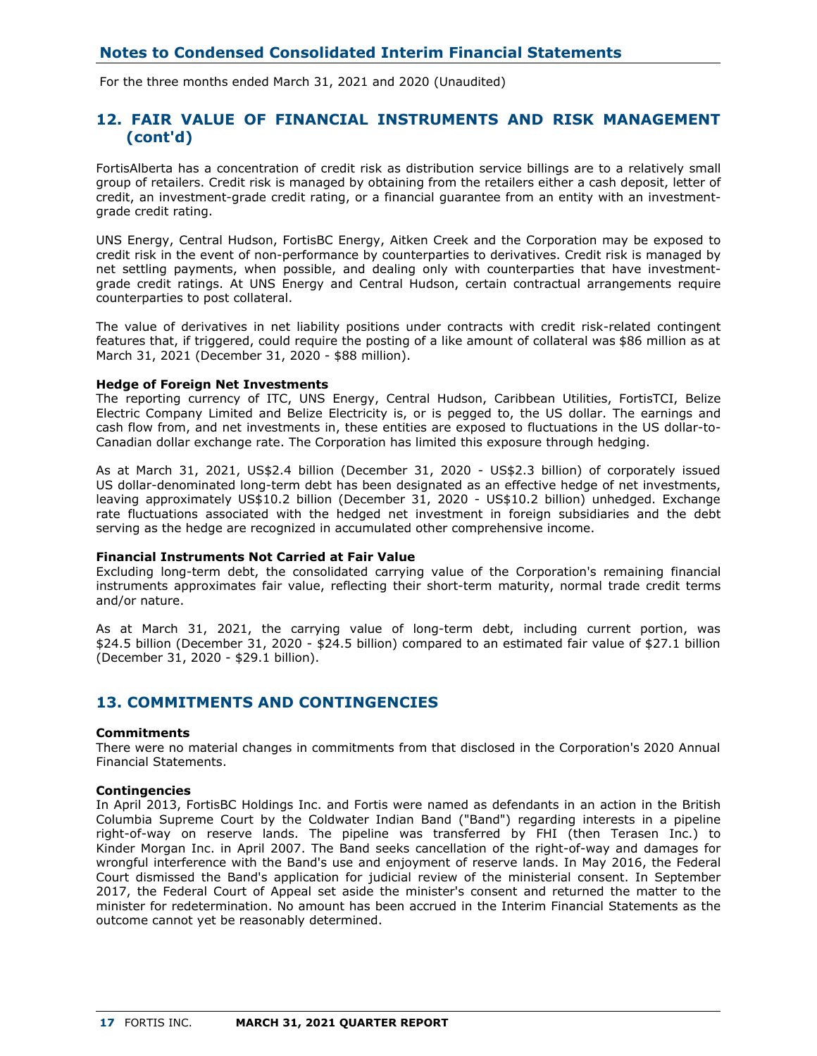## 12. FAIR VALUE OF FINANCIAL INSTRUMENTS AND RISK MANAGEMENT (cont'd)

FortisAlberta has a concentration of credit risk as distribution service billings are to a relatively small group of retailers. Credit risk is managed by obtaining from the retailers either a cash deposit, letter of credit, an investment-grade credit rating, or a financial guarantee from an entity with an investment-grade credit rating.

UNS Energy, Central Hudson, FortisBC Energy, Aitken Creek and the Corporation may be exposed to credit risk in the event of non-performance by counterparties to derivatives. Credit risk is managed by net settling payments, when possible, and dealing only with counterparties that have investment-grade credit ratings. At UNS Energy and Central Hudson, certain contractual arrangements require counterparties to post collateral.

The value of derivatives in net liability positions under contracts with credit risk-related contingent features that, if triggered, could require the posting of a like amount of collateral was $86 million as at March 31, 2021 (December 31, 2020 - $88 million).

**Hedge of Foreign Net Investments**

The reporting currency of ITC, UNS Energy, Central Hudson, Caribbean Utilities, FortisTCI, Belize Electric Company Limited and Belize Electricity is, or is pegged to, the US dollar. The earnings and cash flow from, and net investments in, these entities are exposed to fluctuations in the US dollar-to-Canadian dollar exchange rate. The Corporation has limited this exposure through hedging.

As at March 31, 2021, US$2.4 billion (December 31, 2020 - US$2.3 billion) of corporately issued US dollar-denominated long-term debt has been designated as an effective hedge of net investments, leaving approximately US$10.2 billion (December 31, 2020 - US$10.2 billion) unhedged. Exchange rate fluctuations associated with the hedged net investment in foreign subsidiaries and the debt serving as the hedge are recognized in accumulated other comprehensive income.

**Financial Instruments Not Carried at Fair Value**

Excluding long-term debt, the consolidated carrying value of the Corporation's remaining financial instruments approximates fair value, reflecting their short-term maturity, normal trade credit terms and/or nature.

As at March 31, 2021, the carrying value of long-term debt, including current portion, was $24.5 billion (December 31, 2020 - $24.5 billion) compared to an estimated fair value of $27.1 billion (December 31, 2020 - $29.1 billion).

## 13. COMMITMENTS AND CONTINGENCIES

**Commitments**

There were no material changes in commitments from that disclosed in the Corporation's 2020 Annual Financial Statements.

**Contingencies**

In April 2013, FortisBC Holdings Inc. and Fortis were named as defendants in an action in the British Columbia Supreme Court by the Coldwater Indian Band ("Band") regarding interests in a pipeline right-of-way on reserve lands. The pipeline was transferred by FHI (then Terasen Inc.) to Kinder Morgan Inc. in April 2007. The Band seeks cancellation of the right-of-way and damages for wrongful interference with the Band's use and enjoyment of reserve lands. In May 2016, the Federal Court dismissed the Band's application for judicial review of the ministerial consent. In September 2017, the Federal Court of Appeal set aside the minister's consent and returned the matter to the minister for redetermination. No amount has been accrued in the Interim Financial Statements as the outcome cannot yet be reasonably determined.